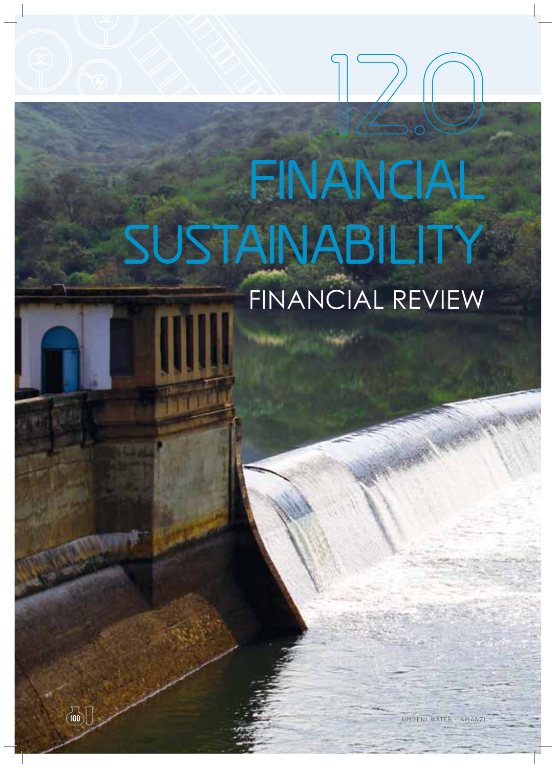# 12.0 FINANCIAL SUSTAINABILITY

## FINANCIAL REVIEW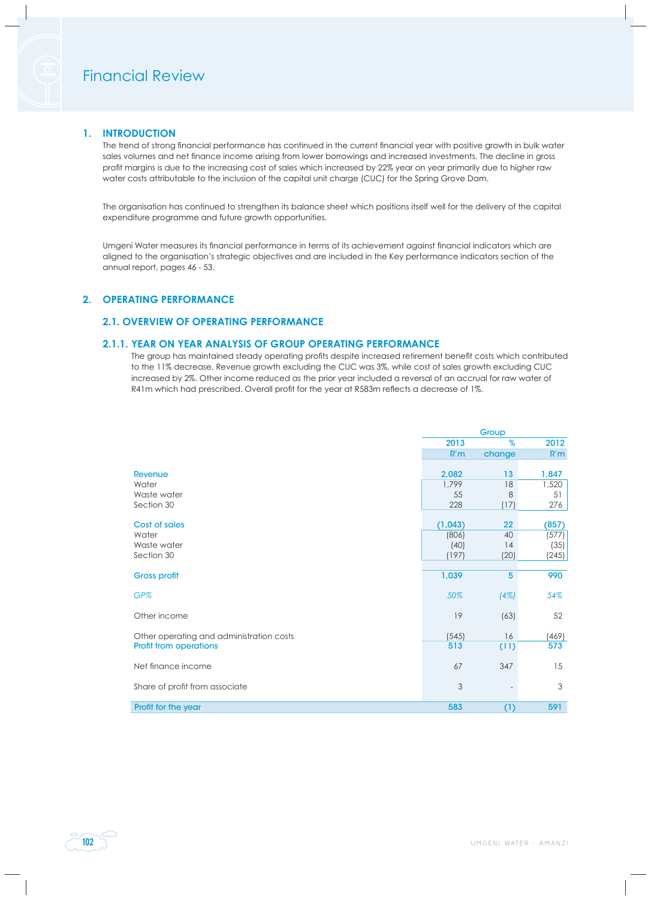# Financial Review

## 1. INTRODUCTION

The trend of strong financial performance has continued in the current financial year with positive growth in bulk water sales volumes and net finance income arising from lower borrowings and increased investments. The decline in gross profit margins is due to the increasing cost of sales which increased by 22% year on year primarily due to higher raw water costs attributable to the inclusion of the capital unit charge (CUC) for the Spring Grove Dam.

The organisation has continued to strengthen its balance sheet which positions itself well for the delivery of the capital expenditure programme and future growth opportunities.

Umgeni Water measures its financial performance in terms of its achievement against financial indicators which are aligned to the organisation's strategic objectives and are included in the Key performance indicators section of the annual report, pages 46 - 53.

## 2. OPERATING PERFORMANCE

### 2.1. OVERVIEW OF OPERATING PERFORMANCE

### 2.1.1. YEAR ON YEAR ANALYSIS OF GROUP OPERATING PERFORMANCE

The group has maintained steady operating profits despite increased retirement benefit costs which contributed to the 11% decrease. Revenue growth excluding the CUC was 3%, while cost of sales growth excluding CUC increased by 2%. Other income reduced as the prior year included a reversal of an accrual for raw water of R41m which had prescribed. Overall profit for the year at R583m reflects a decrease of 1%.

| | Group | | |
|---|---|---|---|
| | 2013 R'm | % change | 2012 R'm |
| **Revenue** | 2,082 | 13 | 1,847 |
| Water | 1,799 | 18 | 1,520 |
| Waste water | 55 | 8 | 51 |
| Section 30 | 228 | (17) | 276 |
| **Cost of sales** | (1,043) | 22 | (857) |
| Water | (806) | 40 | (577) |
| Waste water | (40) | 14 | (35) |
| Section 30 | (197) | (20) | (245) |
| **Gross profit** | 1,039 | 5 | 990 |
| *GP%* | *50%* | *(4%)* | *54%* |
| Other income | 19 | (63) | 52 |
| Other operating and administration costs | (545) | 16 | (469) |
| **Profit from operations** | 513 | (11) | 573 |
| Net finance income | 67 | 347 | 15 |
| Share of profit from associate | 3 | - | 3 |
| **Profit for the year** | 583 | (1) | 591 |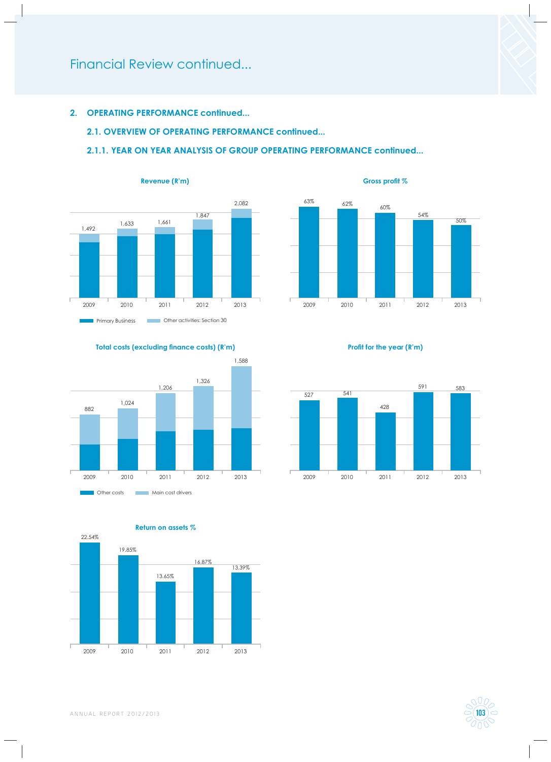# Financial Review continued...

## 2. OPERATING PERFORMANCE continued...

### 2.1. OVERVIEW OF OPERATING PERFORMANCE continued...

### 2.1.1. YEAR ON YEAR ANALYSIS OF GROUP OPERATING PERFORMANCE continued...

**Revenue (R'm)**

| | 2009 | 2010 | 2011 | 2012 | 2013 |
|---|---|---|---|---|---|
| Revenue (R'm) | 1,492 | 1,633 | 1,661 | 1,847 | 2,082 |

Primary Business; Other activities: Section 30

**Gross profit %**

| | 2009 | 2010 | 2011 | 2012 | 2013 |
|---|---|---|---|---|---|
| Gross profit % | 63% | 62% | 60% | 54% | 50% |

**Total costs (excluding finance costs) (R'm)**

| | 2009 | 2010 | 2011 | 2012 | 2013 |
|---|---|---|---|---|---|
| Total costs (R'm) | 882 | 1,024 | 1,206 | 1,326 | 1,588 |

Other costs; Main cost drivers

**Profit for the year (R'm)**

| | 2009 | 2010 | 2011 | 2012 | 2013 |
|---|---|---|---|---|---|
| Profit for the year (R'm) | 527 | 541 | 428 | 591 | 583 |

**Return on assets %**

| | 2009 | 2010 | 2011 | 2012 | 2013 |
|---|---|---|---|---|---|
| Return on assets % | 22.54% | 19.85% | 13.65% | 16.87% | 13.39% |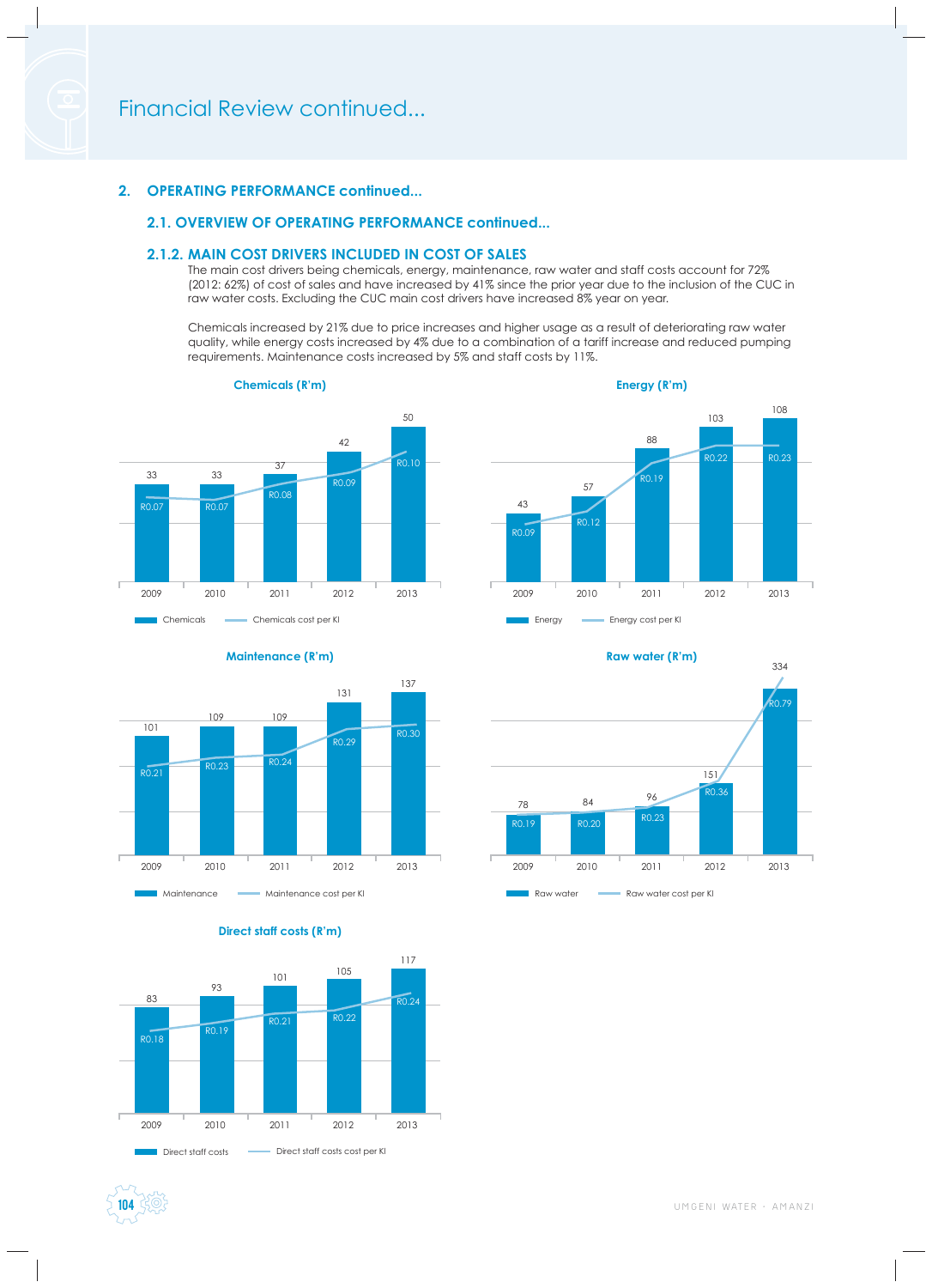## Financial Review continued...

### 2. OPERATING PERFORMANCE continued...

### 2.1. OVERVIEW OF OPERATING PERFORMANCE continued...

### 2.1.2. MAIN COST DRIVERS INCLUDED IN COST OF SALES

The main cost drivers being chemicals, energy, maintenance, raw water and staff costs account for 72% (2012: 62%) of cost of sales and have increased by 41% since the prior year due to the inclusion of the CUC in raw water costs. Excluding the CUC main cost drivers have increased 8% year on year.

Chemicals increased by 21% due to price increases and higher usage as a result of deteriorating raw water quality, while energy costs increased by 4% due to a combination of a tariff increase and reduced pumping requirements. Maintenance costs increased by 5% and staff costs by 11%.

**Chemicals (R'm)**

| | 2009 | 2010 | 2011 | 2012 | 2013 |
|---|---|---|---|---|---|
| Chemicals | 33 | 33 | 37 | 42 | 50 |
| Chemicals cost per Kl | R0.07 | R0.07 | R0.08 | R0.09 | R0.10 |

**Energy (R'm)**

| | 2009 | 2010 | 2011 | 2012 | 2013 |
|---|---|---|---|---|---|
| Energy | 43 | 57 | 88 | 103 | 108 |
| Energy cost per Kl | R0.09 | R0.12 | R0.19 | R0.22 | R0.23 |

**Maintenance (R'm)**

| | 2009 | 2010 | 2011 | 2012 | 2013 |
|---|---|---|---|---|---|
| Maintenance | 101 | 109 | 109 | 131 | 137 |
| Maintenance cost per Kl | R0.21 | R0.23 | R0.24 | R0.29 | R0.30 |

**Raw water (R'm)**

| | 2009 | 2010 | 2011 | 2012 | 2013 |
|---|---|---|---|---|---|
| Raw water | 78 | 84 | 96 | 151 | 334 |
| Raw water cost per Kl | R0.19 | R0.20 | R0.23 | R0.36 | R0.79 |

**Direct staff costs (R'm)**

| | 2009 | 2010 | 2011 | 2012 | 2013 |
|---|---|---|---|---|---|
| Direct staff costs | 83 | 93 | 101 | 105 | 117 |
| Direct staff costs cost per Kl | R0.18 | R0.19 | R0.21 | R0.22 | R0.24 |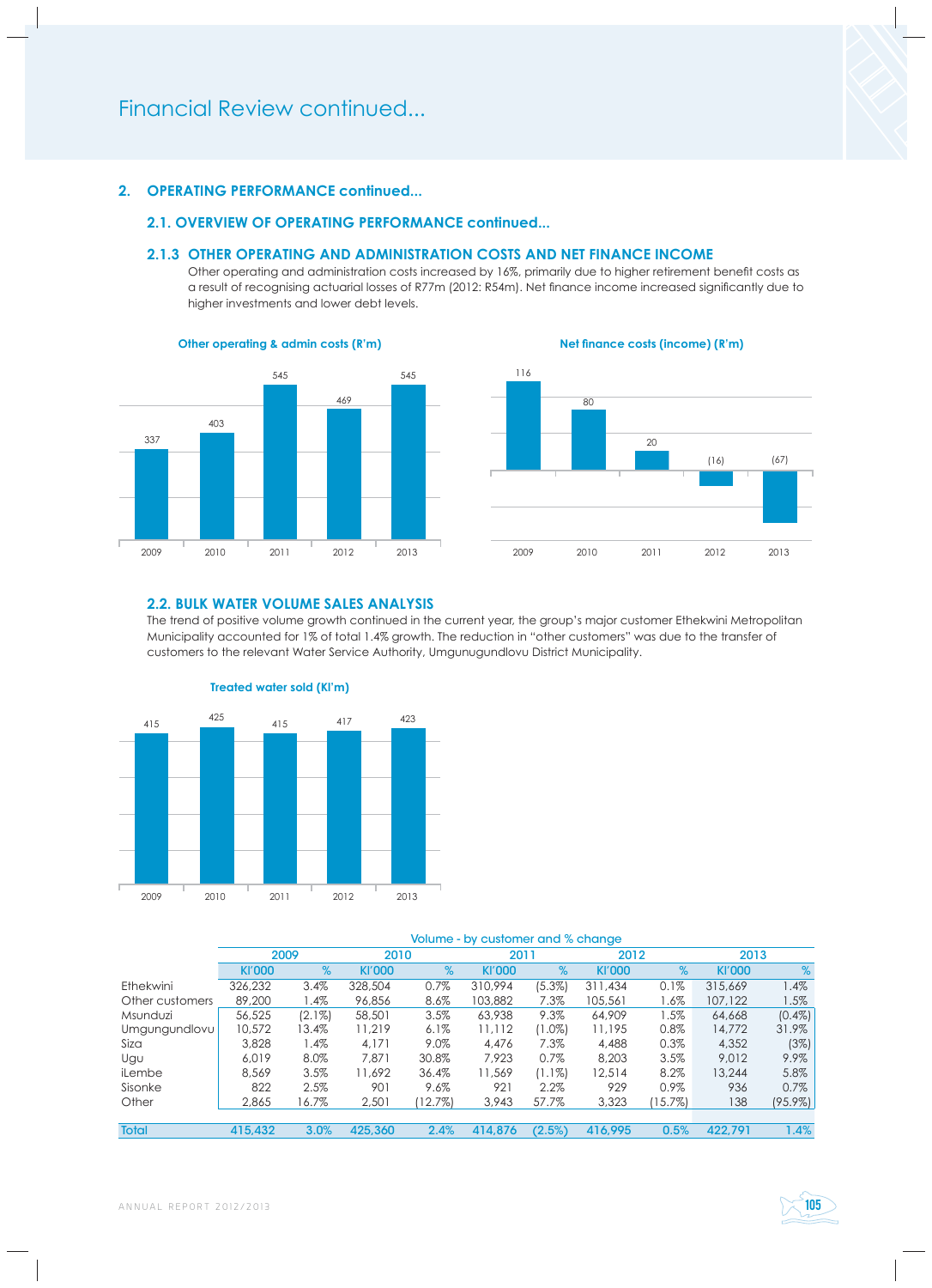# Financial Review continued...

## 2. OPERATING PERFORMANCE continued...

### 2.1. OVERVIEW OF OPERATING PERFORMANCE continued...

#### 2.1.3 OTHER OPERATING AND ADMINISTRATION COSTS AND NET FINANCE INCOME

Other operating and administration costs increased by 16%, primarily due to higher retirement benefit costs as a result of recognising actuarial losses of R77m (2012: R54m). Net finance income increased significantly due to higher investments and lower debt levels.

**Other operating & admin costs (R'm)**

| 2009 | 2010 | 2011 | 2012 | 2013 |
|---|---|---|---|---|
| 337 | 403 | 545 | 469 | 545 |

**Net finance costs (income) (R'm)**

| 2009 | 2010 | 2011 | 2012 | 2013 |
|---|---|---|---|---|
| 116 | 80 | 20 | (16) | (67) |

### 2.2. BULK WATER VOLUME SALES ANALYSIS

The trend of positive volume growth continued in the current year, the group's major customer Ethekwini Metropolitan Municipality accounted for 1% of total 1.4% growth. The reduction in "other customers" was due to the transfer of customers to the relevant Water Service Authority, Umgungundlovu District Municipality.

**Treated water sold (Kl'm)**

| 2009 | 2010 | 2011 | 2012 | 2013 |
|---|---|---|---|---|
| 415 | 425 | 415 | 417 | 423 |

**Volume - by customer and % change**

| | 2009 | | 2010 | | 2011 | | 2012 | | 2013 | |
|---|---|---|---|---|---|---|---|---|---|---|
| | Kl'000 | % | Kl'000 | % | Kl'000 | % | Kl'000 | % | Kl'000 | % |
| Ethekwini | 326,232 | 3.4% | 328,504 | 0.7% | 310,994 | (5.3%) | 311,434 | 0.1% | 315,669 | 1.4% |
| Other customers | 89,200 | 1.4% | 96,856 | 8.6% | 103,882 | 7.3% | 105,561 | 1.6% | 107,122 | 1.5% |
| Msunduzi | 56,525 | (2.1%) | 58,501 | 3.5% | 63,938 | 9.3% | 64,909 | 1.5% | 64,668 | (0.4%) |
| Umgungundlovu | 10,572 | 13.4% | 11,219 | 6.1% | 11,112 | (1.0%) | 11,195 | 0.8% | 14,772 | 31.9% |
| Siza | 3,828 | 1.4% | 4,171 | 9.0% | 4,476 | 7.3% | 4,488 | 0.3% | 4,352 | (3%) |
| Ugu | 6,019 | 8.0% | 7,871 | 30.8% | 7,923 | 0.7% | 8,203 | 3.5% | 9,012 | 9.9% |
| iLembe | 8,569 | 3.5% | 11,692 | 36.4% | 11,569 | (1.1%) | 12,514 | 8.2% | 13,244 | 5.8% |
| Sisonke | 822 | 2.5% | 901 | 9.6% | 921 | 2.2% | 929 | 0.9% | 936 | 0.7% |
| Other | 2,865 | 16.7% | 2,501 | (12.7%) | 3,943 | 57.7% | 3,323 | (15.7%) | 138 | (95.9%) |
| Total | 415,432 | 3.0% | 425,360 | 2.4% | 414,876 | (2.5%) | 416,995 | 0.5% | 422,791 | 1.4% |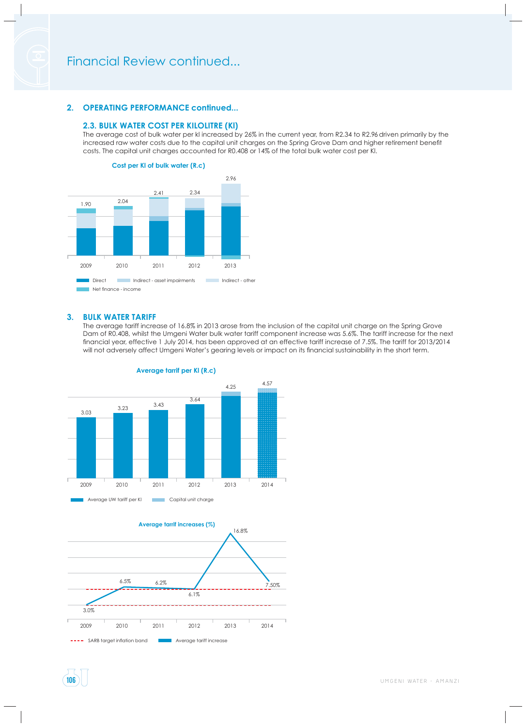# Financial Review continued...

## 2. OPERATING PERFORMANCE continued...

### 2.3. BULK WATER COST PER KILOLITRE (Kl)

The average cost of bulk water per kl increased by 26% in the current year, from R2.34 to R2.96 driven primarily by the increased raw water costs due to the capital unit charges on the Spring Grove Dam and higher retirement benefit costs. The capital unit charges accounted for R0.408 or 14% of the total bulk water cost per Kl.

**Cost per Kl of bulk water (R.c)**

| Year | Total |
|---|---|
| 2009 | 1.90 |
| 2010 | 2.04 |
| 2011 | 2.41 |
| 2012 | 2.34 |
| 2013 | 2.96 |

Direct | Indirect - asset impairments | Indirect - other | Net finance - income

## 3. BULK WATER TARIFF

The average tariff increase of 16.8% in 2013 arose from the inclusion of the capital unit charge on the Spring Grove Dam of R0.408, whilst the Umgeni Water bulk water tariff component increase was 5.6%. The tariff increase for the next financial year, effective 1 July 2014, has been approved at an effective tariff increase of 7.5%. The tariff for 2013/2014 will not adversely affect Umgeni Water's gearing levels or impact on its financial sustainability in the short term.

**Average tarrif per Kl (R.c)**

| Year | Total |
|---|---|
| 2009 | 3.03 |
| 2010 | 3.23 |
| 2011 | 3.43 |
| 2012 | 3.64 |
| 2013 | 4.25 |
| 2014 | 4.57 |

Average UW tariff per Kl | Capital unit charge

**Average tarrif increases (%)**

| Year | Average tariff increase |
|---|---|
| 2009 | 3.0% |
| 2010 | 6.5% |
| 2011 | 6.2% |
| 2012 | 6.1% |
| 2013 | 16.8% |
| 2014 | 7.50% |

SARB target inflation band | Average tariff increase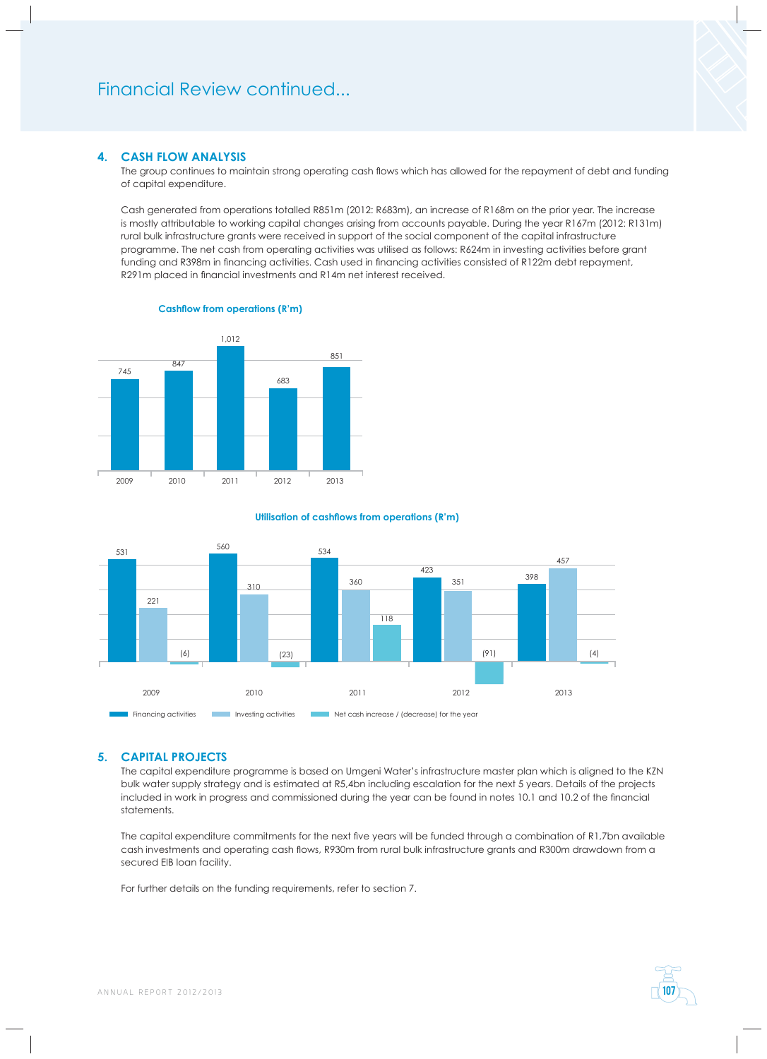## 4. CASH FLOW ANALYSIS

The group continues to maintain strong operating cash flows which has allowed for the repayment of debt and funding of capital expenditure.

Cash generated from operations totalled R851m (2012: R683m), an increase of R168m on the prior year. The increase is mostly attributable to working capital changes arising from accounts payable. During the year R167m (2012: R131m) rural bulk infrastructure grants were received in support of the social component of the capital infrastructure programme. The net cash from operating activities was utilised as follows: R624m in investing activities before grant funding and R398m in financing activities. Cash used in financing activities consisted of R122m debt repayment, R291m placed in financial investments and R14m net interest received.

**Cashflow from operations (R'm)**

| Year | R'm |
|---|---|
| 2009 | 745 |
| 2010 | 847 |
| 2011 | 1,012 |
| 2012 | 683 |
| 2013 | 851 |

**Utilisation of cashflows from operations (R'm)**

| Year | Financing activities | Investing activities | Net cash increase / (decrease) for the year |
|---|---|---|---|
| 2009 | 531 | 221 | (6) |
| 2010 | 560 | 310 | (23) |
| 2011 | 534 | 360 | 118 |
| 2012 | 423 | 351 | (91) |
| 2013 | 398 | 457 | (4) |

## 5. CAPITAL PROJECTS

The capital expenditure programme is based on Umgeni Water's infrastructure master plan which is aligned to the KZN bulk water supply strategy and is estimated at R5,4bn including escalation for the next 5 years. Details of the projects included in work in progress and commissioned during the year can be found in notes 10.1 and 10.2 of the financial statements.

The capital expenditure commitments for the next five years will be funded through a combination of R1,7bn available cash investments and operating cash flows, R930m from rural bulk infrastructure grants and R300m drawdown from a secured EIB loan facility.

For further details on the funding requirements, refer to section 7.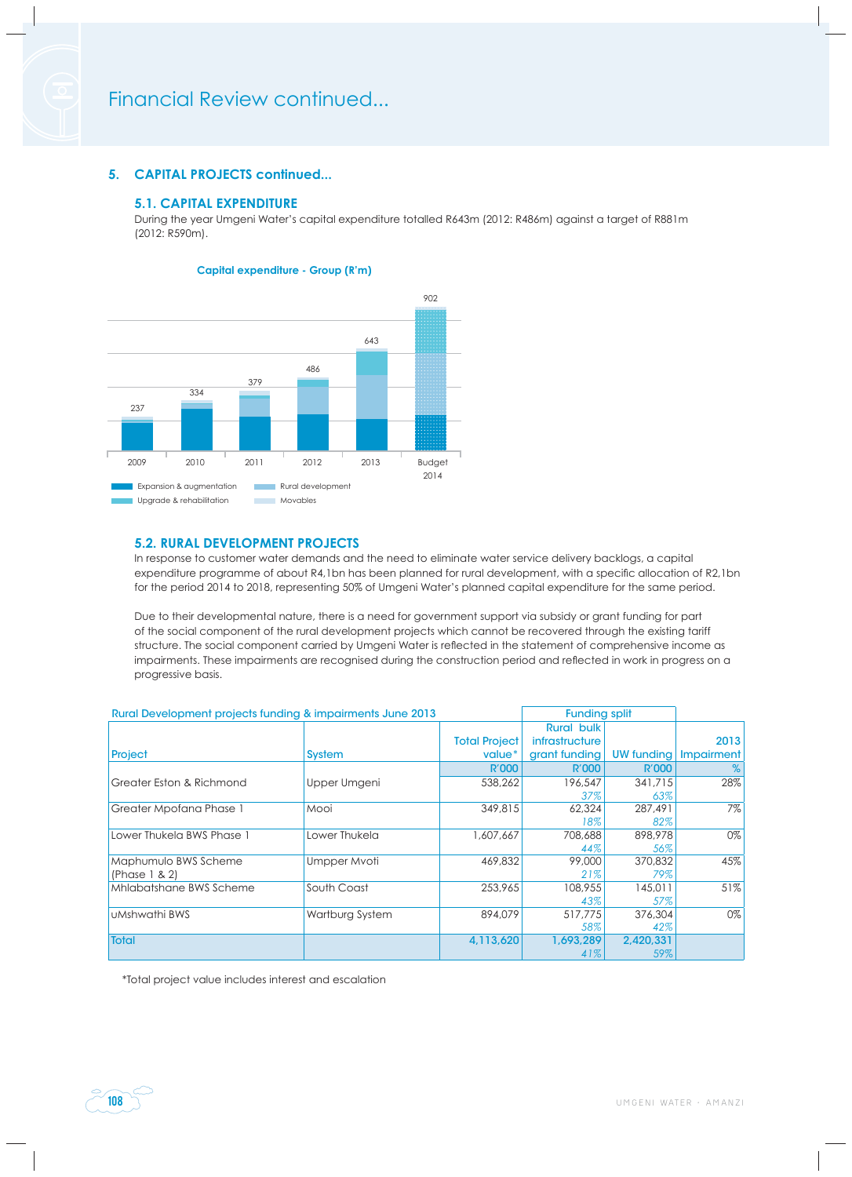# Financial Review continued...

## 5. CAPITAL PROJECTS continued...

### 5.1. CAPITAL EXPENDITURE

During the year Umgeni Water's capital expenditure totalled R643m (2012: R486m) against a target of R881m (2012: R590m).

**Capital expenditure - Group (R'm)**

| Year | 2009 | 2010 | 2011 | 2012 | 2013 | Budget 2014 |
|---|---|---|---|---|---|---|
| Total | 237 | 334 | 379 | 486 | 643 | 902 |

Expansion & augmentation; Rural development; Upgrade & rehabilitation; Movables

### 5.2. RURAL DEVELOPMENT PROJECTS

In response to customer water demands and the need to eliminate water service delivery backlogs, a capital expenditure programme of about R4,1bn has been planned for rural development, with a specific allocation of R2,1bn for the period 2014 to 2018, representing 50% of Umgeni Water's planned capital expenditure for the same period.

Due to their developmental nature, there is a need for government support via subsidy or grant funding for part of the social component of the rural development projects which cannot be recovered through the existing tariff structure. The social component carried by Umgeni Water is reflected in the statement of comprehensive income as impairments. These impairments are recognised during the construction period and reflected in work in progress on a progressive basis.

**Rural Development projects funding & impairments June 2013**

| Project | System | Total Project value* | Funding split: Rural bulk infrastructure grant funding | Funding split: UW funding | 2013 Impairment |
|---|---|---|---|---|---|
| | | R'000 | R'000 | R'000 | % |
| Greater Eston & Richmond | Upper Umgeni | 538,262 | 196,547<br>37% | 341,715<br>63% | 28% |
| Greater Mpofana Phase 1 | Mooi | 349,815 | 62,324<br>18% | 287,491<br>82% | 7% |
| Lower Thukela BWS Phase 1 | Lower Thukela | 1,607,667 | 708,688<br>44% | 898,978<br>56% | 0% |
| Maphumulo BWS Scheme (Phase 1 & 2) | Umpper Mvoti | 469,832 | 99,000<br>21% | 370,832<br>79% | 45% |
| Mhlabatshane BWS Scheme | South Coast | 253,965 | 108,955<br>43% | 145,011<br>57% | 51% |
| uMshwathi BWS | Wartburg System | 894,079 | 517,775<br>58% | 376,304<br>42% | 0% |
| **Total** | | **4,113,620** | **1,693,289**<br>41% | **2,420,331**<br>59% | |

*Total project value includes interest and escalation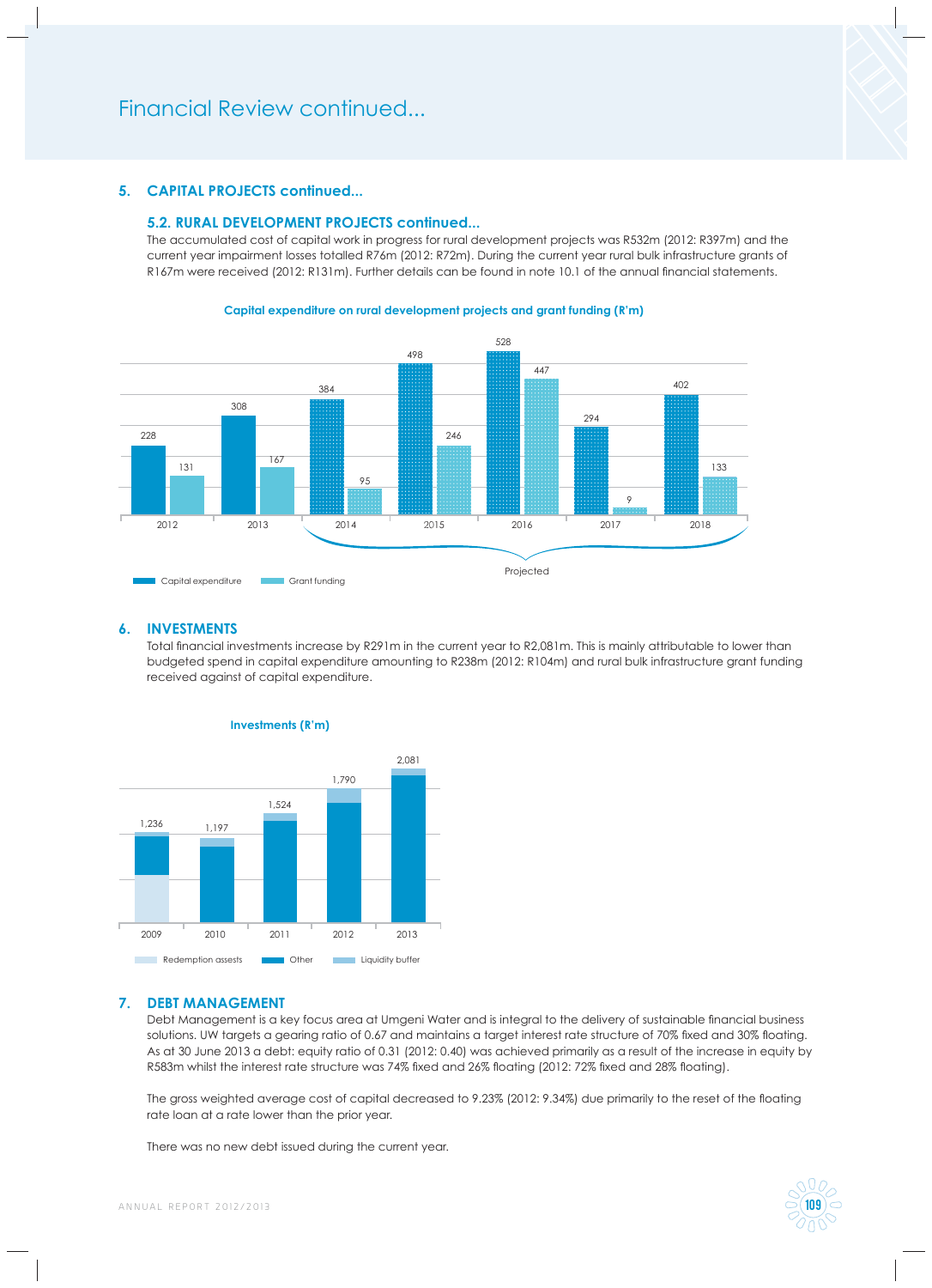# Financial Review continued...

## 5. CAPITAL PROJECTS continued...

### 5.2. RURAL DEVELOPMENT PROJECTS continued...

The accumulated cost of capital work in progress for rural development projects was R532m (2012: R397m) and the current year impairment losses totalled R76m (2012: R72m). During the current year rural bulk infrastructure grants of R167m were received (2012: R131m). Further details can be found in note 10.1 of the annual financial statements.

**Capital expenditure on rural development projects and grant funding (R'm)**

| Year | Capital expenditure | Grant funding |
|---|---|---|
| 2012 | 228 | 131 |
| 2013 | 308 | 167 |
| 2014 (Projected) | 384 | 95 |
| 2015 (Projected) | 498 | 246 |
| 2016 (Projected) | 528 | 447 |
| 2017 (Projected) | 294 | 9 |
| 2018 (Projected) | 402 | 133 |

## 6. INVESTMENTS

Total financial investments increase by R291m in the current year to R2,081m. This is mainly attributable to lower than budgeted spend in capital expenditure amounting to R238m (2012: R104m) and rural bulk infrastructure grant funding received against of capital expenditure.

**Investments (R'm)**

| Year | Total |
|---|---|
| 2009 | 1,236 |
| 2010 | 1,197 |
| 2011 | 1,524 |
| 2012 | 1,790 |
| 2013 | 2,081 |

Redemption assests | Other | Liquidity buffer

## 7. DEBT MANAGEMENT

Debt Management is a key focus area at Umgeni Water and is integral to the delivery of sustainable financial business solutions. UW targets a gearing ratio of 0.67 and maintains a target interest rate structure of 70% fixed and 30% floating. As at 30 June 2013 a debt: equity ratio of 0.31 (2012: 0.40) was achieved primarily as a result of the increase in equity by R583m whilst the interest rate structure was 74% fixed and 26% floating (2012: 72% fixed and 28% floating).

The gross weighted average cost of capital decreased to 9.23% (2012: 9.34%) due primarily to the reset of the floating rate loan at a rate lower than the prior year.

There was no new debt issued during the current year.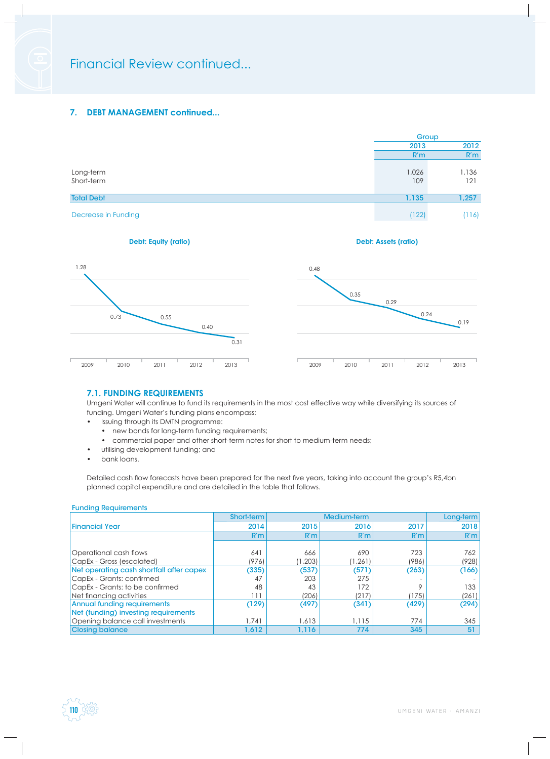# Financial Review continued...

## 7. DEBT MANAGEMENT continued...

| | Group 2013 R'm | 2012 R'm |
|---|---|---|
| Long-term | 1,026 | 1,136 |
| Short-term | 109 | 121 |
| **Total Debt** | **1,135** | **1,257** |
| Decrease in Funding | (122) | (116) |

**Debt: Equity (ratio)**

| 2009 | 2010 | 2011 | 2012 | 2013 |
|---|---|---|---|---|
| 1.28 | 0.73 | 0.55 | 0.40 | 0.31 |

**Debt: Assets (ratio)**

| 2009 | 2010 | 2011 | 2012 | 2013 |
|---|---|---|---|---|
| 0.48 | 0.35 | 0.29 | 0.24 | 0.19 |

### 7.1. FUNDING REQUIREMENTS

Umgeni Water will continue to fund its requirements in the most cost effective way while diversifying its sources of funding. Umgeni Water's funding plans encompass:

- Issuing through its DMTN programme:
  - new bonds for long-term funding requirements;
  - commercial paper and other short-term notes for short to medium-term needs;
- utilising development funding; and
- bank loans.

Detailed cash flow forecasts have been prepared for the next five years, taking into account the group's R5,4bn planned capital expenditure and are detailed in the table that follows.

**Funding Requirements**

| | Short-term | Medium-term | | | Long-term |
|---|---|---|---|---|---|
| Financial Year | 2014 | 2015 | 2016 | 2017 | 2018 |
| | R'm | R'm | R'm | R'm | R'm |
| Operational cash flows | 641 | 666 | 690 | 723 | 762 |
| CapEx - Gross (escalated) | (976) | (1,203) | (1,261) | (986) | (928) |
| Net operating cash shortfall after capex | (335) | (537) | (571) | (263) | (166) |
| CapEx - Grants: confirmed | 47 | 203 | 275 | - | - |
| CapEx - Grants: to be confirmed | 48 | 43 | 172 | 9 | 133 |
| Net financing activities | 111 | (206) | (217) | (175) | (261) |
| Annual funding requirements | (129) | (497) | (341) | (429) | (294) |
| Net (funding) investing requirements | | | | | |
| Opening balance call investments | 1,741 | 1,613 | 1,115 | 774 | 345 |
| **Closing balance** | **1,612** | **1,116** | **774** | **345** | **51** |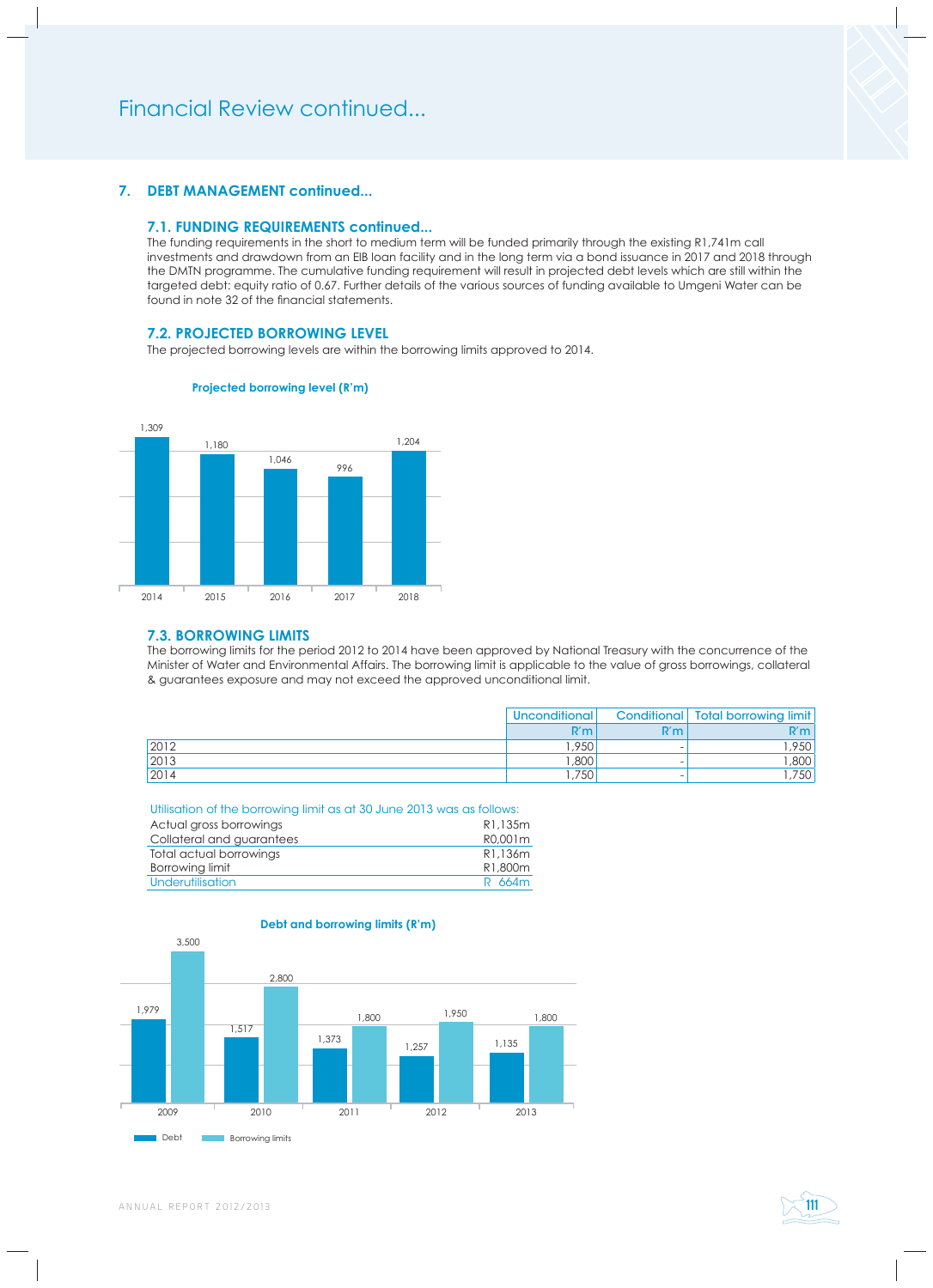# Financial Review continued...

## 7. DEBT MANAGEMENT continued...

### 7.1. FUNDING REQUIREMENTS continued...

The funding requirements in the short to medium term will be funded primarily through the existing R1,741m call investments and drawdown from an EIB loan facility and in the long term via a bond issuance in 2017 and 2018 through the DMTN programme. The cumulative funding requirement will result in projected debt levels which are still within the targeted debt: equity ratio of 0.67. Further details of the various sources of funding available to Umgeni Water can be found in note 32 of the financial statements.

### 7.2. PROJECTED BORROWING LEVEL

The projected borrowing levels are within the borrowing limits approved to 2014.

**Projected borrowing level (R'm)**

| Year | R'm |
|---|---|
| 2014 | 1,309 |
| 2015 | 1,180 |
| 2016 | 1,046 |
| 2017 | 996 |
| 2018 | 1,204 |

### 7.3. BORROWING LIMITS

The borrowing limits for the period 2012 to 2014 have been approved by National Treasury with the concurrence of the Minister of Water and Environmental Affairs. The borrowing limit is applicable to the value of gross borrowings, collateral & guarantees exposure and may not exceed the approved unconditional limit.

| | Unconditional | Conditional | Total borrowing limit |
|---|---|---|---|
| | R'm | R'm | R'm |
| 2012 | 1,950 | - | 1,950 |
| 2013 | 1,800 | - | 1,800 |
| 2014 | 1,750 | - | 1,750 |

Utilisation of the borrowing limit as at 30 June 2013 was as follows:

| | |
|---|---|
| Actual gross borrowings | R1,135m |
| Collateral and guarantees | R0,001m |
| Total actual borrowings | R1,136m |
| Borrowing limit | R1,800m |
| Underutilisation | R 664m |

**Debt and borrowing limits (R'm)**

| Year | Debt | Borrowing limits |
|---|---|---|
| 2009 | 1,979 | 3,500 |
| 2010 | 1,517 | 2,800 |
| 2011 | 1,373 | 1,800 |
| 2012 | 1,257 | 1,950 |
| 2013 | 1,135 | 1,800 |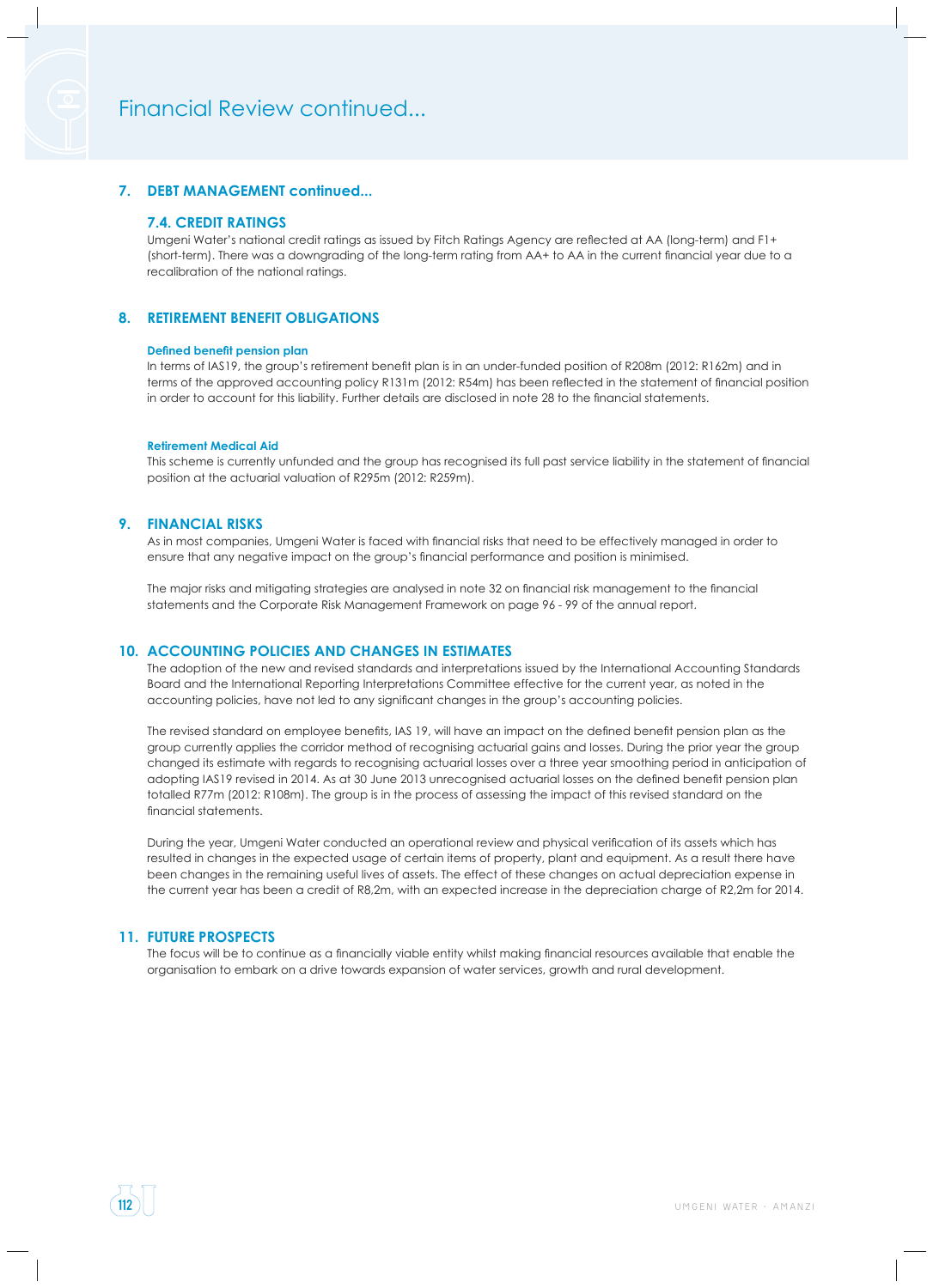## 7. DEBT MANAGEMENT continued...

### 7.4. CREDIT RATINGS

Umgeni Water's national credit ratings as issued by Fitch Ratings Agency are reflected at AA (long-term) and F1+ (short-term). There was a downgrading of the long-term rating from AA+ to AA in the current financial year due to a recalibration of the national ratings.

## 8. RETIREMENT BENEFIT OBLIGATIONS

**Defined benefit pension plan**

In terms of IAS19, the group's retirement benefit plan is in an under-funded position of R208m (2012: R162m) and in terms of the approved accounting policy R131m (2012: R54m) has been reflected in the statement of financial position in order to account for this liability. Further details are disclosed in note 28 to the financial statements.

**Retirement Medical Aid**

This scheme is currently unfunded and the group has recognised its full past service liability in the statement of financial position at the actuarial valuation of R295m (2012: R259m).

## 9. FINANCIAL RISKS

As in most companies, Umgeni Water is faced with financial risks that need to be effectively managed in order to ensure that any negative impact on the group's financial performance and position is minimised.

The major risks and mitigating strategies are analysed in note 32 on financial risk management to the financial statements and the Corporate Risk Management Framework on page 96 - 99 of the annual report.

## 10. ACCOUNTING POLICIES AND CHANGES IN ESTIMATES

The adoption of the new and revised standards and interpretations issued by the International Accounting Standards Board and the International Reporting Interpretations Committee effective for the current year, as noted in the accounting policies, have not led to any significant changes in the group's accounting policies.

The revised standard on employee benefits, IAS 19, will have an impact on the defined benefit pension plan as the group currently applies the corridor method of recognising actuarial gains and losses. During the prior year the group changed its estimate with regards to recognising actuarial losses over a three year smoothing period in anticipation of adopting IAS19 revised in 2014. As at 30 June 2013 unrecognised actuarial losses on the defined benefit pension plan totalled R77m (2012: R108m). The group is in the process of assessing the impact of this revised standard on the financial statements.

During the year, Umgeni Water conducted an operational review and physical verification of its assets which has resulted in changes in the expected usage of certain items of property, plant and equipment. As a result there have been changes in the remaining useful lives of assets. The effect of these changes on actual depreciation expense in the current year has been a credit of R8,2m, with an expected increase in the depreciation charge of R2,2m for 2014.

## 11. FUTURE PROSPECTS

The focus will be to continue as a financially viable entity whilst making financial resources available that enable the organisation to embark on a drive towards expansion of water services, growth and rural development.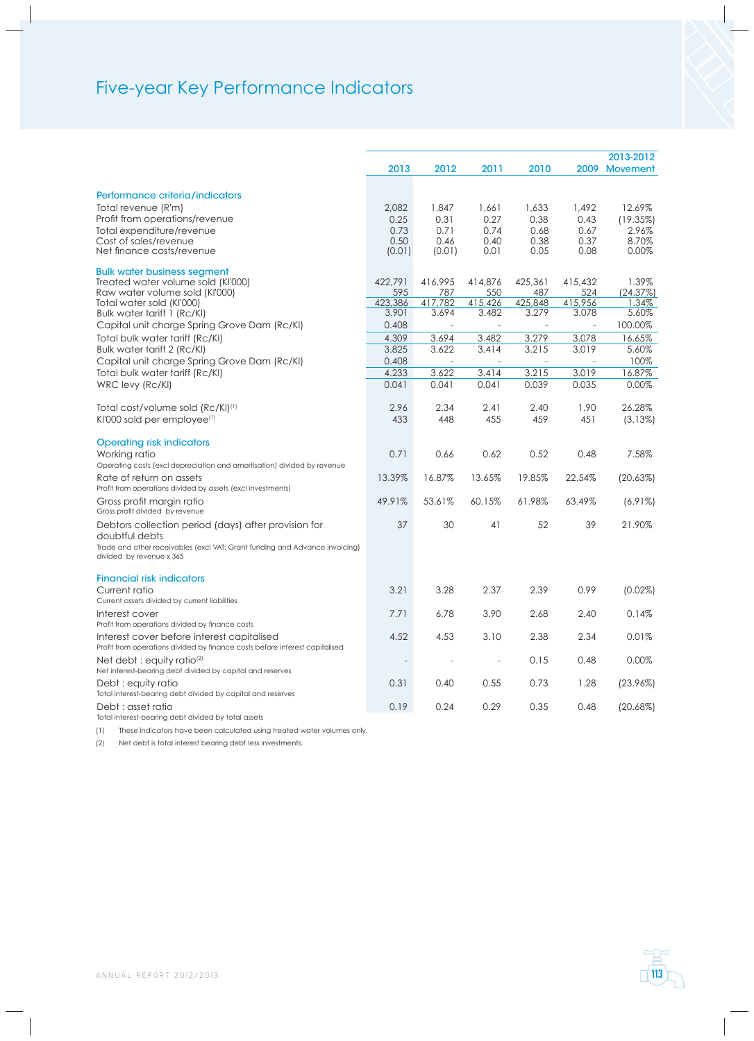# Five-year Key Performance Indicators

| | 2013 | 2012 | 2011 | 2010 | 2009 | 2013-2012 Movement |
|---|---|---|---|---|---|---|
| **Performance criteria/indicators** | | | | | | |
| Total revenue (R'm) | 2,082 | 1,847 | 1,661 | 1,633 | 1,492 | 12.69% |
| Profit from operations/revenue | 0.25 | 0.31 | 0.27 | 0.38 | 0.43 | (19.35%) |
| Total expenditure/revenue | 0.73 | 0.71 | 0.74 | 0.68 | 0.67 | 2.96% |
| Cost of sales/revenue | 0.50 | 0.46 | 0.40 | 0.38 | 0.37 | 8.70% |
| Net finance costs/revenue | (0.01) | (0.01) | 0.01 | 0.05 | 0.08 | 0.00% |
| **Bulk water business segment** | | | | | | |
| Treated water volume sold (Kl'000) | 422,791 | 416,995 | 414,876 | 425,361 | 415,432 | 1.39% |
| Raw water volume sold (Kl'000) | 595 | 787 | 550 | 487 | 524 | (24.37%) |
| Total water sold (Kl'000) | 423,386 | 417,782 | 415,426 | 425,848 | 415,956 | 1.34% |
| Bulk water tariff 1 (Rc/Kl) | 3.901 | 3.694 | 3.482 | 3.279 | 3.078 | 5.60% |
| Capital unit charge Spring Grove Dam (Rc/Kl) | 0.408 | - | - | - | - | 100.00% |
| Total bulk water tariff (Rc/Kl) | 4.309 | 3.694 | 3.482 | 3.279 | 3.078 | 16.65% |
| Bulk water tariff 2 (Rc/Kl) | 3.825 | 3.622 | 3.414 | 3.215 | 3.019 | 5.60% |
| Capital unit charge Spring Grove Dam (Rc/Kl) | 0.408 | - | - | - | - | 100% |
| Total bulk water tariff (Rc/Kl) | 4.233 | 3.622 | 3.414 | 3.215 | 3.019 | 16.87% |
| WRC levy (Rc/Kl) | 0.041 | 0.041 | 0.041 | 0.039 | 0.035 | 0.00% |
| Total cost/volume sold (Rc/Kl)[1] | 2.96 | 2.34 | 2.41 | 2.40 | 1.90 | 26.28% |
| Kl'000 sold per employee[1] | 433 | 448 | 455 | 459 | 451 | (3.13%) |
| **Operating risk indicators** | | | | | | |
| Working ratio<br>Operating costs (excl depreciation and amortisation) divided by revenue | 0.71 | 0.66 | 0.62 | 0.52 | 0.48 | 7.58% |
| Rate of return on assets<br>Profit from operations divided by assets (excl investments) | 13.39% | 16.87% | 13.65% | 19.85% | 22.54% | (20.63%) |
| Gross profit margin ratio<br>Gross profit divided by revenue | 49.91% | 53.61% | 60.15% | 61.98% | 63.49% | (6.91%) |
| Debtors collection period (days) after provision for doubtful debts<br>Trade and other receivables (excl VAT; Grant funding and Advance invoicing) divided by revenue x 365 | 37 | 30 | 41 | 52 | 39 | 21.90% |
| **Financial risk indicators** | | | | | | |
| Current ratio<br>Current assets divided by current liabilities | 3.21 | 3.28 | 2.37 | 2.39 | 0.99 | (0.02%) |
| Interest cover<br>Profit from operations divided by finance costs | 7.71 | 6.78 | 3.90 | 2.68 | 2.40 | 0.14% |
| Interest cover before interest capitalised<br>Profit from operations divided by finance costs before interest capitalised | 4.52 | 4.53 | 3.10 | 2.38 | 2.34 | 0.01% |
| Net debt : equity ratio[2]<br>Net interest-bearing debt divided by capital and reserves | - | - | - | 0.15 | 0.48 | 0.00% |
| Debt : equity ratio<br>Total interest-bearing debt divided by capital and reserves | 0.31 | 0.40 | 0.55 | 0.73 | 1.28 | (23.96%) |
| Debt : asset ratio<br>Total interest-bearing debt divided by total assets | 0.19 | 0.24 | 0.29 | 0.35 | 0.48 | (20.68%) |

(1) These indicators have been calculated using treated water volumes only.

(2) Net debt is total interest bearing debt less investments.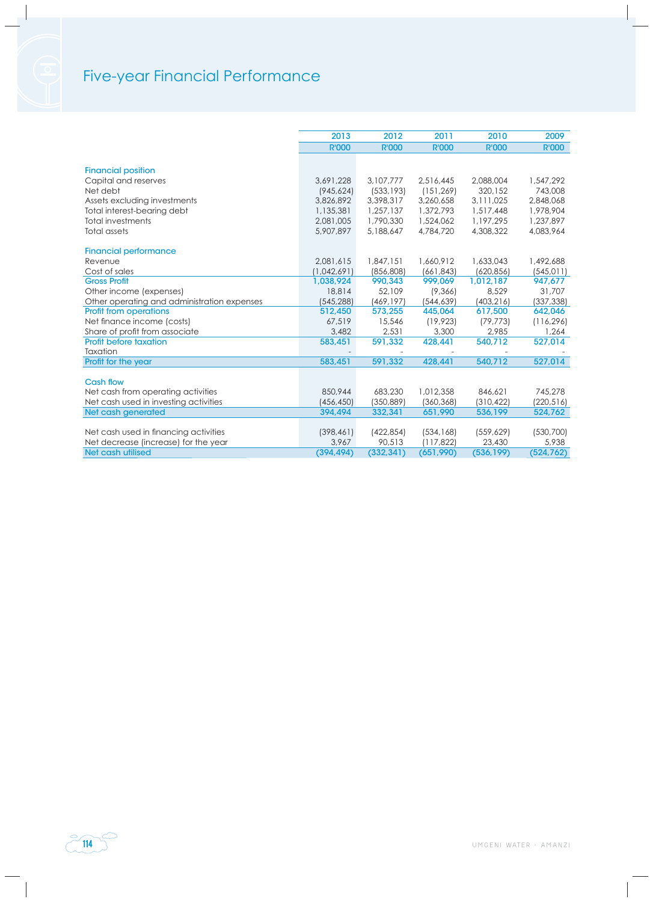# Five-year Financial Performance

| | 2013 | 2012 | 2011 | 2010 | 2009 |
|---|---|---|---|---|---|
| | R'000 | R'000 | R'000 | R'000 | R'000 |
| **Financial position** | | | | | |
| Capital and reserves | 3,691,228 | 3,107,777 | 2,516,445 | 2,088,004 | 1,547,292 |
| Net debt | (945,624) | (533,193) | (151,269) | 320,152 | 743,008 |
| Assets excluding investments | 3,826,892 | 3,398,317 | 3,260,658 | 3,111,025 | 2,848,068 |
| Total interest-bearing debt | 1,135,381 | 1,257,137 | 1,372,793 | 1,517,448 | 1,978,904 |
| Total investments | 2,081,005 | 1,790,330 | 1,524,062 | 1,197,295 | 1,237,897 |
| Total assets | 5,907,897 | 5,188,647 | 4,784,720 | 4,308,322 | 4,083,964 |
| **Financial performance** | | | | | |
| Revenue | 2,081,615 | 1,847,151 | 1,660,912 | 1,633,043 | 1,492,688 |
| Cost of sales | (1,042,691) | (856,808) | (661,843) | (620,856) | (545,011) |
| **Gross Profit** | **1,038,924** | **990,343** | **999,069** | **1,012,187** | **947,677** |
| Other income (expenses) | 18,814 | 52,109 | (9,366) | 8,529 | 31,707 |
| Other operating and administration expenses | (545,288) | (469,197) | (544,639) | (403,216) | (337,338) |
| **Profit from operations** | **512,450** | **573,255** | **445,064** | **617,500** | **642,046** |
| Net finance income (costs) | 67,519 | 15,546 | (19,923) | (79,773) | (116,296) |
| Share of profit from associate | 3,482 | 2,531 | 3,300 | 2,985 | 1,264 |
| **Profit before taxation** | **583,451** | **591,332** | **428,441** | **540,712** | **527,014** |
| Taxation | - | - | - | - | - |
| **Profit for the year** | **583,451** | **591,332** | **428,441** | **540,712** | **527,014** |
| **Cash flow** | | | | | |
| Net cash from operating activities | 850,944 | 683,230 | 1,012,358 | 846,621 | 745,278 |
| Net cash used in investing activities | (456,450) | (350,889) | (360,368) | (310,422) | (220,516) |
| **Net cash generated** | **394,494** | **332,341** | **651,990** | **536,199** | **524,762** |
| Net cash used in financing activities | (398,461) | (422,854) | (534,168) | (559,629) | (530,700) |
| Net decrease (increase) for the year | 3,967 | 90,513 | (117,822) | 23,430 | 5,938 |
| **Net cash utilised** | **(394,494)** | **(332,341)** | **(651,990)** | **(536,199)** | **(524,762)** |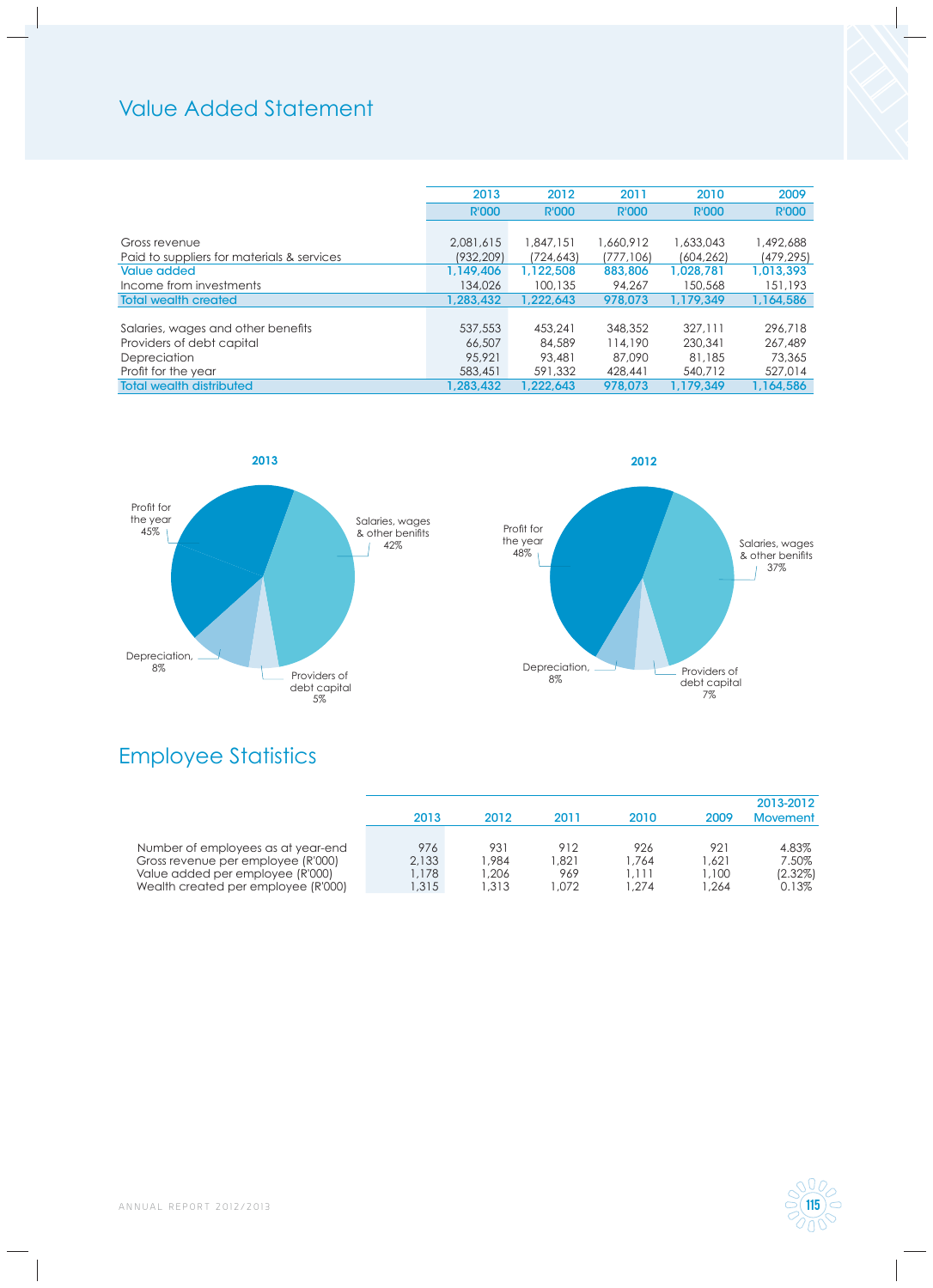# Value Added Statement

| | 2013 | 2012 | 2011 | 2010 | 2009 |
|---|---|---|---|---|---|
| | R'000 | R'000 | R'000 | R'000 | R'000 |
| Gross revenue | 2,081,615 | 1,847,151 | 1,660,912 | 1,633,043 | 1,492,688 |
| Paid to suppliers for materials & services | (932,209) | (724,643) | (777,106) | (604,262) | (479,295) |
| Value added | 1,149,406 | 1,122,508 | 883,806 | 1,028,781 | 1,013,393 |
| Income from investments | 134,026 | 100,135 | 94,267 | 150,568 | 151,193 |
| Total wealth created | 1,283,432 | 1,222,643 | 978,073 | 1,179,349 | 1,164,586 |
| Salaries, wages and other benefits | 537,553 | 453,241 | 348,352 | 327,111 | 296,718 |
| Providers of debt capital | 66,507 | 84,589 | 114,190 | 230,341 | 267,489 |
| Depreciation | 95,921 | 93,481 | 87,090 | 81,185 | 73,365 |
| Profit for the year | 583,451 | 591,332 | 428,441 | 540,712 | 527,014 |
| Total wealth distributed | 1,283,432 | 1,222,643 | 978,073 | 1,179,349 | 1,164,586 |

**2013**

Profit for the year 45%
Salaries, wages & other benifits 42%
Depreciation, 8%
Providers of debt capital 5%

**2012**

Profit for the year 48%
Salaries, wages & other benifits 37%
Depreciation, 8%
Providers of debt capital 7%

# Employee Statistics

| | 2013 | 2012 | 2011 | 2010 | 2009 | 2013-2012 Movement |
|---|---|---|---|---|---|---|
| Number of employees as at year-end | 976 | 931 | 912 | 926 | 921 | 4.83% |
| Gross revenue per employee (R'000) | 2,133 | 1,984 | 1,821 | 1,764 | 1,621 | 7.50% |
| Value added per employee (R'000) | 1,178 | 1,206 | 969 | 1,111 | 1,100 | (2.32%) |
| Wealth created per employee (R'000) | 1,315 | 1,313 | 1,072 | 1,274 | 1,264 | 0.13% |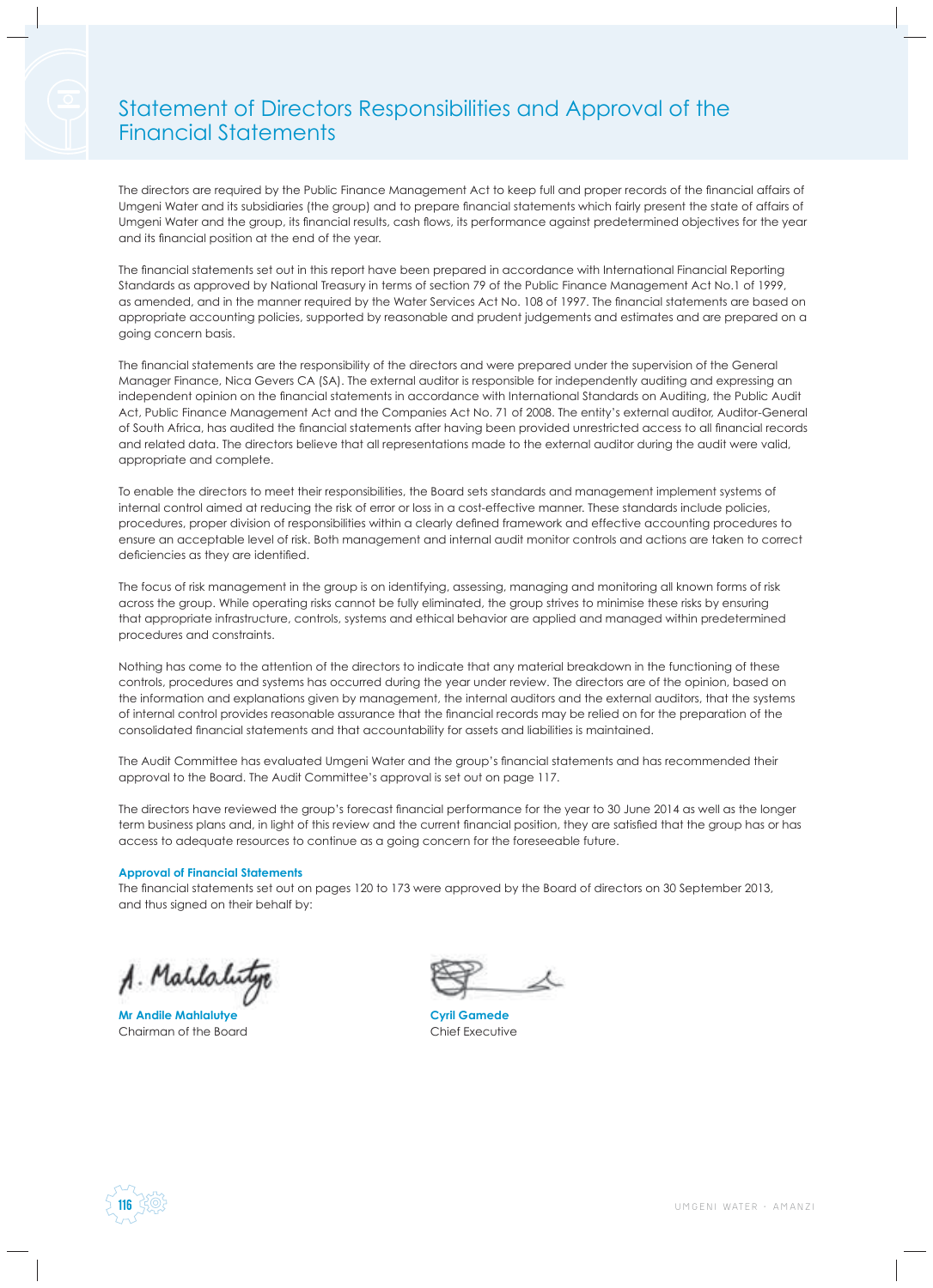# Statement of Directors Responsibilities and Approval of the Financial Statements

The directors are required by the Public Finance Management Act to keep full and proper records of the financial affairs of Umgeni Water and its subsidiaries (the group) and to prepare financial statements which fairly present the state of affairs of Umgeni Water and the group, its financial results, cash flows, its performance against predetermined objectives for the year and its financial position at the end of the year.

The financial statements set out in this report have been prepared in accordance with International Financial Reporting Standards as approved by National Treasury in terms of section 79 of the Public Finance Management Act No.1 of 1999, as amended, and in the manner required by the Water Services Act No. 108 of 1997. The financial statements are based on appropriate accounting policies, supported by reasonable and prudent judgements and estimates and are prepared on a going concern basis.

The financial statements are the responsibility of the directors and were prepared under the supervision of the General Manager Finance, Nica Gevers CA (SA). The external auditor is responsible for independently auditing and expressing an independent opinion on the financial statements in accordance with International Standards on Auditing, the Public Audit Act, Public Finance Management Act and the Companies Act No. 71 of 2008. The entity's external auditor, Auditor-General of South Africa, has audited the financial statements after having been provided unrestricted access to all financial records and related data. The directors believe that all representations made to the external auditor during the audit were valid, appropriate and complete.

To enable the directors to meet their responsibilities, the Board sets standards and management implement systems of internal control aimed at reducing the risk of error or loss in a cost-effective manner. These standards include policies, procedures, proper division of responsibilities within a clearly defined framework and effective accounting procedures to ensure an acceptable level of risk. Both management and internal audit monitor controls and actions are taken to correct deficiencies as they are identified.

The focus of risk management in the group is on identifying, assessing, managing and monitoring all known forms of risk across the group. While operating risks cannot be fully eliminated, the group strives to minimise these risks by ensuring that appropriate infrastructure, controls, systems and ethical behavior are applied and managed within predetermined procedures and constraints.

Nothing has come to the attention of the directors to indicate that any material breakdown in the functioning of these controls, procedures and systems has occurred during the year under review. The directors are of the opinion, based on the information and explanations given by management, the internal auditors and the external auditors, that the systems of internal control provides reasonable assurance that the financial records may be relied on for the preparation of the consolidated financial statements and that accountability for assets and liabilities is maintained.

The Audit Committee has evaluated Umgeni Water and the group's financial statements and has recommended their approval to the Board. The Audit Committee's approval is set out on page 117.

The directors have reviewed the group's forecast financial performance for the year to 30 June 2014 as well as the longer term business plans and, in light of this review and the current financial position, they are satisfied that the group has or has access to adequate resources to continue as a going concern for the foreseeable future.

**Approval of Financial Statements**

The financial statements set out on pages 120 to 173 were approved by the Board of directors on 30 September 2013, and thus signed on their behalf by:

**Mr Andile Mahlalutye**
Chairman of the Board

**Cyril Gamede**
Chief Executive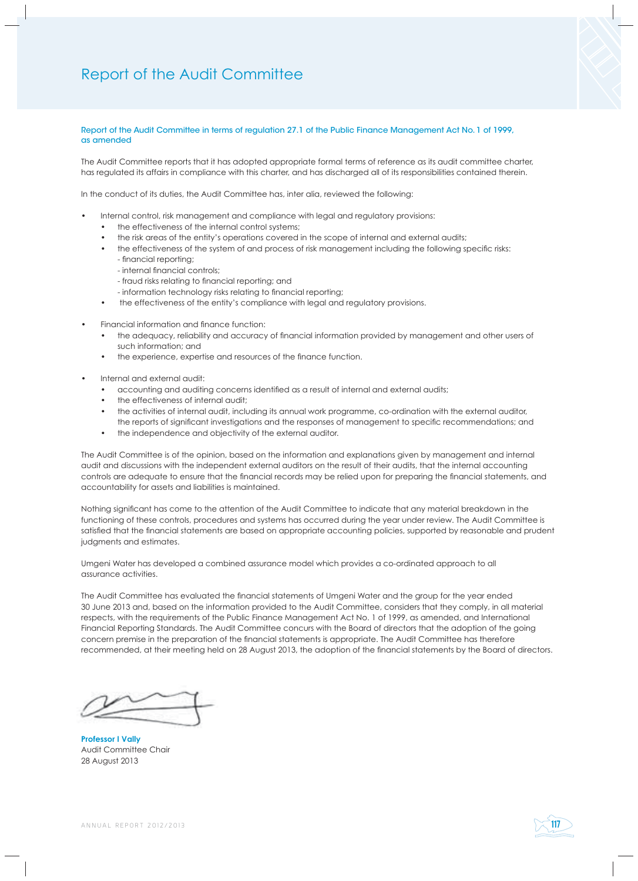# Report of the Audit Committee

**Report of the Audit Committee in terms of regulation 27.1 of the Public Finance Management Act No. 1 of 1999, as amended**

The Audit Committee reports that it has adopted appropriate formal terms of reference as its audit committee charter, has regulated its affairs in compliance with this charter, and has discharged all of its responsibilities contained therein.

In the conduct of its duties, the Audit Committee has, inter alia, reviewed the following:

- Internal control, risk management and compliance with legal and regulatory provisions:
  - the effectiveness of the internal control systems;
  - the risk areas of the entity's operations covered in the scope of internal and external audits;
  - the effectiveness of the system of and process of risk management including the following specific risks:
    - financial reporting;
    - internal financial controls;
    - fraud risks relating to financial reporting; and
    - information technology risks relating to financial reporting;
  - the effectiveness of the entity's compliance with legal and regulatory provisions.

- Financial information and finance function:
  - the adequacy, reliability and accuracy of financial information provided by management and other users of such information; and
  - the experience, expertise and resources of the finance function.

- Internal and external audit:
  - accounting and auditing concerns identified as a result of internal and external audits;
  - the effectiveness of internal audit;
  - the activities of internal audit, including its annual work programme, co-ordination with the external auditor, the reports of significant investigations and the responses of management to specific recommendations; and
  - the independence and objectivity of the external auditor.

The Audit Committee is of the opinion, based on the information and explanations given by management and internal audit and discussions with the independent external auditors on the result of their audits, that the internal accounting controls are adequate to ensure that the financial records may be relied upon for preparing the financial statements, and accountability for assets and liabilities is maintained.

Nothing significant has come to the attention of the Audit Committee to indicate that any material breakdown in the functioning of these controls, procedures and systems has occurred during the year under review. The Audit Committee is satisfied that the financial statements are based on appropriate accounting policies, supported by reasonable and prudent judgments and estimates.

Umgeni Water has developed a combined assurance model which provides a co-ordinated approach to all assurance activities.

The Audit Committee has evaluated the financial statements of Umgeni Water and the group for the year ended 30 June 2013 and, based on the information provided to the Audit Committee, considers that they comply, in all material respects, with the requirements of the Public Finance Management Act No. 1 of 1999, as amended, and International Financial Reporting Standards. The Audit Committee concurs with the Board of directors that the adoption of the going concern premise in the preparation of the financial statements is appropriate. The Audit Committee has therefore recommended, at their meeting held on 28 August 2013, the adoption of the financial statements by the Board of directors.

**Professor I Vally**
Audit Committee Chair
28 August 2013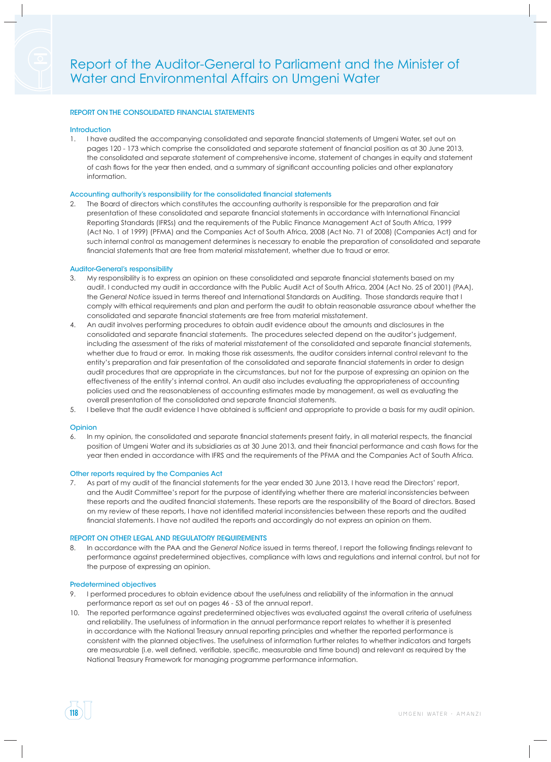# Report of the Auditor-General to Parliament and the Minister of Water and Environmental Affairs on Umgeni Water

## REPORT ON THE CONSOLIDATED FINANCIAL STATEMENTS

### Introduction

1. I have audited the accompanying consolidated and separate financial statements of Umgeni Water, set out on pages 120 - 173 which comprise the consolidated and separate statement of financial position as at 30 June 2013, the consolidated and separate statement of comprehensive income, statement of changes in equity and statement of cash flows for the year then ended, and a summary of significant accounting policies and other explanatory information.

### Accounting authority's responsibility for the consolidated financial statements

2. The Board of directors which constitutes the accounting authority is responsible for the preparation and fair presentation of these consolidated and separate financial statements in accordance with International Financial Reporting Standards (IFRSs) and the requirements of the Public Finance Management Act of South Africa, 1999 (Act No. 1 of 1999) (PFMA) and the Companies Act of South Africa, 2008 (Act No. 71 of 2008) (Companies Act) and for such internal control as management determines is necessary to enable the preparation of consolidated and separate financial statements that are free from material misstatement, whether due to fraud or error.

### Auditor-General's responsibility

3. My responsibility is to express an opinion on these consolidated and separate financial statements based on my audit. I conducted my audit in accordance with the Public Audit Act of South Africa, 2004 (Act No. 25 of 2001) (PAA), the *General Notice* issued in terms thereof and International Standards on Auditing. Those standards require that I comply with ethical requirements and plan and perform the audit to obtain reasonable assurance about whether the consolidated and separate financial statements are free from material misstatement.
4. An audit involves performing procedures to obtain audit evidence about the amounts and disclosures in the consolidated and separate financial statements. The procedures selected depend on the auditor's judgement, including the assessment of the risks of material misstatement of the consolidated and separate financial statements, whether due to fraud or error. In making those risk assessments, the auditor considers internal control relevant to the entity's preparation and fair presentation of the consolidated and separate financial statements in order to design audit procedures that are appropriate in the circumstances, but not for the purpose of expressing an opinion on the effectiveness of the entity's internal control. An audit also includes evaluating the appropriateness of accounting policies used and the reasonableness of accounting estimates made by management, as well as evaluating the overall presentation of the consolidated and separate financial statements.
5. I believe that the audit evidence I have obtained is sufficient and appropriate to provide a basis for my audit opinion.

### Opinion

6. In my opinion, the consolidated and separate financial statements present fairly, in all material respects, the financial position of Umgeni Water and its subsidiaries as at 30 June 2013, and their financial performance and cash flows for the year then ended in accordance with IFRS and the requirements of the PFMA and the Companies Act of South Africa.

### Other reports required by the Companies Act

7. As part of my audit of the financial statements for the year ended 30 June 2013, I have read the Directors' report, and the Audit Committee's report for the purpose of identifying whether there are material inconsistencies between these reports and the audited financial statements. These reports are the responsibility of the Board of directors. Based on my review of these reports, I have not identified material inconsistencies between these reports and the audited financial statements. I have not audited the reports and accordingly do not express an opinion on them.

## REPORT ON OTHER LEGAL AND REGULATORY REQUIREMENTS

8. In accordance with the PAA and the *General Notice* issued in terms thereof, I report the following findings relevant to performance against predetermined objectives, compliance with laws and regulations and internal control, but not for the purpose of expressing an opinion.

### Predetermined objectives

9. I performed procedures to obtain evidence about the usefulness and reliability of the information in the annual performance report as set out on pages 46 - 53 of the annual report.
10. The reported performance against predetermined objectives was evaluated against the overall criteria of usefulness and reliability. The usefulness of information in the annual performance report relates to whether it is presented in accordance with the National Treasury annual reporting principles and whether the reported performance is consistent with the planned objectives. The usefulness of information further relates to whether indicators and targets are measurable (i.e. well defined, verifiable, specific, measurable and time bound) and relevant as required by the National Treasury Framework for managing programme performance information.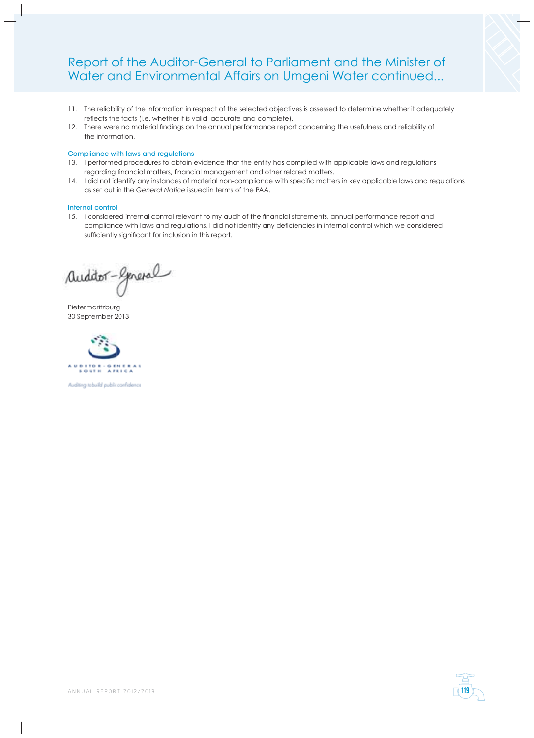# Report of the Auditor-General to Parliament and the Minister of Water and Environmental Affairs on Umgeni Water continued...

11. The reliability of the information in respect of the selected objectives is assessed to determine whether it adequately reflects the facts (i.e. whether it is valid, accurate and complete).
12. There were no material findings on the annual performance report concerning the usefulness and reliability of the information.

### Compliance with laws and regulations

13. I performed procedures to obtain evidence that the entity has complied with applicable laws and regulations regarding financial matters, financial management and other related matters.
14. I did not identify any instances of material non-compliance with specific matters in key applicable laws and regulations as set out in the *General Notice* issued in terms of the PAA.

### Internal control

15. I considered internal control relevant to my audit of the financial statements, annual performance report and compliance with laws and regulations. I did not identify any deficiencies in internal control which we considered sufficiently significant for inclusion in this report.

Auditor-General

Pietermaritzburg
30 September 2013

AUDITOR-GENERAL SOUTH AFRICA

Auditing to build public confidence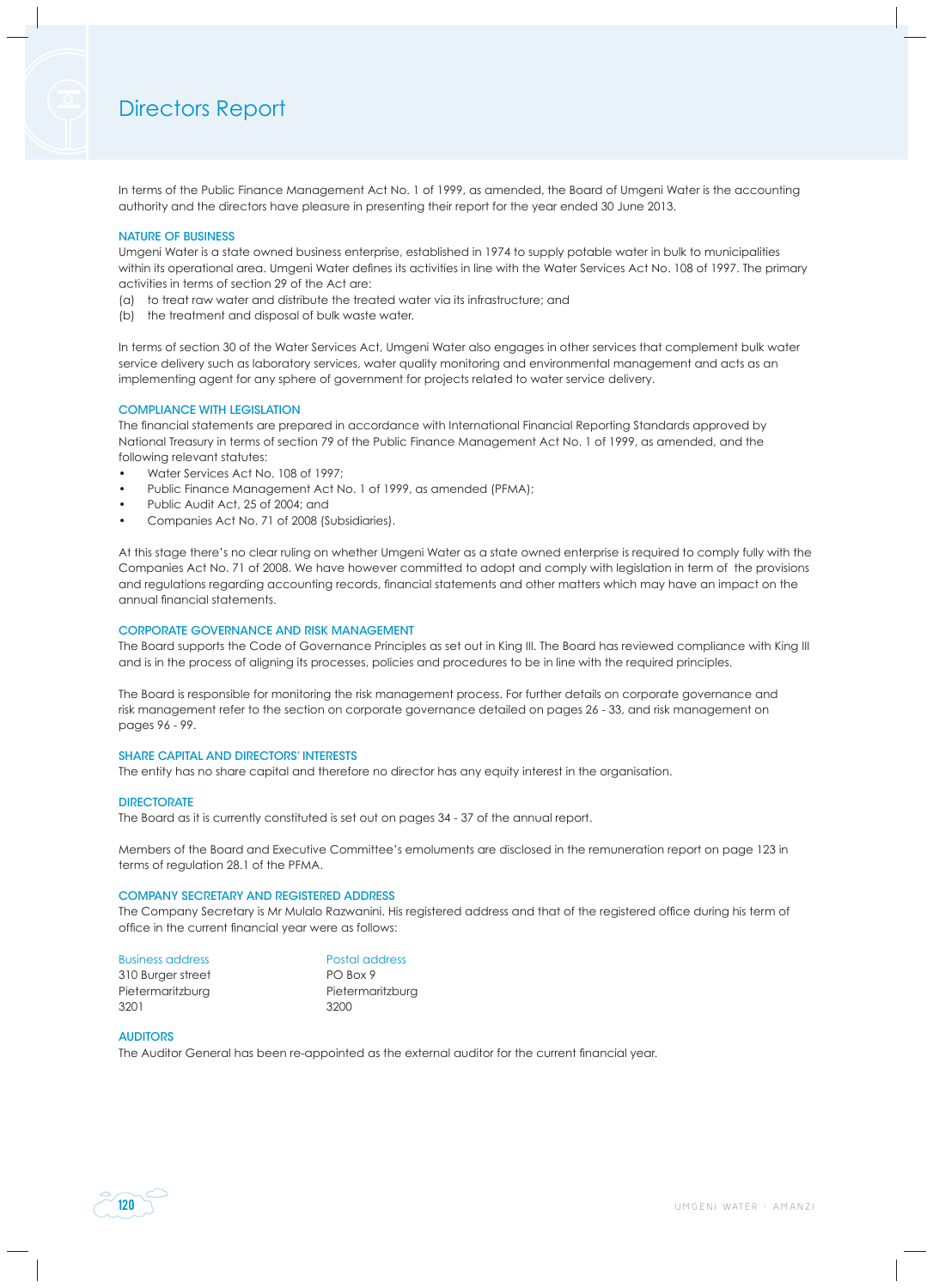# Directors Report

In terms of the Public Finance Management Act No. 1 of 1999, as amended, the Board of Umgeni Water is the accounting authority and the directors have pleasure in presenting their report for the year ended 30 June 2013.

## NATURE OF BUSINESS

Umgeni Water is a state owned business enterprise, established in 1974 to supply potable water in bulk to municipalities within its operational area. Umgeni Water defines its activities in line with the Water Services Act No. 108 of 1997. The primary activities in terms of section 29 of the Act are:

(a) to treat raw water and distribute the treated water via its infrastructure; and
(b) the treatment and disposal of bulk waste water.

In terms of section 30 of the Water Services Act, Umgeni Water also engages in other services that complement bulk water service delivery such as laboratory services, water quality monitoring and environmental management and acts as an implementing agent for any sphere of government for projects related to water service delivery.

## COMPLIANCE WITH LEGISLATION

The financial statements are prepared in accordance with International Financial Reporting Standards approved by National Treasury in terms of section 79 of the Public Finance Management Act No. 1 of 1999, as amended, and the following relevant statutes:

- Water Services Act No. 108 of 1997;
- Public Finance Management Act No. 1 of 1999, as amended (PFMA);
- Public Audit Act, 25 of 2004; and
- Companies Act No. 71 of 2008 (Subsidiaries).

At this stage there's no clear ruling on whether Umgeni Water as a state owned enterprise is required to comply fully with the Companies Act No. 71 of 2008. We have however committed to adopt and comply with legislation in term of the provisions and regulations regarding accounting records, financial statements and other matters which may have an impact on the annual financial statements.

## CORPORATE GOVERNANCE AND RISK MANAGEMENT

The Board supports the Code of Governance Principles as set out in King III. The Board has reviewed compliance with King III and is in the process of aligning its processes, policies and procedures to be in line with the required principles.

The Board is responsible for monitoring the risk management process. For further details on corporate governance and risk management refer to the section on corporate governance detailed on pages 26 - 33, and risk management on pages 96 - 99.

## SHARE CAPITAL AND DIRECTORS' INTERESTS

The entity has no share capital and therefore no director has any equity interest in the organisation.

## DIRECTORATE

The Board as it is currently constituted is set out on pages 34 - 37 of the annual report.

Members of the Board and Executive Committee's emoluments are disclosed in the remuneration report on page 123 in terms of regulation 28.1 of the PFMA.

## COMPANY SECRETARY AND REGISTERED ADDRESS

The Company Secretary is Mr Mulalo Razwanini. His registered address and that of the registered office during his term of office in the current financial year were as follows:

| Business address | Postal address |
|---|---|
| 310 Burger street | PO Box 9 |
| Pietermaritzburg | Pietermaritzburg |
| 3201 | 3200 |

## AUDITORS

The Auditor General has been re-appointed as the external auditor for the current financial year.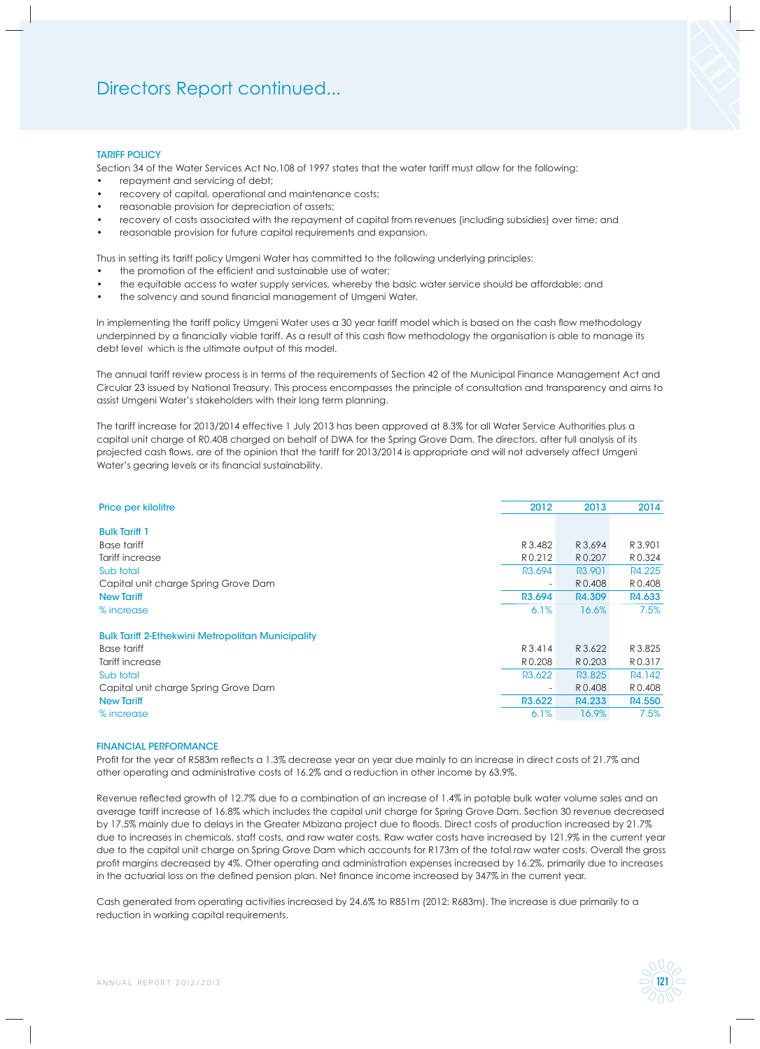# Directors Report continued...

## TARIFF POLICY

Section 34 of the Water Services Act No.108 of 1997 states that the water tariff must allow for the following:

- repayment and servicing of debt;
- recovery of capital, operational and maintenance costs;
- reasonable provision for depreciation of assets;
- recovery of costs associated with the repayment of capital from revenues (including subsidies) over time; and
- reasonable provision for future capital requirements and expansion.

Thus in setting its tariff policy Umgeni Water has committed to the following underlying principles:

- the promotion of the efficient and sustainable use of water;
- the equitable access to water supply services, whereby the basic water service should be affordable; and
- the solvency and sound financial management of Umgeni Water.

In implementing the tariff policy Umgeni Water uses a 30 year tariff model which is based on the cash flow methodology underpinned by a financially viable tariff. As a result of this cash flow methodology the organisation is able to manage its debt level which is the ultimate output of this model.

The annual tariff review process is in terms of the requirements of Section 42 of the Municipal Finance Management Act and Circular 23 issued by National Treasury. This process encompasses the principle of consultation and transparency and aims to assist Umgeni Water's stakeholders with their long term planning.

The tariff increase for 2013/2014 effective 1 July 2013 has been approved at 8.3% for all Water Service Authorities plus a capital unit charge of R0.408 charged on behalf of DWA for the Spring Grove Dam. The directors, after full analysis of its projected cash flows, are of the opinion that the tariff for 2013/2014 is appropriate and will not adversely affect Umgeni Water's gearing levels or its financial sustainability.

| Price per kilolitre | 2012 | 2013 | 2014 |
|---|---|---|---|
| **Bulk Tariff 1** | | | |
| Base tariff | R 3.482 | R 3.694 | R 3.901 |
| Tariff increase | R 0.212 | R 0.207 | R 0.324 |
| Sub total | R3.694 | R3.901 | R4.225 |
| Capital unit charge Spring Grove Dam | - | R 0.408 | R 0.408 |
| **New Tariff** | **R3.694** | **R4.309** | **R4.633** |
| % increase | 6.1% | 16.6% | 7.5% |
| **Bulk Tariff 2-Ethekwini Metropolitan Municipality** | | | |
| Base tariff | R 3.414 | R 3.622 | R 3.825 |
| Tariff increase | R 0.208 | R 0.203 | R 0.317 |
| Sub total | R3.622 | R3.825 | R4.142 |
| Capital unit charge Spring Grove Dam | - | R 0.408 | R 0.408 |
| **New Tariff** | **R3.622** | **R4.233** | **R4.550** |
| % increase | 6.1% | 16.9% | 7.5% |

## FINANCIAL PERFORMANCE

Profit for the year of R583m reflects a 1.3% decrease year on year due mainly to an increase in direct costs of 21.7% and other operating and administrative costs of 16.2% and a reduction in other income by 63.9%.

Revenue reflected growth of 12.7% due to a combination of an increase of 1.4% in potable bulk water volume sales and an average tariff increase of 16.8% which includes the capital unit charge for Spring Grove Dam. Section 30 revenue decreased by 17.5% mainly due to delays in the Greater Mbizana project due to floods. Direct costs of production increased by 21.7% due to increases in chemicals, staff costs, and raw water costs. Raw water costs have increased by 121.9% in the current year due to the capital unit charge on Spring Grove Dam which accounts for R173m of the total raw water costs. Overall the gross profit margins decreased by 4%. Other operating and administration expenses increased by 16.2%, primarily due to increases in the actuarial loss on the defined pension plan. Net finance income increased by 347% in the current year.

Cash generated from operating activities increased by 24.6% to R851m (2012: R683m). The increase is due primarily to a reduction in working capital requirements.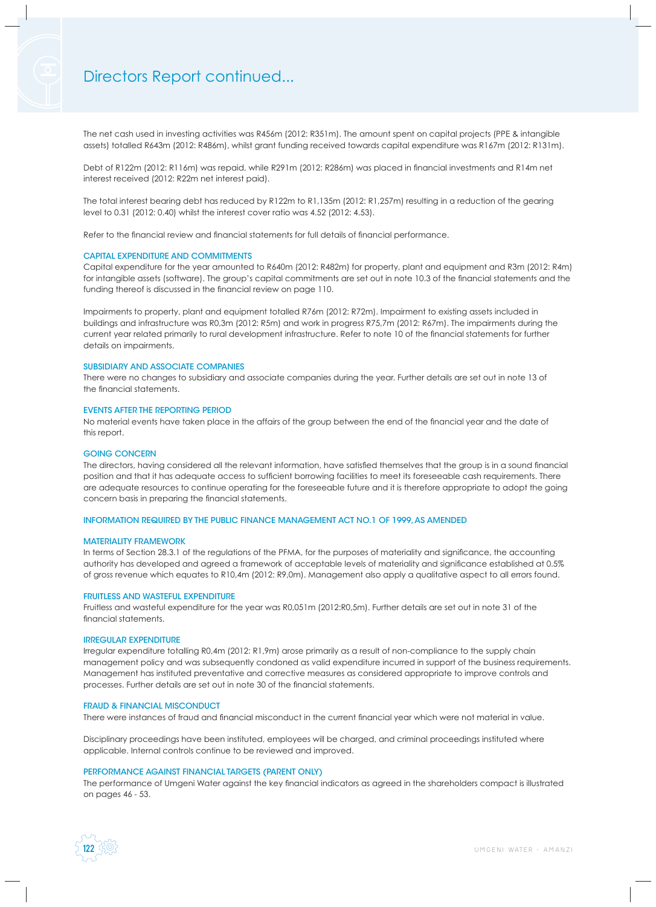# Directors Report continued...

The net cash used in investing activities was R456m (2012: R351m). The amount spent on capital projects (PPE & intangible assets) totalled R643m (2012: R486m), whilst grant funding received towards capital expenditure was R167m (2012: R131m).

Debt of R122m (2012: R116m) was repaid, while R291m (2012: R286m) was placed in financial investments and R14m net interest received (2012: R22m net interest paid).

The total interest bearing debt has reduced by R122m to R1,135m (2012: R1,257m) resulting in a reduction of the gearing level to 0.31 (2012: 0.40) whilst the interest cover ratio was 4.52 (2012: 4.53).

Refer to the financial review and financial statements for full details of financial performance.

### CAPITAL EXPENDITURE AND COMMITMENTS

Capital expenditure for the year amounted to R640m (2012: R482m) for property, plant and equipment and R3m (2012: R4m) for intangible assets (software). The group's capital commitments are set out in note 10.3 of the financial statements and the funding thereof is discussed in the financial review on page 110.

Impairments to property, plant and equipment totalled R76m (2012: R72m). Impairment to existing assets included in buildings and infrastructure was R0,3m (2012: R5m) and work in progress R75,7m (2012: R67m). The impairments during the current year related primarily to rural development infrastructure. Refer to note 10 of the financial statements for further details on impairments.

### SUBSIDIARY AND ASSOCIATE COMPANIES

There were no changes to subsidiary and associate companies during the year. Further details are set out in note 13 of the financial statements.

### EVENTS AFTER THE REPORTING PERIOD

No material events have taken place in the affairs of the group between the end of the financial year and the date of this report.

### GOING CONCERN

The directors, having considered all the relevant information, have satisfied themselves that the group is in a sound financial position and that it has adequate access to sufficient borrowing facilities to meet its foreseeable cash requirements. There are adequate resources to continue operating for the foreseeable future and it is therefore appropriate to adopt the going concern basis in preparing the financial statements.

### INFORMATION REQUIRED BY THE PUBLIC FINANCE MANAGEMENT ACT NO.1 OF 1999, AS AMENDED

### MATERIALITY FRAMEWORK

In terms of Section 28.3.1 of the regulations of the PFMA, for the purposes of materiality and significance, the accounting authority has developed and agreed a framework of acceptable levels of materiality and significance established at 0.5% of gross revenue which equates to R10,4m (2012: R9,0m). Management also apply a qualitative aspect to all errors found.

### FRUITLESS AND WASTEFUL EXPENDITURE

Fruitless and wasteful expenditure for the year was R0,051m (2012:R0,5m). Further details are set out in note 31 of the financial statements.

### IRREGULAR EXPENDITURE

Irregular expenditure totalling R0,4m (2012: R1,9m) arose primarily as a result of non-compliance to the supply chain management policy and was subsequently condoned as valid expenditure incurred in support of the business requirements. Management has instituted preventative and corrective measures as considered appropriate to improve controls and processes. Further details are set out in note 30 of the financial statements.

### FRAUD & FINANCIAL MISCONDUCT

There were instances of fraud and financial misconduct in the current financial year which were not material in value.

Disciplinary proceedings have been instituted, employees will be charged, and criminal proceedings instituted where applicable. Internal controls continue to be reviewed and improved.

### PERFORMANCE AGAINST FINANCIAL TARGETS (PARENT ONLY)

The performance of Umgeni Water against the key financial indicators as agreed in the shareholders compact is illustrated on pages 46 - 53.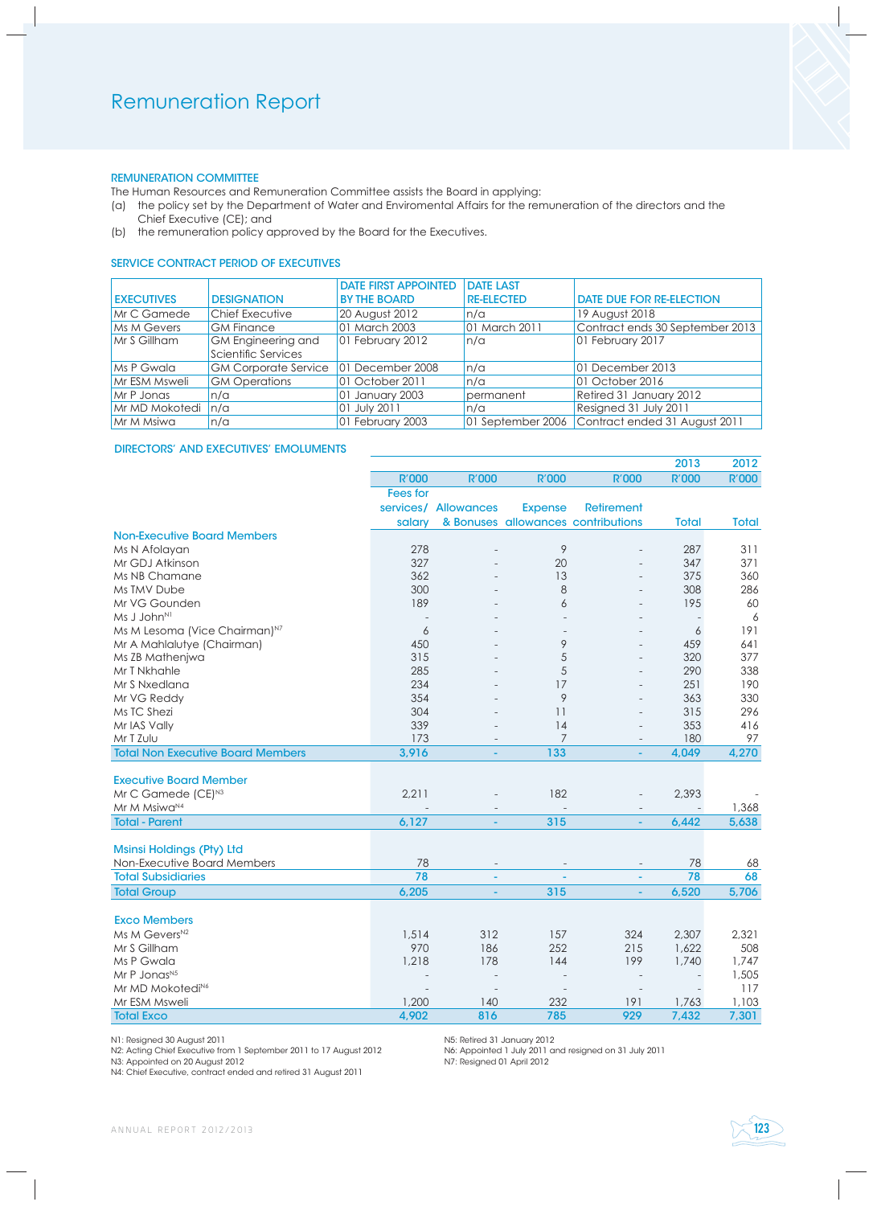# Remuneration Report

### REMUNERATION COMMITTEE

The Human Resources and Remuneration Committee assists the Board in applying:

(a) the policy set by the Department of Water and Enviromental Affairs for the remuneration of the directors and the Chief Executive (CE); and

(b) the remuneration policy approved by the Board for the Executives.

### SERVICE CONTRACT PERIOD OF EXECUTIVES

| EXECUTIVES | DESIGNATION | DATE FIRST APPOINTED BY THE BOARD | DATE LAST RE-ELECTED | DATE DUE FOR RE-ELECTION |
|---|---|---|---|---|
| Mr C Gamede | Chief Executive | 20 August 2012 | n/a | 19 August 2018 |
| Ms M Gevers | GM Finance | 01 March 2003 | 01 March 2011 | Contract ends 30 September 2013 |
| Mr S Gillham | GM Engineering and Scientific Services | 01 February 2012 | n/a | 01 February 2017 |
| Ms P Gwala | GM Corporate Service | 01 December 2008 | n/a | 01 December 2013 |
| Mr ESM Msweli | GM Operations | 01 October 2011 | n/a | 01 October 2016 |
| Mr P Jonas | n/a | 01 January 2003 | permanent | Retired 31 January 2012 |
| Mr MD Mokotedi | n/a | 01 July 2011 | n/a | Resigned 31 July 2011 |
| Mr M Msiwa | n/a | 01 February 2003 | 01 September 2006 | Contract ended 31 August 2011 |

### DIRECTORS' AND EXECUTIVES' EMOLUMENTS

| | | | | | 2013 | 2012 |
|---|---|---|---|---|---|---|
| | R'000 | R'000 | R'000 | R'000 | R'000 | R'000 |
| | Fees for services/ salary | Allowances & Bonuses | Expense allowances | Retirement contributions | Total | Total |
| **Non-Executive Board Members** | | | | | | |
| Ms N Afolayan | 278 | - | 9 | - | 287 | 311 |
| Mr GDJ Atkinson | 327 | - | 20 | - | 347 | 371 |
| Ms NB Chamane | 362 | - | 13 | - | 375 | 360 |
| Ms TMV Dube | 300 | - | 8 | - | 308 | 286 |
| Mr VG Gounden | 189 | - | 6 | - | 195 | 60 |
| Ms J John[N1] | - | - | - | - | - | 6 |
| Ms M Lesoma (Vice Chairman)[N7] | 6 | - | - | - | 6 | 191 |
| Mr A Mahlalutye (Chairman) | 450 | - | 9 | - | 459 | 641 |
| Ms ZB Mathenjwa | 315 | - | 5 | - | 320 | 377 |
| Mr T Nkhahle | 285 | - | 5 | - | 290 | 338 |
| Mr S Nxedlana | 234 | - | 17 | - | 251 | 190 |
| Mr VG Reddy | 354 | - | 9 | - | 363 | 330 |
| Ms TC Shezi | 304 | - | 11 | - | 315 | 296 |
| Mr IAS Vally | 339 | - | 14 | - | 353 | 416 |
| Mr T Zulu | 173 | - | 7 | - | 180 | 97 |
| **Total Non Executive Board Members** | **3,916** | **-** | **133** | **-** | **4,049** | **4,270** |
| **Executive Board Member** | | | | | | |
| Mr C Gamede (CE)[N3] | 2,211 | - | 182 | - | 2,393 | - |
| Mr M Msiwa[N4] | - | - | - | - | - | 1,368 |
| **Total - Parent** | **6,127** | **-** | **315** | **-** | **6,442** | **5,638** |
| **Msinsi Holdings (Pty) Ltd** | | | | | | |
| Non-Executive Board Members | 78 | - | - | - | 78 | 68 |
| **Total Subsidiaries** | **78** | **-** | **-** | **-** | **78** | **68** |
| **Total Group** | **6,205** | **-** | **315** | **-** | **6,520** | **5,706** |
| **Exco Members** | | | | | | |
| Ms M Gevers[N2] | 1,514 | 312 | 157 | 324 | 2,307 | 2,321 |
| Mr S Gillham | 970 | 186 | 252 | 215 | 1,622 | 508 |
| Ms P Gwala | 1,218 | 178 | 144 | 199 | 1,740 | 1,747 |
| Mr P Jonas[N5] | - | - | - | - | - | 1,505 |
| Mr MD Mokotedi[N6] | - | - | - | - | - | 117 |
| Mr ESM Msweli | 1,200 | 140 | 232 | 191 | 1,763 | 1,103 |
| **Total Exco** | **4,902** | **816** | **785** | **929** | **7,432** | **7,301** |

N1: Resigned 30 August 2011
N2: Acting Chief Executive from 1 September 2011 to 17 August 2012
N3: Appointed on 20 August 2012
N4: Chief Executive, contract ended and retired 31 August 2011
N5: Retired 31 January 2012
N6: Appointed 1 July 2011 and resigned on 31 July 2011
N7: Resigned 01 April 2012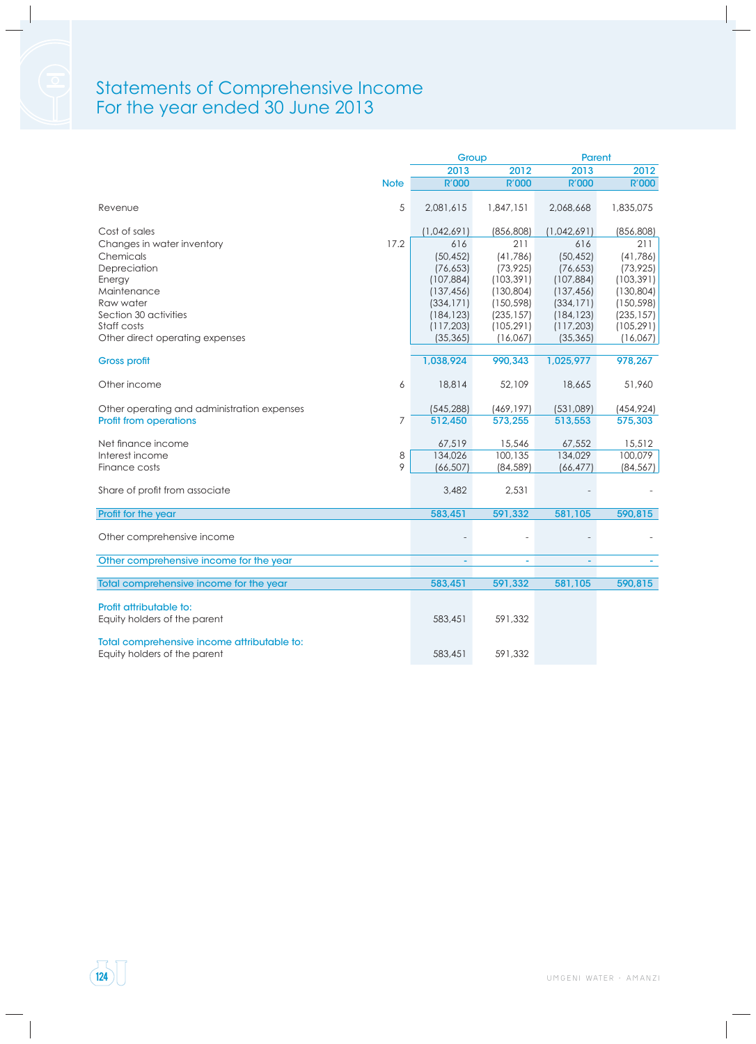# Statements of Comprehensive Income
## For the year ended 30 June 2013

| | Note | Group 2013 R'000 | Group 2012 R'000 | Parent 2013 R'000 | Parent 2012 R'000 |
|---|---|---|---|---|---|
| Revenue | 5 | 2,081,615 | 1,847,151 | 2,068,668 | 1,835,075 |
| Cost of sales | | (1,042,691) | (856,808) | (1,042,691) | (856,808) |
| Changes in water inventory | 17.2 | 616 | 211 | 616 | 211 |
| Chemicals | | (50,452) | (41,786) | (50,452) | (41,786) |
| Depreciation | | (76,653) | (73,925) | (76,653) | (73,925) |
| Energy | | (107,884) | (103,391) | (107,884) | (103,391) |
| Maintenance | | (137,456) | (130,804) | (137,456) | (130,804) |
| Raw water | | (334,171) | (150,598) | (334,171) | (150,598) |
| Section 30 activities | | (184,123) | (235,157) | (184,123) | (235,157) |
| Staff costs | | (117,203) | (105,291) | (117,203) | (105,291) |
| Other direct operating expenses | | (35,365) | (16,067) | (35,365) | (16,067) |
| **Gross profit** | | **1,038,924** | **990,343** | **1,025,977** | **978,267** |
| Other income | 6 | 18,814 | 52,109 | 18,665 | 51,960 |
| Other operating and administration expenses | | (545,288) | (469,197) | (531,089) | (454,924) |
| **Profit from operations** | 7 | **512,450** | **573,255** | **513,553** | **575,303** |
| Net finance income | | 67,519 | 15,546 | 67,552 | 15,512 |
| Interest income | 8 | 134,026 | 100,135 | 134,029 | 100,079 |
| Finance costs | 9 | (66,507) | (84,589) | (66,477) | (84,567) |
| Share of profit from associate | | 3,482 | 2,531 | - | - |
| **Profit for the year** | | **583,451** | **591,332** | **581,105** | **590,815** |
| Other comprehensive income | | - | - | - | - |
| **Other comprehensive income for the year** | | **-** | **-** | **-** | **-** |
| **Total comprehensive income for the year** | | **583,451** | **591,332** | **581,105** | **590,815** |
| **Profit attributable to:** | | | | | |
| Equity holders of the parent | | 583,451 | 591,332 | | |
| **Total comprehensive income attributable to:** | | | | | |
| Equity holders of the parent | | 583,451 | 591,332 | | |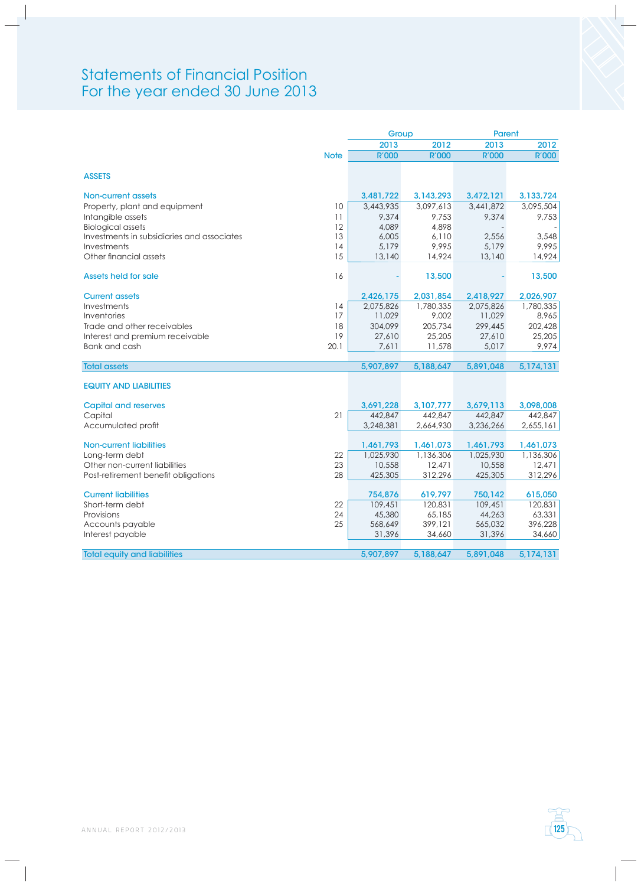# Statements of Financial Position
## For the year ended 30 June 2013

| | Note | Group 2013 R'000 | Group 2012 R'000 | Parent 2013 R'000 | Parent 2012 R'000 |
|---|---|---|---|---|---|
| **ASSETS** | | | | | |
| **Non-current assets** | | 3,481,722 | 3,143,293 | 3,472,121 | 3,133,724 |
| Property, plant and equipment | 10 | 3,443,935 | 3,097,613 | 3,441,872 | 3,095,504 |
| Intangible assets | 11 | 9,374 | 9,753 | 9,374 | 9,753 |
| Biological assets | 12 | 4,089 | 4,898 | - | - |
| Investments in subsidiaries and associates | 13 | 6,005 | 6,110 | 2,556 | 3,548 |
| Investments | 14 | 5,179 | 9,995 | 5,179 | 9,995 |
| Other financial assets | 15 | 13,140 | 14,924 | 13,140 | 14,924 |
| **Assets held for sale** | 16 | - | 13,500 | - | 13,500 |
| **Current assets** | | 2,426,175 | 2,031,854 | 2,418,927 | 2,026,907 |
| Investments | 14 | 2,075,826 | 1,780,335 | 2,075,826 | 1,780,335 |
| Inventories | 17 | 11,029 | 9,002 | 11,029 | 8,965 |
| Trade and other receivables | 18 | 304,099 | 205,734 | 299,445 | 202,428 |
| Interest and premium receivable | 19 | 27,610 | 25,205 | 27,610 | 25,205 |
| Bank and cash | 20.1 | 7,611 | 11,578 | 5,017 | 9,974 |
| **Total assets** | | 5,907,897 | 5,188,647 | 5,891,048 | 5,174,131 |
| **EQUITY AND LIABILITIES** | | | | | |
| **Capital and reserves** | | 3,691,228 | 3,107,777 | 3,679,113 | 3,098,008 |
| Capital | 21 | 442,847 | 442,847 | 442,847 | 442,847 |
| Accumulated profit | | 3,248,381 | 2,664,930 | 3,236,266 | 2,655,161 |
| **Non-current liabilities** | | 1,461,793 | 1,461,073 | 1,461,793 | 1,461,073 |
| Long-term debt | 22 | 1,025,930 | 1,136,306 | 1,025,930 | 1,136,306 |
| Other non-current liabilities | 23 | 10,558 | 12,471 | 10,558 | 12,471 |
| Post-retirement benefit obligations | 28 | 425,305 | 312,296 | 425,305 | 312,296 |
| **Current liabilities** | | 754,876 | 619,797 | 750,142 | 615,050 |
| Short-term debt | 22 | 109,451 | 120,831 | 109,451 | 120,831 |
| Provisions | 24 | 45,380 | 65,185 | 44,263 | 63,331 |
| Accounts payable | 25 | 568,649 | 399,121 | 565,032 | 396,228 |
| Interest payable | | 31,396 | 34,660 | 31,396 | 34,660 |
| **Total equity and liabilities** | | 5,907,897 | 5,188,647 | 5,891,048 | 5,174,131 |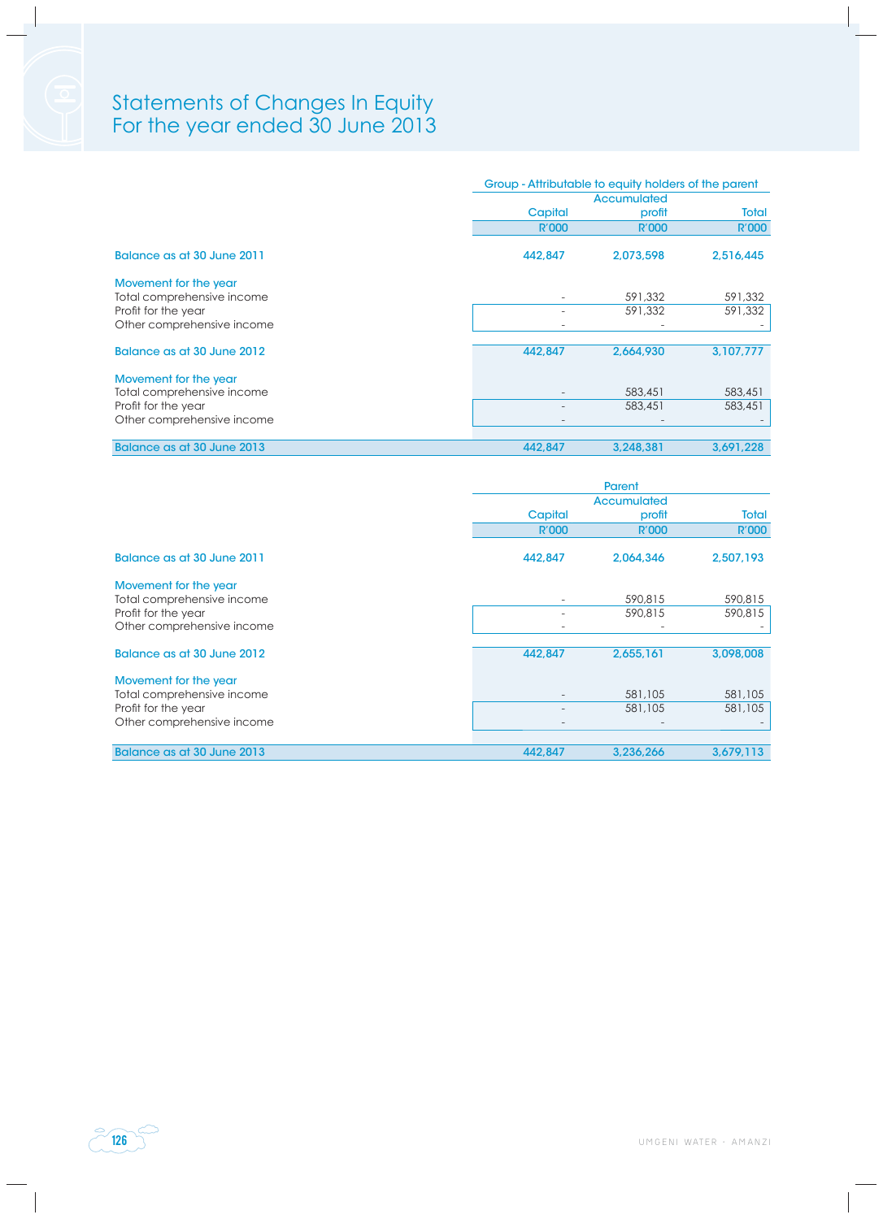# Statements of Changes In Equity
## For the year ended 30 June 2013

| | Group - Attributable to equity holders of the parent | | |
|---|---|---|---|
| | Capital | Accumulated profit | Total |
| | R'000 | R'000 | R'000 |
| **Balance as at 30 June 2011** | **442,847** | **2,073,598** | **2,516,445** |
| **Movement for the year** | | | |
| Total comprehensive income | - | 591,332 | 591,332 |
| Profit for the year | - | 591,332 | 591,332 |
| Other comprehensive income | - | - | - |
| **Balance as at 30 June 2012** | **442,847** | **2,664,930** | **3,107,777** |
| **Movement for the year** | | | |
| Total comprehensive income | - | 583,451 | 583,451 |
| Profit for the year | - | 583,451 | 583,451 |
| Other comprehensive income | - | - | - |
| **Balance as at 30 June 2013** | **442,847** | **3,248,381** | **3,691,228** |

| | Parent | | |
|---|---|---|---|
| | Capital | Accumulated profit | Total |
| | R'000 | R'000 | R'000 |
| **Balance as at 30 June 2011** | **442,847** | **2,064,346** | **2,507,193** |
| **Movement for the year** | | | |
| Total comprehensive income | - | 590,815 | 590,815 |
| Profit for the year | - | 590,815 | 590,815 |
| Other comprehensive income | - | - | - |
| **Balance as at 30 June 2012** | **442,847** | **2,655,161** | **3,098,008** |
| **Movement for the year** | | | |
| Total comprehensive income | - | 581,105 | 581,105 |
| Profit for the year | - | 581,105 | 581,105 |
| Other comprehensive income | - | - | - |
| **Balance as at 30 June 2013** | **442,847** | **3,236,266** | **3,679,113** |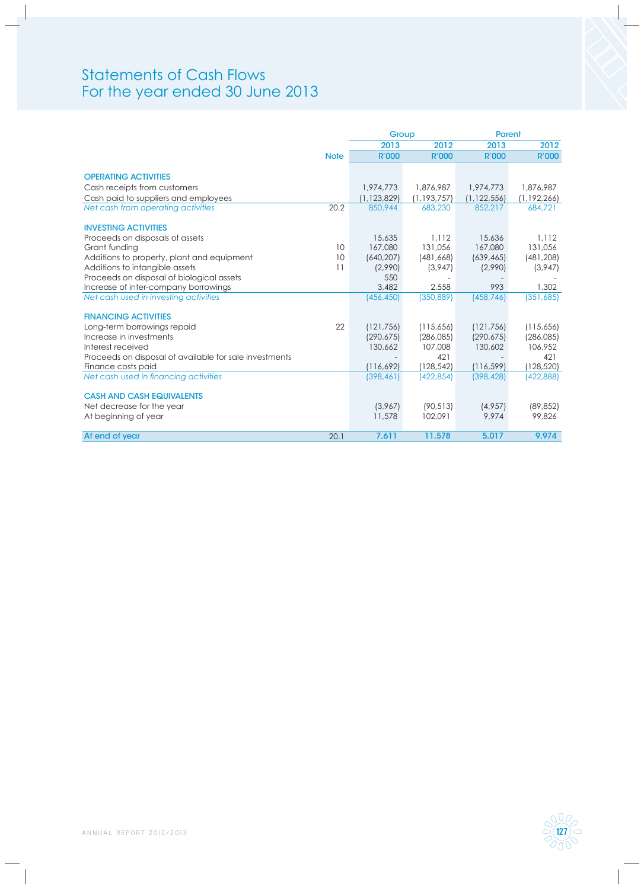# Statements of Cash Flows
## For the year ended 30 June 2013

| | | Group | | Parent | |
|---|---|---|---|---|---|
| | | 2013 | 2012 | 2013 | 2012 |
| | Note | R'000 | R'000 | R'000 | R'000 |
| **OPERATING ACTIVITIES** | | | | | |
| Cash receipts from customers | | 1,974,773 | 1,876,987 | 1,974,773 | 1,876,987 |
| Cash paid to suppliers and employees | | (1,123,829) | (1,193,757) | (1,122,556) | (1,192,266) |
| *Net cash from operating activities* | 20.2 | 850,944 | 683,230 | 852,217 | 684,721 |
| **INVESTING ACTIVITIES** | | | | | |
| Proceeds on disposals of assets | | 15,635 | 1,112 | 15,636 | 1,112 |
| Grant funding | 10 | 167,080 | 131,056 | 167,080 | 131,056 |
| Additions to property, plant and equipment | 10 | (640,207) | (481,668) | (639,465) | (481,208) |
| Additions to intangible assets | 11 | (2,990) | (3,947) | (2,990) | (3,947) |
| Proceeds on disposal of biological assets | | 550 | - | - | - |
| Increase of inter-company borrowings | | 3,482 | 2,558 | 993 | 1,302 |
| *Net cash used in investing activities* | | (456,450) | (350,889) | (458,746) | (351,685) |
| **FINANCING ACTIVITIES** | | | | | |
| Long-term borrowings repaid | 22 | (121,756) | (115,656) | (121,756) | (115,656) |
| Increase in investments | | (290,675) | (286,085) | (290,675) | (286,085) |
| Interest received | | 130,662 | 107,008 | 130,602 | 106,952 |
| Proceeds on disposal of available for sale investments | | - | 421 | - | 421 |
| Finance costs paid | | (116,692) | (128,542) | (116,599) | (128,520) |
| *Net cash used in financing activities* | | (398,461) | (422,854) | (398,428) | (422,888) |
| **CASH AND CASH EQUIVALENTS** | | | | | |
| Net decrease for the year | | (3,967) | (90,513) | (4,957) | (89,852) |
| At beginning of year | | 11,578 | 102,091 | 9,974 | 99,826 |
| **At end of year** | 20.1 | **7,611** | **11,578** | **5,017** | **9,974** |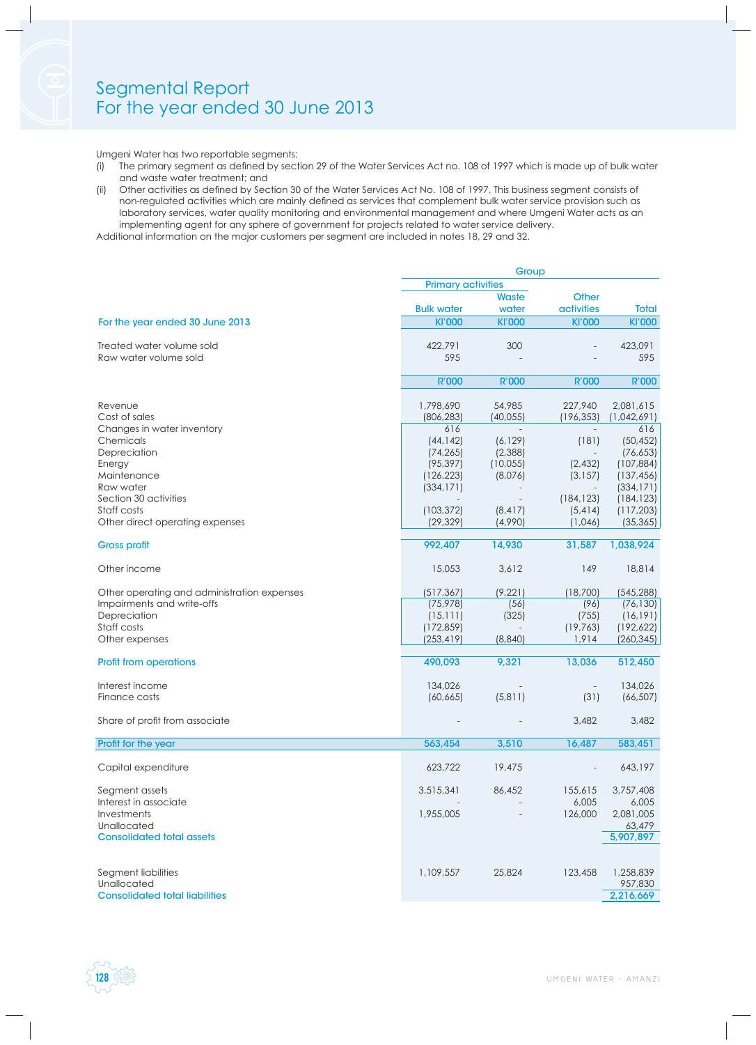# Segmental Report
## For the year ended 30 June 2013

Umgeni Water has two reportable segments:

(i) The primary segment as defined by section 29 of the Water Services Act no. 108 of 1997 which is made up of bulk water and waste water treatment; and

(ii) Other activities as defined by Section 30 of the Water Services Act No. 108 of 1997. This business segment consists of non-regulated activities which are mainly defined as services that complement bulk water service provision such as laboratory services, water quality monitoring and environmental management and where Umgeni Water acts as an implementing agent for any sphere of government for projects related to water service delivery.

Additional information on the major customers per segment are included in notes 18, 29 and 32.

| | Group | | | |
|---|---|---|---|---|
| | Primary activities | | | |
| | Bulk water | Waste water | Other activities | Total |
| For the year ended 30 June 2013 | Kl'000 | Kl'000 | Kl'000 | Kl'000 |
| Treated water volume sold | 422,791 | 300 | - | 423,091 |
| Raw water volume sold | 595 | - | - | 595 |
| | R'000 | R'000 | R'000 | R'000 |
| Revenue | 1,798,690 | 54,985 | 227,940 | 2,081,615 |
| Cost of sales | (806,283) | (40,055) | (196,353) | (1,042,691) |
| Changes in water inventory | 616 | - | - | 616 |
| Chemicals | (44,142) | (6,129) | (181) | (50,452) |
| Depreciation | (74,265) | (2,388) | - | (76,653) |
| Energy | (95,397) | (10,055) | (2,432) | (107,884) |
| Maintenance | (126,223) | (8,076) | (3,157) | (137,456) |
| Raw water | (334,171) | - | - | (334,171) |
| Section 30 activities | - | - | (184,123) | (184,123) |
| Staff costs | (103,372) | (8,417) | (5,414) | (117,203) |
| Other direct operating expenses | (29,329) | (4,990) | (1,046) | (35,365) |
| **Gross profit** | **992,407** | **14,930** | **31,587** | **1,038,924** |
| Other income | 15,053 | 3,612 | 149 | 18,814 |
| Other operating and administration expenses | (517,367) | (9,221) | (18,700) | (545,288) |
| Impairments and write-offs | (75,978) | (56) | (96) | (76,130) |
| Depreciation | (15,111) | (325) | (755) | (16,191) |
| Staff costs | (172,859) | - | (19,763) | (192,622) |
| Other expenses | (253,419) | (8,840) | 1,914 | (260,345) |
| **Profit from operations** | **490,093** | **9,321** | **13,036** | **512,450** |
| Interest income | 134,026 | - | - | 134,026 |
| Finance costs | (60,665) | (5,811) | (31) | (66,507) |
| Share of profit from associate | - | - | 3,482 | 3,482 |
| **Profit for the year** | **563,454** | **3,510** | **16,487** | **583,451** |
| Capital expenditure | 623,722 | 19,475 | - | 643,197 |
| Segment assets | 3,515,341 | 86,452 | 155,615 | 3,757,408 |
| Interest in associate | - | - | 6,005 | 6,005 |
| Investments | 1,955,005 | - | 126,000 | 2,081,005 |
| Unallocated | | | | 63,479 |
| **Consolidated total assets** | | | | **5,907,897** |
| Segment liabilities | 1,109,557 | 25,824 | 123,458 | 1,258,839 |
| Unallocated | | | | 957,830 |
| **Consolidated total liabilities** | | | | **2,216,669** |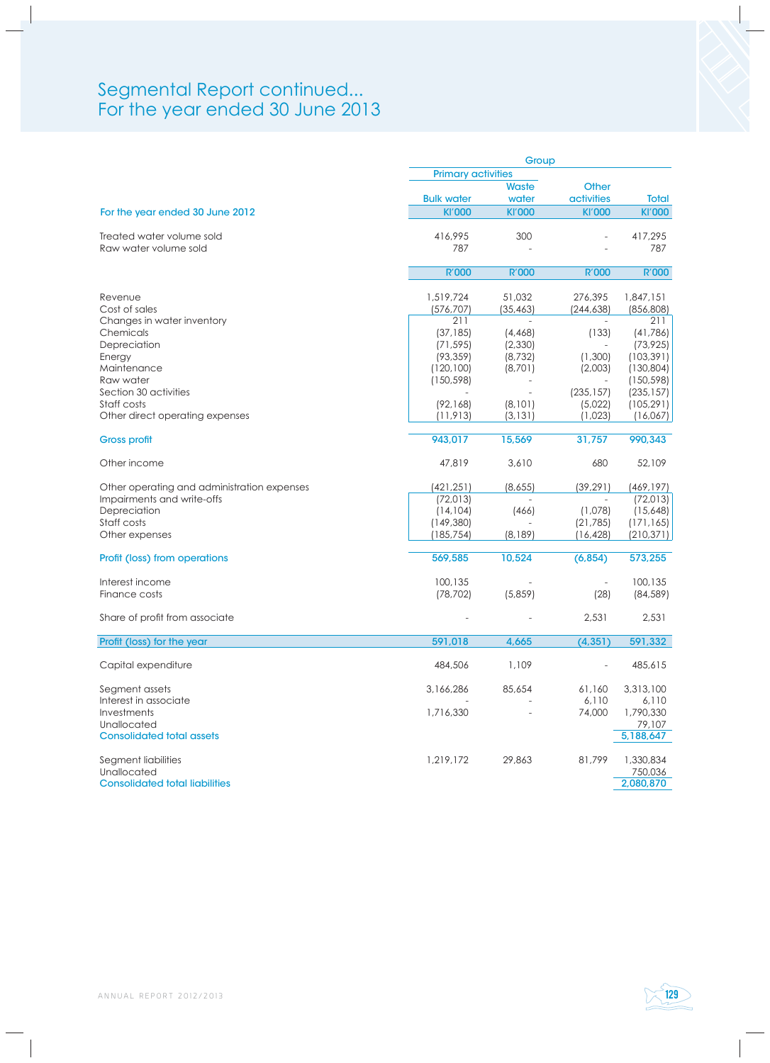# Segmental Report continued...
# For the year ended 30 June 2013

| | Group | | | |
|---|---|---|---|---|
| | Primary activities | | | |
| | Bulk water | Waste water | Other activities | Total |
| **For the year ended 30 June 2012** | **Kl'000** | **Kl'000** | **Kl'000** | **Kl'000** |
| Treated water volume sold | 416,995 | 300 | - | 417,295 |
| Raw water volume sold | 787 | - | - | 787 |
| | **R'000** | **R'000** | **R'000** | **R'000** |
| Revenue | 1,519,724 | 51,032 | 276,395 | 1,847,151 |
| Cost of sales | (576,707) | (35,463) | (244,638) | (856,808) |
| Changes in water inventory | 211 | - | - | 211 |
| Chemicals | (37,185) | (4,468) | (133) | (41,786) |
| Depreciation | (71,595) | (2,330) | - | (73,925) |
| Energy | (93,359) | (8,732) | (1,300) | (103,391) |
| Maintenance | (120,100) | (8,701) | (2,003) | (130,804) |
| Raw water | (150,598) | - | - | (150,598) |
| Section 30 activities | - | - | (235,157) | (235,157) |
| Staff costs | (92,168) | (8,101) | (5,022) | (105,291) |
| Other direct operating expenses | (11,913) | (3,131) | (1,023) | (16,067) |
| **Gross profit** | **943,017** | **15,569** | **31,757** | **990,343** |
| Other income | 47,819 | 3,610 | 680 | 52,109 |
| Other operating and administration expenses | (421,251) | (8,655) | (39,291) | (469,197) |
| Impairments and write-offs | (72,013) | - | - | (72,013) |
| Depreciation | (14,104) | (466) | (1,078) | (15,648) |
| Staff costs | (149,380) | - | (21,785) | (171,165) |
| Other expenses | (185,754) | (8,189) | (16,428) | (210,371) |
| **Profit (loss) from operations** | **569,585** | **10,524** | **(6,854)** | **573,255** |
| Interest income | 100,135 | - | - | 100,135 |
| Finance costs | (78,702) | (5,859) | (28) | (84,589) |
| Share of profit from associate | - | - | 2,531 | 2,531 |
| **Profit (loss) for the year** | **591,018** | **4,665** | **(4,351)** | **591,332** |
| Capital expenditure | 484,506 | 1,109 | - | 485,615 |
| Segment assets | 3,166,286 | 85,654 | 61,160 | 3,313,100 |
| Interest in associate | - | - | 6,110 | 6,110 |
| Investments | 1,716,330 | - | 74,000 | 1,790,330 |
| Unallocated | | | | 79,107 |
| **Consolidated total assets** | | | | **5,188,647** |
| Segment liabilities | 1,219,172 | 29,863 | 81,799 | 1,330,834 |
| Unallocated | | | | 750,036 |
| **Consolidated total liabilities** | | | | **2,080,870** |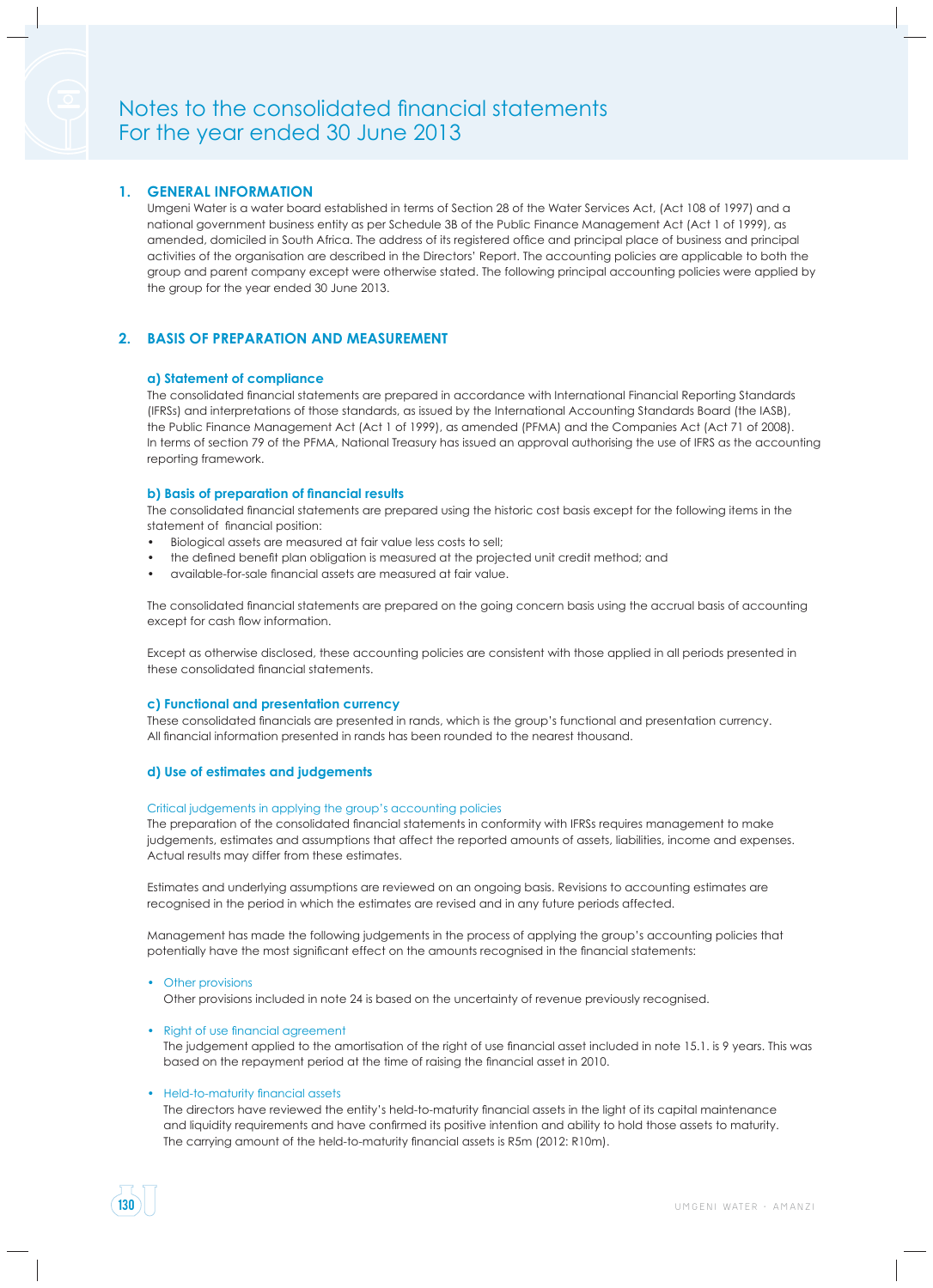# Notes to the consolidated financial statements
# For the year ended 30 June 2013

## 1. GENERAL INFORMATION

Umgeni Water is a water board established in terms of Section 28 of the Water Services Act, (Act 108 of 1997) and a national government business entity as per Schedule 3B of the Public Finance Management Act (Act 1 of 1999), as amended, domiciled in South Africa. The address of its registered office and principal place of business and principal activities of the organisation are described in the Directors' Report. The accounting policies are applicable to both the group and parent company except were otherwise stated. The following principal accounting policies were applied by the group for the year ended 30 June 2013.

## 2. BASIS OF PREPARATION AND MEASUREMENT

### a) Statement of compliance

The consolidated financial statements are prepared in accordance with International Financial Reporting Standards (IFRSs) and interpretations of those standards, as issued by the International Accounting Standards Board (the IASB), the Public Finance Management Act (Act 1 of 1999), as amended (PFMA) and the Companies Act (Act 71 of 2008). In terms of section 79 of the PFMA, National Treasury has issued an approval authorising the use of IFRS as the accounting reporting framework.

### b) Basis of preparation of financial results

The consolidated financial statements are prepared using the historic cost basis except for the following items in the statement of financial position:

- Biological assets are measured at fair value less costs to sell;
- the defined benefit plan obligation is measured using the projected unit credit method; and
- available-for-sale financial assets are measured at fair value.

The consolidated financial statements are prepared on the going concern basis using the accrual basis of accounting except for cash flow information.

Except as otherwise disclosed, these accounting policies are consistent with those applied in all periods presented in these consolidated financial statements.

### c) Functional and presentation currency

These consolidated financials are presented in rands, which is the group's functional and presentation currency. All financial information presented in rands has been rounded to the nearest thousand.

### d) Use of estimates and judgements

Critical judgements in applying the group's accounting policies

The preparation of the consolidated financial statements in conformity with IFRSs requires management to make judgements, estimates and assumptions that affect the reported amounts of assets, liabilities, income and expenses. Actual results may differ from these estimates.

Estimates and underlying assumptions are reviewed on an ongoing basis. Revisions to accounting estimates are recognised in the period in which the estimates are revised and in any future periods affected.

Management has made the following judgements in the process of applying the group's accounting policies that potentially have the most significant effect on the amounts recognised in the financial statements:

- Other provisions

  Other provisions included in note 24 is based on the uncertainty of revenue previously recognised.

- Right of use financial agreement

  The judgement applied to the amortisation of the right of use financial asset included in note 15.1. is 9 years. This was based on the repayment period at the time of raising the financial asset in 2010.

- Held-to-maturity financial assets

  The directors have reviewed the entity's held-to-maturity financial assets in the light of its capital maintenance and liquidity requirements and have confirmed its positive intention and ability to hold those assets to maturity. The carrying amount of the held-to-maturity financial assets is R5m (2012: R10m).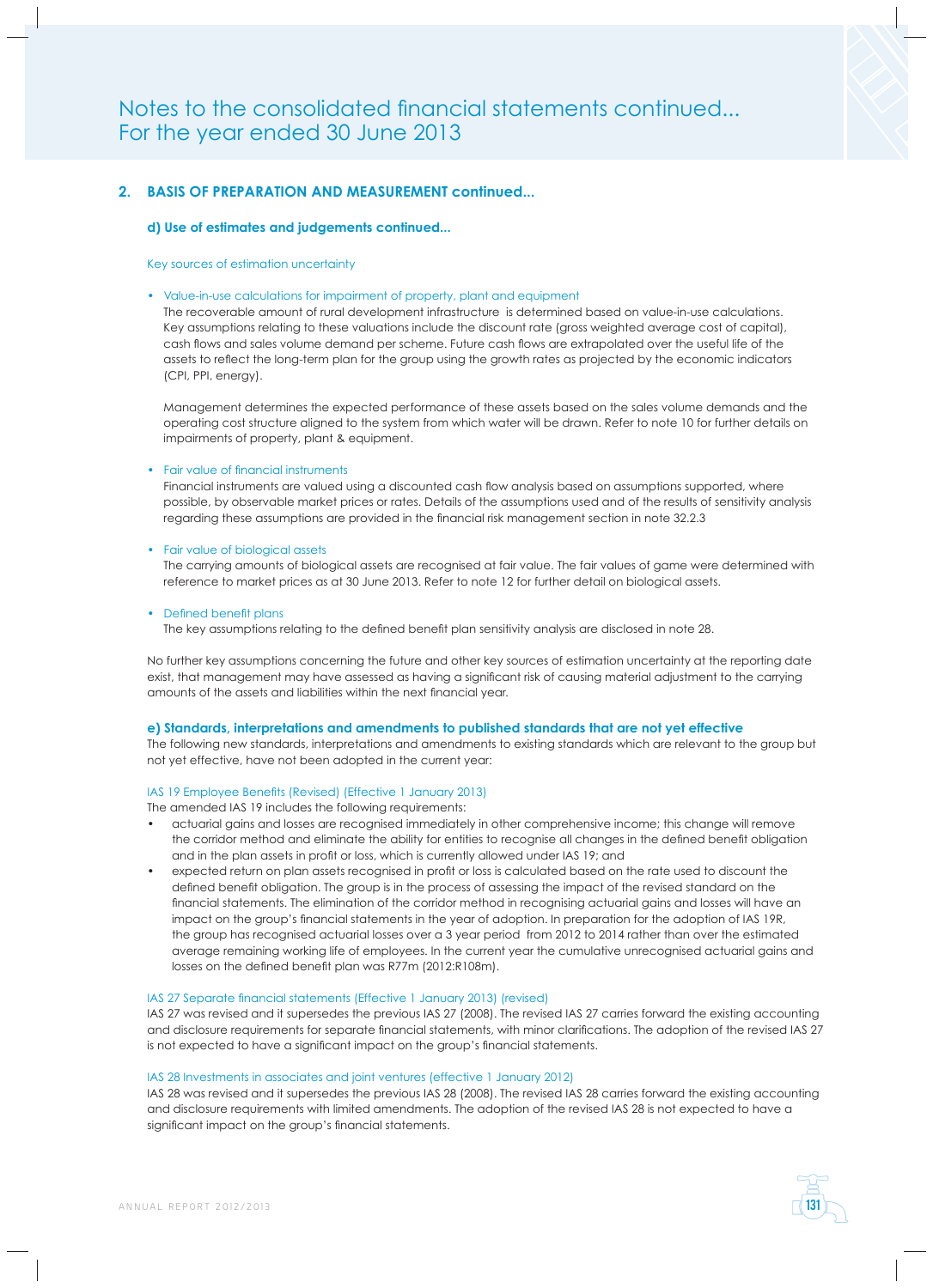# Notes to the consolidated financial statements continued...
# For the year ended 30 June 2013

## 2. BASIS OF PREPARATION AND MEASUREMENT continued...

### d) Use of estimates and judgements continued...

Key sources of estimation uncertainty

- Value-in-use calculations for impairment of property, plant and equipment
  The recoverable amount of rural development infrastructure is determined based on value-in-use calculations. Key assumptions relating to these valuations include the discount rate (gross weighted average cost of capital), cash flows and sales volume demand per scheme. Future cash flows are extrapolated over the useful life of the assets to reflect the long-term plan for the group using the growth rates as projected by the economic indicators (CPI, PPI, energy).

  Management determines the expected performance of these assets based on the sales volume demands and the operating cost structure aligned to the system from which water will be drawn. Refer to note 10 for further details on impairments of property, plant & equipment.

- Fair value of financial instruments
  Financial instruments are valued using a discounted cash flow analysis based on assumptions supported, where possible, by observable market prices or rates. Details of the assumptions used and of the results of sensitivity analysis regarding these assumptions are provided in the financial risk management section in note 32.2.3

- Fair value of biological assets
  The carrying amounts of biological assets are recognised at fair value. The fair values of game were determined with reference to market prices as at 30 June 2013. Refer to note 12 for further detail on biological assets.

- Defined benefit plans
  The key assumptions relating to the defined benefit plan sensitivity analysis are disclosed in note 28.

No further key assumptions concerning the future and other key sources of estimation uncertainty at the reporting date exist, that management may have assessed as having a significant risk of causing material adjustment to the carrying amounts of the assets and liabilities within the next financial year.

### e) Standards, interpretations and amendments to published standards that are not yet effective

The following new standards, interpretations and amendments to existing standards which are relevant to the group but not yet effective, have not been adopted in the current year:

IAS 19 Employee Benefits (Revised) (Effective 1 January 2013)

The amended IAS 19 includes the following requirements:

- actuarial gains and losses are recognised immediately in other comprehensive income; this change will remove the corridor method and eliminate the ability for entities to recognise all changes in the defined benefit obligation and in the plan assets in profit or loss, which is currently allowed under IAS 19; and
- expected return on plan assets recognised in profit or loss is calculated based on the rate used to discount the defined benefit obligation. The group is in the process of assessing the impact of the revised standard on the financial statements. The elimination of the corridor method in recognising actuarial gains and losses will have an impact on the group's financial statements in the year of adoption. In preparation for the adoption of IAS 19R, the group has recognised actuarial losses over a 3 year period from 2012 to 2014 rather than over the estimated average remaining working life of employees. In the current year the cumulative unrecognised actuarial gains and losses on the defined benefit plan was R77m (2012:R108m).

IAS 27 Separate financial statements (Effective 1 January 2013) (revised)

IAS 27 was revised and it supersedes the previous IAS 27 (2008). The revised IAS 27 carries forward the existing accounting and disclosure requirements for separate financial statements, with minor clarifications. The adoption of the revised IAS 27 is not expected to have a significant impact on the group's financial statements.

IAS 28 Investments in associates and joint ventures (effective 1 January 2012)

IAS 28 was revised and it supersedes the previous IAS 28 (2008). The revised IAS 28 carries forward the existing accounting and disclosure requirements with limited amendments. The adoption of the revised IAS 28 is not expected to have a significant impact on the group's financial statements.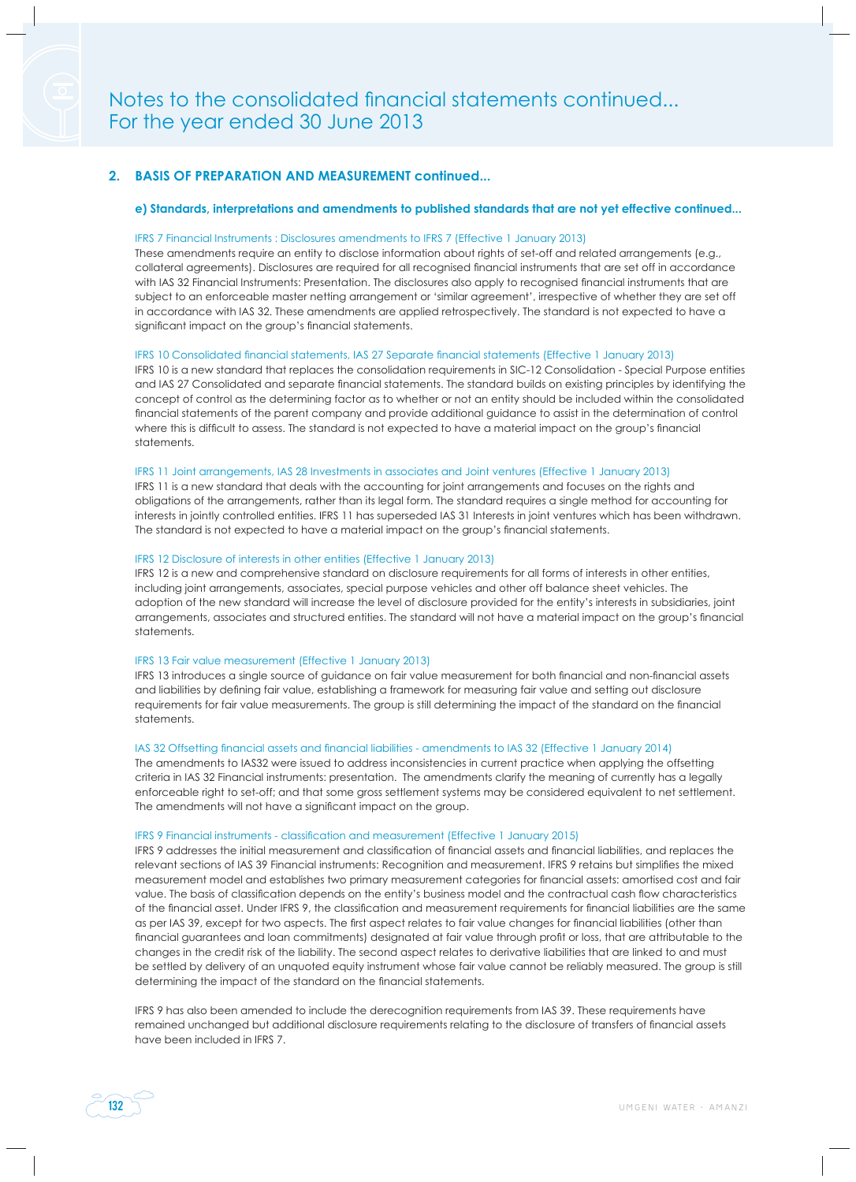## 2. BASIS OF PREPARATION AND MEASUREMENT continued...

### e) Standards, interpretations and amendments to published standards that are not yet effective continued...

IFRS 7 Financial Instruments : Disclosures amendments to IFRS 7 (Effective 1 January 2013)

These amendments require an entity to disclose information about rights of set-off and related arrangements (e.g., collateral agreements). Disclosures are required for all recognised financial instruments that are set off in accordance with IAS 32 Financial Instruments: Presentation. The disclosures also apply to recognised financial instruments that are subject to an enforceable master netting arrangement or 'similar agreement', irrespective of whether they are set off in accordance with IAS 32. These amendments are applied retrospectively. The standard is not expected to have a significant impact on the group's financial statements.

IFRS 10 Consolidated financial statements, IAS 27 Separate financial statements (Effective 1 January 2013)

IFRS 10 is a new standard that replaces the consolidation requirements in SIC-12 Consolidation - Special Purpose entities and IAS 27 Consolidated and separate financial statements. The standard builds on existing principles by identifying the concept of control as the determining factor as to whether or not an entity should be included within the consolidated financial statements of the parent company and provide additional guidance to assist in the determination of control where this is difficult to assess. The standard is not expected to have a material impact on the group's financial statements.

IFRS 11 Joint arrangements, IAS 28 Investments in associates and Joint ventures (Effective 1 January 2013)

IFRS 11 is a new standard that deals with the accounting for joint arrangements and focuses on the rights and obligations of the arrangements, rather than its legal form. The standard requires a single method for accounting for interests in jointly controlled entities. IFRS 11 has superseded IAS 31 Interests in joint ventures which has been withdrawn. The standard is not expected to have a material impact on the group's financial statements.

IFRS 12 Disclosure of interests in other entities (Effective 1 January 2013)

IFRS 12 is a new and comprehensive standard on disclosure requirements for all forms of interests in other entities, including joint arrangements, associates, special purpose vehicles and other off balance sheet vehicles. The adoption of the new standard will increase the level of disclosure provided for the entity's interests in subsidiaries, joint arrangements, associates and structured entities. The standard will not have a material impact on the group's financial statements.

IFRS 13 Fair value measurement (Effective 1 January 2013)

IFRS 13 introduces a single source of guidance on fair value measurement for both financial and non-financial assets and liabilities by defining fair value, establishing a framework for measuring fair value and setting out disclosure requirements for fair value measurements. The group is still determining the impact of the standard on the financial statements.

IAS 32 Offsetting financial assets and financial liabilities - amendments to IAS 32 (Effective 1 January 2014)

The amendments to IAS32 were issued to address inconsistencies in current practice when applying the offsetting criteria in IAS 32 Financial instruments: presentation. The amendments clarify the meaning of currently has a legally enforceable right to set-off; and that some gross settlement systems may be considered equivalent to net settlement. The amendments will not have a significant impact on the group.

IFRS 9 Financial instruments - classification and measurement (Effective 1 January 2015)

IFRS 9 addresses the initial measurement and classification of financial assets and financial liabilities, and replaces the relevant sections of IAS 39 Financial instruments: Recognition and measurement. IFRS 9 retains but simplifies the mixed measurement model and establishes two primary measurement categories for financial assets: amortised cost and fair value. The basis of classification depends on the entity's business model and the contractual cash flow characteristics of the financial asset. Under IFRS 9, the classification and measurement requirements for financial liabilities are the same as per IAS 39, except for two aspects. The first aspect relates to fair value changes for financial liabilities (other than financial guarantees and loan commitments) designated at fair value through profit or loss, that are attributable to the changes in the credit risk of the liability. The second aspect relates to derivative liabilities that are linked to and must be settled by delivery of an unquoted equity instrument whose fair value cannot be reliably measured. The group is still determining the impact of the standard on the financial statements.

IFRS 9 has also been amended to include the derecognition requirements from IAS 39. These requirements have remained unchanged but additional disclosure requirements relating to the disclosure of transfers of financial assets have been included in IFRS 7.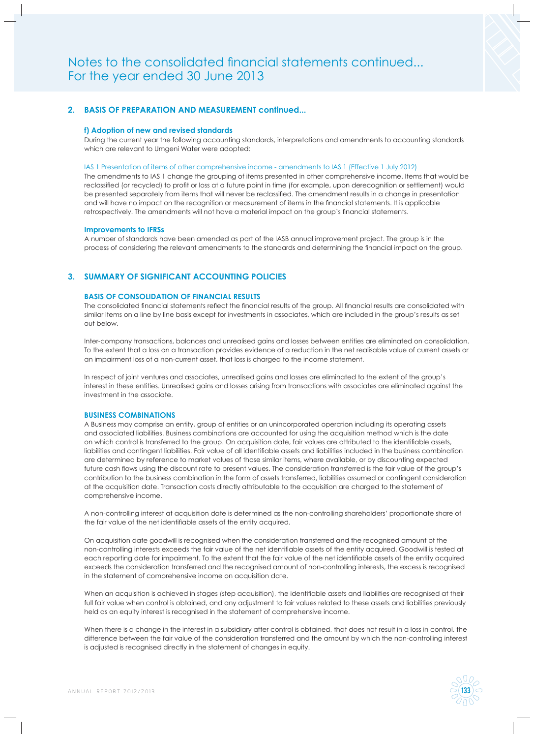## 2. BASIS OF PREPARATION AND MEASUREMENT continued...

### f) Adoption of new and revised standards

During the current year the following accounting standards, interpretations and amendments to accounting standards which are relevant to Umgeni Water were adopted:

IAS 1 Presentation of items of other comprehensive income - amendments to IAS 1 (Effective 1 July 2012)

The amendments to IAS 1 change the grouping of items presented in other comprehensive income. Items that would be reclassified (or recycled) to profit or loss at a future point in time (for example, upon derecognition or settlement) would be presented separately from items that will never be reclassified. The amendment results in a change in presentation and will have no impact on the recognition or measurement of items in the financial statements. It is applicable retrospectively. The amendments will not have a material impact on the group's financial statements.

### Improvements to IFRSs

A number of standards have been amended as part of the IASB annual improvement project. The group is in the process of considering the relevant amendments to the standards and determining the financial impact on the group.

## 3. SUMMARY OF SIGNIFICANT ACCOUNTING POLICIES

### BASIS OF CONSOLIDATION OF FINANCIAL RESULTS

The consolidated financial statements reflect the financial results of the group. All financial results are consolidated with similar items on a line by line basis except for investments in associates, which are included in the group's results as set out below.

Inter-company transactions, balances and unrealised gains and losses between entities are eliminated on consolidation. To the extent that a loss on a transaction provides evidence of a reduction in the net realisable value of current assets or an impairment loss of a non-current asset, that loss is charged to the income statement.

In respect of joint ventures and associates, unrealised gains and losses are eliminated to the extent of the group's interest in these entities. Unrealised gains and losses arising from transactions with associates are eliminated against the investment in the associate.

### BUSINESS COMBINATIONS

A Business may comprise an entity, group of entities or an unincorporated operation including its operating assets and associated liabilities. Business combinations are accounted for using the acquisition method which is the date on which control is transferred to the group. On acquisition date, fair values are attributed to the identifiable assets, liabilities and contingent liabilities. Fair value of all identifiable assets and liabilities included in the business combination are determined by reference to market values of those similar items, where available, or by discounting expected future cash flows using the discount rate to present values. The consideration transferred is the fair value of the group's contribution to the business combination in the form of assets transferred, liabilities assumed or contingent consideration at the acquisition date. Transaction costs directly attributable to the acquisition are charged to the statement of comprehensive income.

A non-controlling interest at acquisition date is determined as the non-controlling shareholders' proportionate share of the fair value of the net identifiable assets of the entity acquired.

On acquisition date goodwill is recognised when the consideration transferred and the recognised amount of the non-controlling interests exceeds the fair value of the net identifiable assets of the entity acquired. Goodwill is tested at each reporting date for impairment. To the extent that the fair value of the net identifiable assets of the entity acquired exceeds the consideration transferred and the recognised amount of non-controlling interests, the excess is recognised in the statement of comprehensive income on acquisition date.

When an acquisition is achieved in stages (step acquisition), the identifiable assets and liabilities are recognised at their full fair value when control is obtained, and any adjustment to fair values related to these assets and liabilities previously held as an equity interest is recognised in the statement of comprehensive income.

When there is a change in the interest in a subsidiary after control is obtained, that does not result in a loss in control, the difference between the fair value of the consideration transferred and the amount by which the non-controlling interest is adjusted is recognised directly in the statement of changes in equity.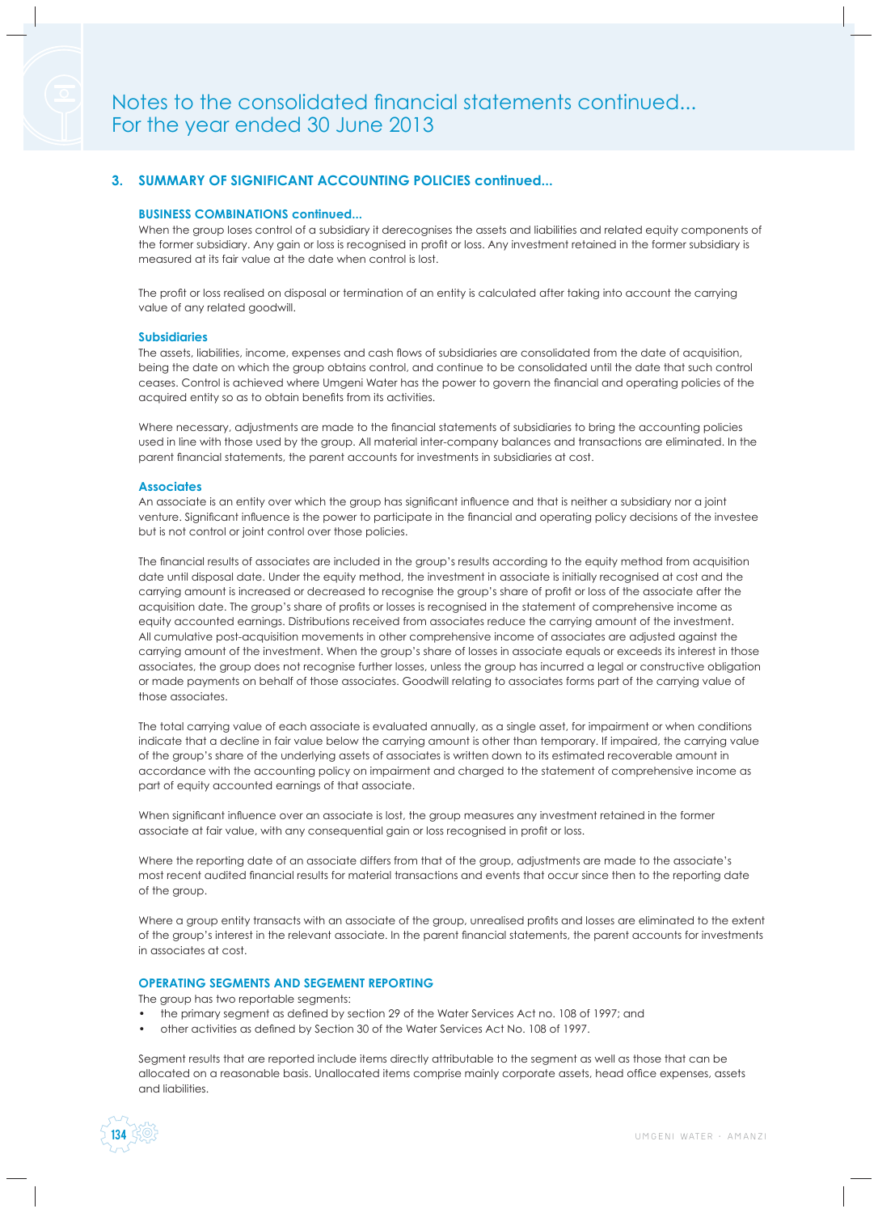## 3. SUMMARY OF SIGNIFICANT ACCOUNTING POLICIES continued...

### BUSINESS COMBINATIONS continued...

When the group loses control of a subsidiary it derecognises the assets and liabilities and related equity components of the former subsidiary. Any gain or loss is recognised in profit or loss. Any investment retained in the former subsidiary is measured at its fair value at the date when control is lost.

The profit or loss realised on disposal or termination of an entity is calculated after taking into account the carrying value of any related goodwill.

### Subsidiaries

The assets, liabilities, income, expenses and cash flows of subsidiaries are consolidated from the date of acquisition, being the date on which the group obtains control, and continue to be consolidated until the date that such control ceases. Control is achieved where Umgeni Water has the power to govern the financial and operating policies of the acquired entity so as to obtain benefits from its activities.

Where necessary, adjustments are made to the financial statements of subsidiaries to bring the accounting policies used in line with those used by the group. All material inter-company balances and transactions are eliminated. In the parent financial statements, the parent accounts for investments in subsidiaries at cost.

### Associates

An associate is an entity over which the group has significant influence and that is neither a subsidiary nor a joint venture. Significant influence is the power to participate in the financial and operating policy decisions of the investee but is not control or joint control over those policies.

The financial results of associates are included in the group's results according to the equity method from acquisition date until disposal date. Under the equity method, the investment in associate is initially recognised at cost and the carrying amount is increased or decreased to recognise the group's share of profit or loss of the associate after the acquisition date. The group's share of profits or losses is recognised in the statement of comprehensive income as equity accounted earnings. Distributions received from associates reduce the carrying amount of the investment. All cumulative post-acquisition movements in other comprehensive income of associates are adjusted against the carrying amount of the investment. When the group's share of losses in associate equals or exceeds its interest in those associates, the group does not recognise further losses, unless the group has incurred a legal or constructive obligation or made payments on behalf of those associates. Goodwill relating to associates forms part of the carrying value of those associates.

The total carrying value of each associate is evaluated annually, as a single asset, for impairment or when conditions indicate that a decline in fair value below the carrying amount is other than temporary. If impaired, the carrying value of the group's share of the underlying assets of associates is written down to its estimated recoverable amount in accordance with the accounting policy on impairment and charged to the statement of comprehensive income as part of equity accounted earnings of that associate.

When significant influence over an associate is lost, the group measures any investment retained in the former associate at fair value, with any consequential gain or loss recognised in profit or loss.

Where the reporting date of an associate differs from that of the group, adjustments are made to the associate's most recent audited financial results for material transactions and events that occur since then to the reporting date of the group.

Where a group entity transacts with an associate of the group, unrealised profits and losses are eliminated to the extent of the group's interest in the relevant associate. In the parent financial statements, the parent accounts for investments in associates at cost.

### OPERATING SEGMENTS AND SEGEMENT REPORTING

The group has two reportable segments:

- the primary segment as defined by section 29 of the Water Services Act no. 108 of 1997; and
- other activities as defined by Section 30 of the Water Services Act No. 108 of 1997.

Segment results that are reported include items directly attributable to the segment as well as those that can be allocated on a reasonable basis. Unallocated items comprise mainly corporate assets, head office expenses, assets and liabilities.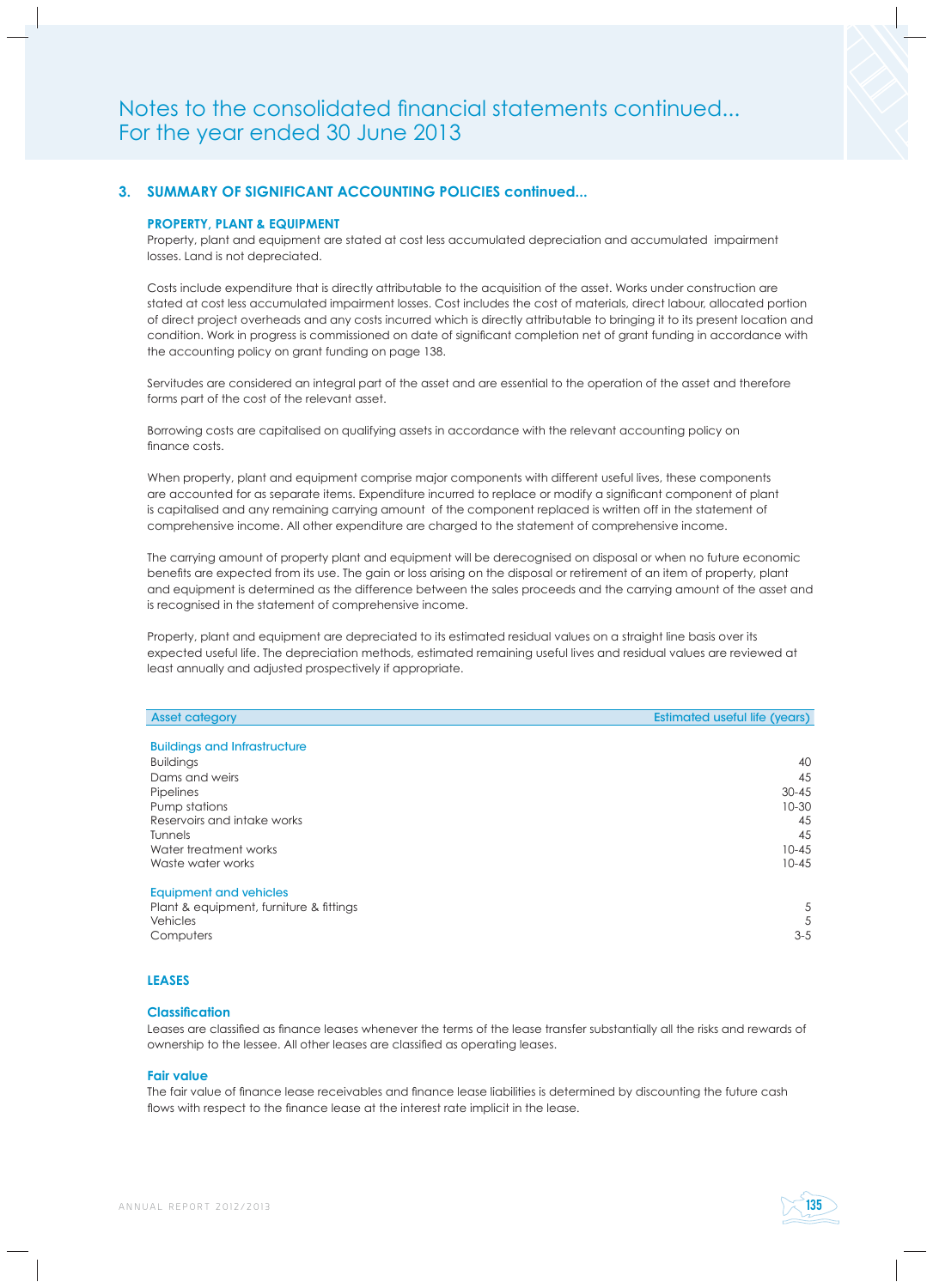# Notes to the consolidated financial statements continued...
# For the year ended 30 June 2013

## 3. SUMMARY OF SIGNIFICANT ACCOUNTING POLICIES continued...

### PROPERTY, PLANT & EQUIPMENT

Property, plant and equipment are stated at cost less accumulated depreciation and accumulated impairment losses. Land is not depreciated.

Costs include expenditure that is directly attributable to the acquisition of the asset. Works under construction are stated at cost less accumulated impairment losses. Cost includes the cost of materials, direct labour, allocated portion of direct project overheads and any costs incurred which is directly attributable to bringing it to its present location and condition. Work in progress is commissioned on date of significant completion net of grant funding in accordance with the accounting policy on grant funding on page 138.

Servitudes are considered an integral part of the asset and are essential to the operation of the asset and therefore forms part of the cost of the relevant asset.

Borrowing costs are capitalised on qualifying assets in accordance with the relevant accounting policy on finance costs.

When property, plant and equipment comprise major components with different useful lives, these components are accounted for as separate items. Expenditure incurred to replace or modify a significant component of plant is capitalised and any remaining carrying amount of the component replaced is written off in the statement of comprehensive income. All other expenditure are charged to the statement of comprehensive income.

The carrying amount of property plant and equipment will be derecognised on disposal or when no future economic benefits are expected from its use. The gain or loss arising on the disposal or retirement of an item of property, plant and equipment is determined as the difference between the sales proceeds and the carrying amount of the asset and is recognised in the statement of comprehensive income.

Property, plant and equipment are depreciated to its estimated residual values on a straight line basis over its expected useful life. The depreciation methods, estimated remaining useful lives and residual values are reviewed at least annually and adjusted prospectively if appropriate.

| Asset category | Estimated useful life (years) |
|---|---|
| **Buildings and Infrastructure** | |
| Buildings | 40 |
| Dams and weirs | 45 |
| Pipelines | 30-45 |
| Pump stations | 10-30 |
| Reservoirs and intake works | 45 |
| Tunnels | 45 |
| Water treatment works | 10-45 |
| Waste water works | 10-45 |
| **Equipment and vehicles** | |
| Plant & equipment, furniture & fittings | 5 |
| Vehicles | 5 |
| Computers | 3-5 |

### LEASES

#### Classification

Leases are classified as finance leases whenever the terms of the lease transfer substantially all the risks and rewards of ownership to the lessee. All other leases are classified as operating leases.

#### Fair value

The fair value of finance lease receivables and finance lease liabilities is determined by discounting the future cash flows with respect to the finance lease at the interest rate implicit in the lease.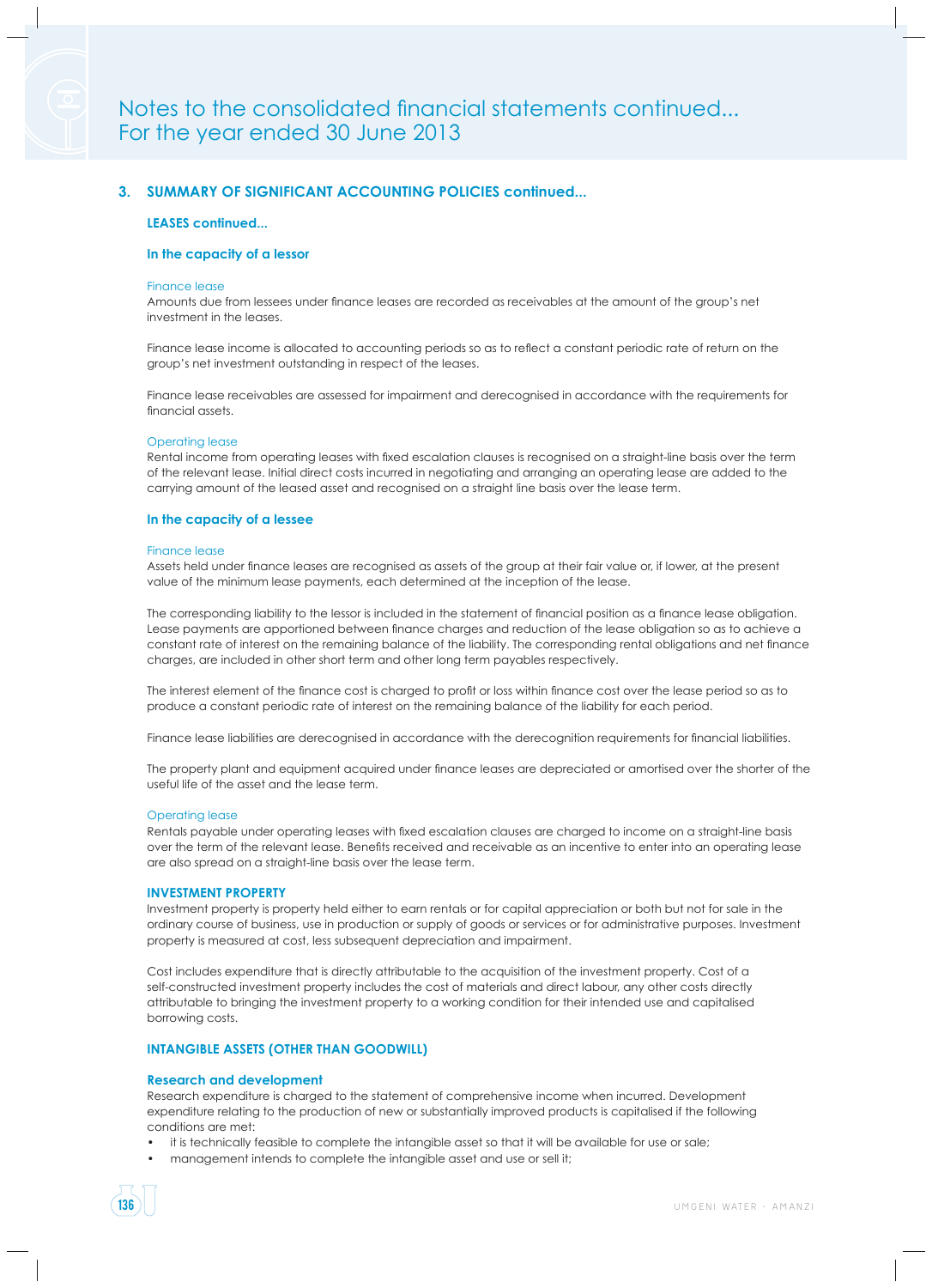## 3. SUMMARY OF SIGNIFICANT ACCOUNTING POLICIES continued...

### LEASES continued...

#### In the capacity of a lessor

Finance lease

Amounts due from lessees under finance leases are recorded as receivables at the amount of the group's net investment in the leases.

Finance lease income is allocated to accounting periods so as to reflect a constant periodic rate of return on the group's net investment outstanding in respect of the leases.

Finance lease receivables are assessed for impairment and derecognised in accordance with the requirements for financial assets.

Operating lease

Rental income from operating leases with fixed escalation clauses is recognised on a straight-line basis over the term of the relevant lease. Initial direct costs incurred in negotiating and arranging an operating lease are added to the carrying amount of the leased asset and recognised on a straight line basis over the lease term.

#### In the capacity of a lessee

Finance lease

Assets held under finance leases are recognised as assets of the group at their fair value or, if lower, at the present value of the minimum lease payments, each determined at the inception of the lease.

The corresponding liability to the lessor is included in the statement of financial position as a finance lease obligation. Lease payments are apportioned between finance charges and reduction of the lease obligation so as to achieve a constant rate of interest on the remaining balance of the liability. The corresponding rental obligations and net finance charges, are included in other short term and other long term payables respectively.

The interest element of the finance cost is charged to profit or loss within finance cost over the lease period so as to produce a constant periodic rate of interest on the remaining balance of the liability for each period.

Finance lease liabilities are derecognised in accordance with the derecognition requirements for financial liabilities.

The property plant and equipment acquired under finance leases are depreciated or amortised over the shorter of the useful life of the asset and the lease term.

Operating lease

Rentals payable under operating leases with fixed escalation clauses are charged to income on a straight-line basis over the term of the relevant lease. Benefits received and receivable as an incentive to enter into an operating lease are also spread on a straight-line basis over the lease term.

### INVESTMENT PROPERTY

Investment property is property held either to earn rentals or for capital appreciation or both but not for sale in the ordinary course of business, use in production or supply of goods or services or for administrative purposes. Investment property is measured at cost, less subsequent depreciation and impairment.

Cost includes expenditure that is directly attributable to the acquisition of the investment property. Cost of a self-constructed investment property includes the cost of materials and direct labour, any other costs directly attributable to bringing the investment property to a working condition for their intended use and capitalised borrowing costs.

### INTANGIBLE ASSETS (OTHER THAN GOODWILL)

#### Research and development

Research expenditure is charged to the statement of comprehensive income when incurred. Development expenditure relating to the production of new or substantially improved products is capitalised if the following conditions are met:

- it is technically feasible to complete the intangible asset so that it will be available for use or sale;
- management intends to complete the intangible asset and use or sell it;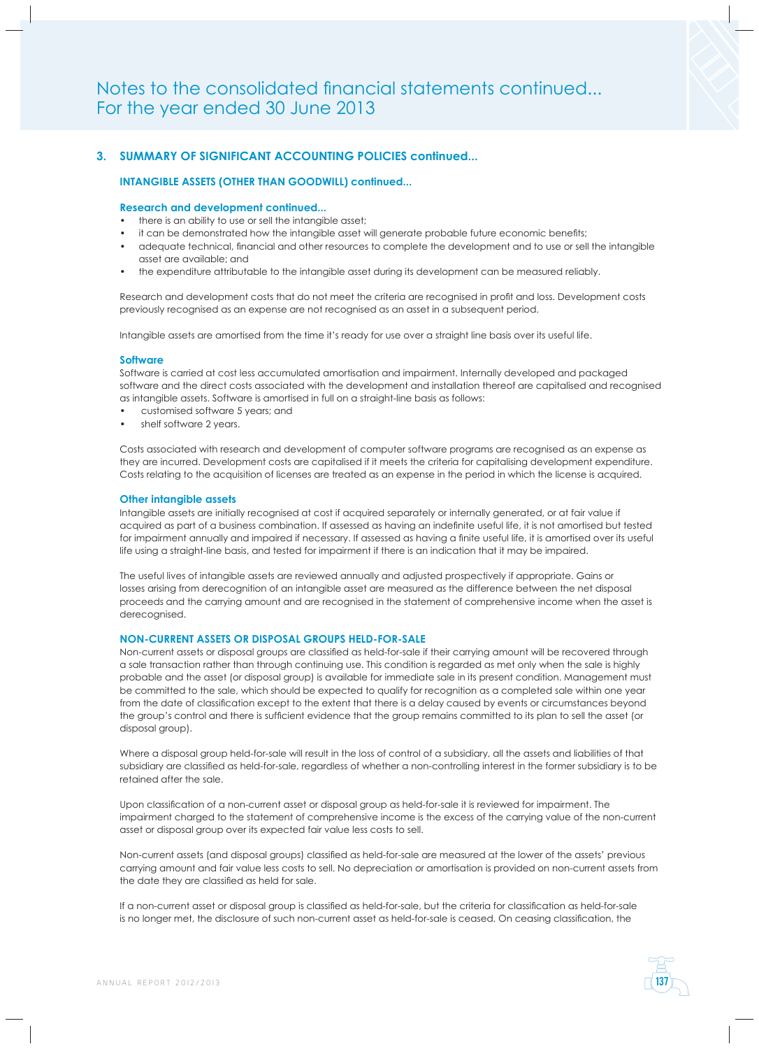## 3. SUMMARY OF SIGNIFICANT ACCOUNTING POLICIES continued...

### INTANGIBLE ASSETS (OTHER THAN GOODWILL) continued...

#### Research and development continued...

- there is an ability to use or sell the intangible asset;
- it can be demonstrated how the intangible asset will generate probable future economic benefits;
- adequate technical, financial and other resources to complete the development and to use or sell the intangible asset are available; and
- the expenditure attributable to the intangible asset during its development can be measured reliably.

Research and development costs that do not meet the criteria are recognised in profit and loss. Development costs previously recognised as an expense are not recognised as an asset in a subsequent period.

Intangible assets are amortised from the time it's ready for use over a straight line basis over its useful life.

#### Software

Software is carried at cost less accumulated amortisation and impairment. Internally developed and packaged software and the direct costs associated with the development and installation thereof are capitalised and recognised as intangible assets. Software is amortised in full on a straight-line basis as follows:

- customised software 5 years; and
- shelf software 2 years.

Costs associated with research and development of computer software programs are recognised as an expense as they are incurred. Development costs are capitalised if it meets the criteria for capitalising development expenditure. Costs relating to the acquisition of licenses are treated as an expense in the period in which the license is acquired.

#### Other intangible assets

Intangible assets are initially recognised at cost if acquired separately or internally generated, or at fair value if acquired as part of a business combination. If assessed as having an indefinite useful life, it is not amortised but tested for impairment annually and impaired if necessary. If assessed as having a finite useful life, it is amortised over its useful life using a straight-line basis, and tested for impairment if there is an indication that it may be impaired.

The useful lives of intangible assets are reviewed annually and adjusted prospectively if appropriate. Gains or losses arising from derecognition of an intangible asset are measured as the difference between the net disposal proceeds and the carrying amount and are recognised in the statement of comprehensive income when the asset is derecognised.

### NON-CURRENT ASSETS OR DISPOSAL GROUPS HELD-FOR-SALE

Non-current assets or disposal groups are classified as held-for-sale if their carrying amount will be recovered through a sale transaction rather than through continuing use. This condition is regarded as met only when the sale is highly probable and the asset (or disposal group) is available for immediate sale in its present condition. Management must be committed to the sale, which should be expected to qualify for recognition as a completed sale within one year from the date of classification except to the extent that there is a delay caused by events or circumstances beyond the group's control and there is sufficient evidence that the group remains committed to its plan to sell the asset (or disposal group).

Where a disposal group held-for-sale will result in the loss of control of a subsidiary, all the assets and liabilities of that subsidiary are classified as held-for-sale, regardless of whether a non-controlling interest in the former subsidiary is to be retained after the sale.

Upon classification of a non-current asset or disposal group as held-for-sale it is reviewed for impairment. The impairment charged to the statement of comprehensive income is the excess of the carrying value of the non-current asset or disposal group over its expected fair value less costs to sell.

Non-current assets (and disposal groups) classified as held-for-sale are measured at the lower of the assets' previous carrying amount and fair value less costs to sell. No depreciation or amortisation is provided on non-current assets from the date they are classified as held for sale.

If a non-current asset or disposal group is classified as held-for-sale, but the criteria for classification as held-for-sale is no longer met, the disclosure of such non-current asset as held-for-sale is ceased. On ceasing classification, the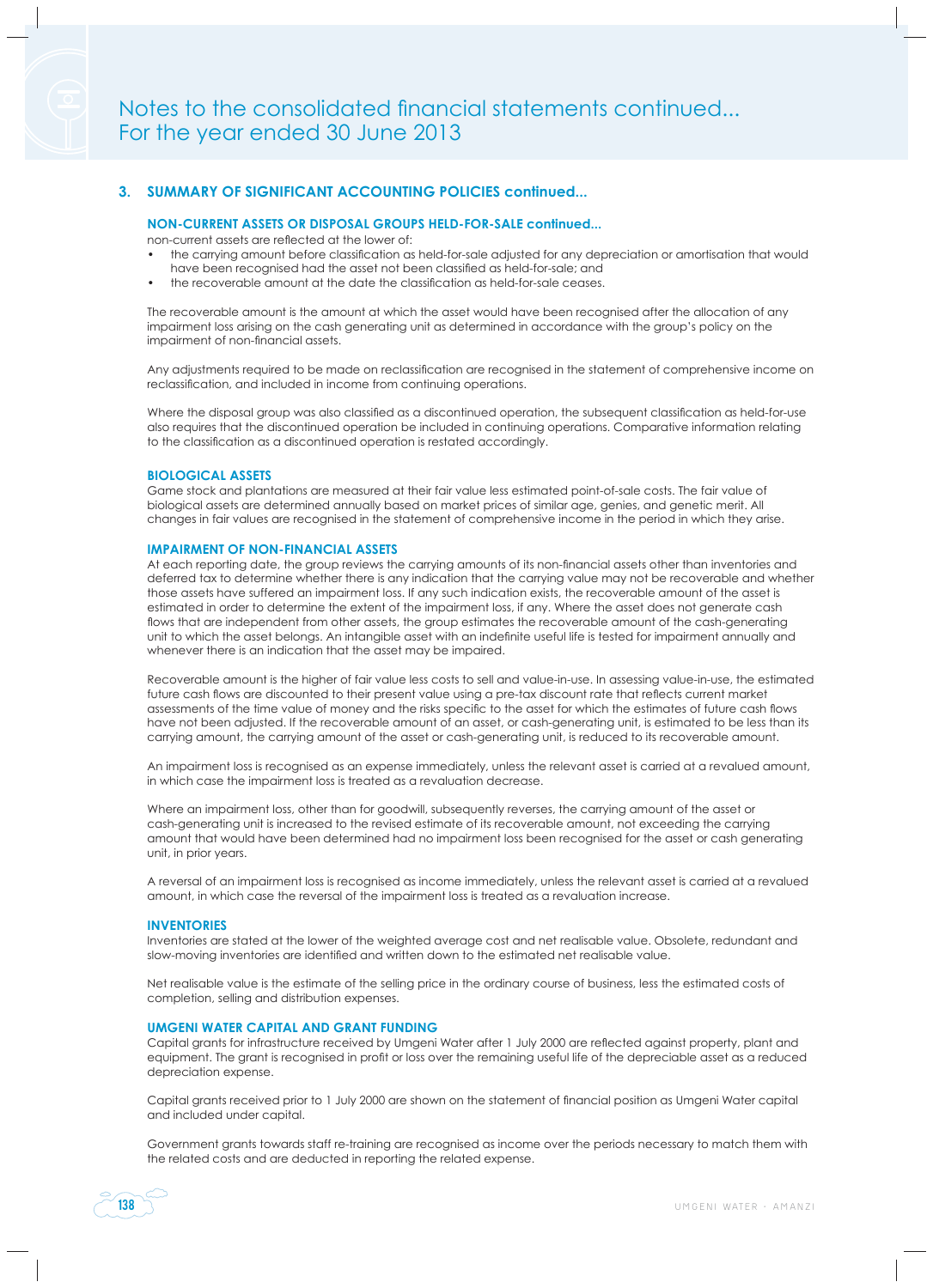# Notes to the consolidated financial statements continued...
For the year ended 30 June 2013

## 3. SUMMARY OF SIGNIFICANT ACCOUNTING POLICIES continued...

### NON-CURRENT ASSETS OR DISPOSAL GROUPS HELD-FOR-SALE continued...

non-current assets are reflected at the lower of:

- the carrying amount before classification as held-for-sale adjusted for any depreciation or amortisation that would have been recognised had the asset not been classified as held-for-sale; and
- the recoverable amount at the date the classification as held-for-sale ceases.

The recoverable amount is the amount at which the asset would have been recognised after the allocation of any impairment loss arising on the cash generating unit as determined in accordance with the group's policy on the impairment of non-financial assets.

Any adjustments required to be made on reclassification are recognised in the statement of comprehensive income on reclassification, and included in income from continuing operations.

Where the disposal group was also classified as a discontinued operation, the subsequent classification as held-for-use also requires that the discontinued operation be included in continuing operations. Comparative information relating to the classification as a discontinued operation is restated accordingly.

### BIOLOGICAL ASSETS

Game stock and plantations are measured at their fair value less estimated point-of-sale costs. The fair value of biological assets are determined annually based on market prices of similar age, genies, and genetic merit. All changes in fair values are recognised in the statement of comprehensive income in the period in which they arise.

### IMPAIRMENT OF NON-FINANCIAL ASSETS

At each reporting date, the group reviews the carrying amounts of its non-financial assets other than inventories and deferred tax to determine whether there is any indication that the carrying value may not be recoverable and whether those assets have suffered an impairment loss. If any such indication exists, the recoverable amount of the asset is estimated in order to determine the extent of the impairment loss, if any. Where the asset does not generate cash flows that are independent from other assets, the group estimates the recoverable amount of the cash-generating unit to which the asset belongs. An intangible asset with an indefinite useful life is tested for impairment annually and whenever there is an indication that the asset may be impaired.

Recoverable amount is the higher of fair value less costs to sell and value-in-use. In assessing value-in-use, the estimated future cash flows are discounted to their present value using a pre-tax discount rate that reflects current market assessments of the time value of money and the risks specific to the asset for which the estimates of future cash flows have not been adjusted. If the recoverable amount of an asset, or cash-generating unit, is estimated to be less than its carrying amount, the carrying amount of the asset or cash-generating unit, is reduced to its recoverable amount.

An impairment loss is recognised as an expense immediately, unless the relevant asset is carried at a revalued amount, in which case the impairment loss is treated as a revaluation decrease.

Where an impairment loss, other than for goodwill, subsequently reverses, the carrying amount of the asset or cash-generating unit is increased to the revised estimate of its recoverable amount, not exceeding the carrying amount that would have been determined had no impairment loss been recognised for the asset or cash generating unit, in prior years.

A reversal of an impairment loss is recognised as income immediately, unless the relevant asset is carried at a revalued amount, in which case the reversal of the impairment loss is treated as a revaluation increase.

### INVENTORIES

Inventories are stated at the lower of the weighted average cost and net realisable value. Obsolete, redundant and slow-moving inventories are identified and written down to the estimated net realisable value.

Net realisable value is the estimate of the selling price in the ordinary course of business, less the estimated costs of completion, selling and distribution expenses.

### UMGENI WATER CAPITAL AND GRANT FUNDING

Capital grants for infrastructure received by Umgeni Water after 1 July 2000 are reflected against property, plant and equipment. The grant is recognised in profit or loss over the remaining useful life of the depreciable asset as a reduced depreciation expense.

Capital grants received prior to 1 July 2000 are shown on the statement of financial position as Umgeni Water capital and included under capital.

Government grants towards staff re-training are recognised as income over the periods necessary to match them with the related costs and are deducted in reporting the related expense.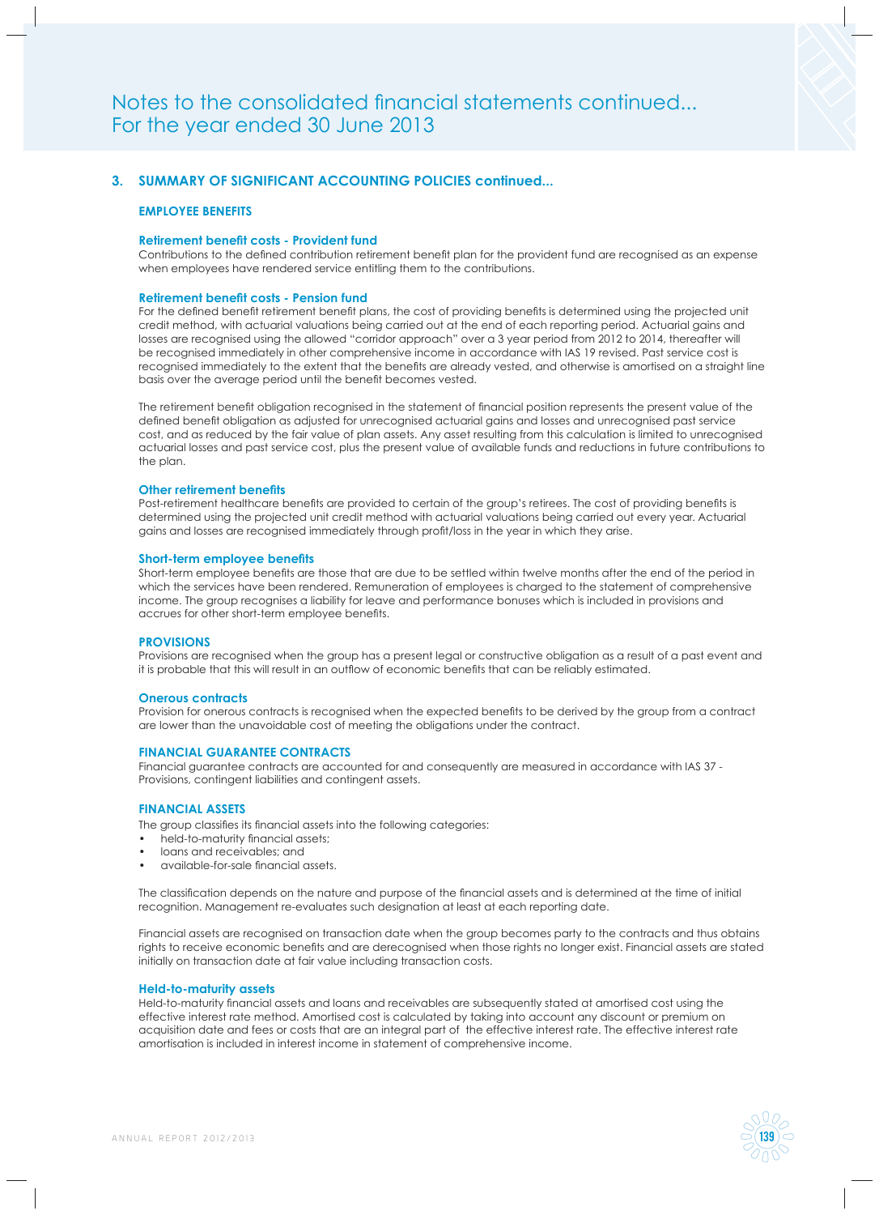## 3. SUMMARY OF SIGNIFICANT ACCOUNTING POLICIES continued...

### EMPLOYEE BENEFITS

#### Retirement benefit costs - Provident fund

Contributions to the defined contribution retirement benefit plan for the provident fund are recognised as an expense when employees have rendered service entitling them to the contributions.

#### Retirement benefit costs - Pension fund

For the defined benefit retirement benefit plans, the cost of providing benefits is determined using the projected unit credit method, with actuarial valuations being carried out at the end of each reporting period. Actuarial gains and losses are recognised using the allowed "corridor approach" over a 3 year period from 2012 to 2014, thereafter will be recognised immediately in other comprehensive income in accordance with IAS 19 revised. Past service cost is recognised immediately to the extent that the benefits are already vested, and otherwise is amortised on a straight line basis over the average period until the benefit becomes vested.

The retirement benefit obligation recognised in the statement of financial position represents the present value of the defined benefit obligation as adjusted for unrecognised actuarial gains and losses and unrecognised past service cost, and as reduced by the fair value of plan assets. Any asset resulting from this calculation is limited to unrecognised actuarial losses and past service cost, plus the present value of available funds and reductions in future contributions to the plan.

#### Other retirement benefits

Post-retirement healthcare benefits are provided to certain of the group's retirees. The cost of providing benefits is determined using the projected unit credit method with actuarial valuations being carried out every year. Actuarial gains and losses are recognised immediately through profit/loss in the year in which they arise.

#### Short-term employee benefits

Short-term employee benefits are those that are due to be settled within twelve months after the end of the period in which the services have been rendered. Remuneration of employees is charged to the statement of comprehensive income. The group recognises a liability for leave and performance bonuses which is included in provisions and accrues for other short-term employee benefits.

### PROVISIONS

Provisions are recognised when the group has a present legal or constructive obligation as a result of a past event and it is probable that this will result in an outflow of economic benefits that can be reliably estimated.

#### Onerous contracts

Provision for onerous contracts is recognised when the expected benefits to be derived by the group from a contract are lower than the unavoidable cost of meeting the obligations under the contract.

### FINANCIAL GUARANTEE CONTRACTS

Financial guarantee contracts are accounted for and consequently are measured in accordance with IAS 37 - Provisions, contingent liabilities and contingent assets.

### FINANCIAL ASSETS

The group classifies its financial assets into the following categories:

- held-to-maturity financial assets;
- loans and receivables; and
- available-for-sale financial assets.

The classification depends on the nature and purpose of the financial assets and is determined at the time of initial recognition. Management re-evaluates such designation at least at each reporting date.

Financial assets are recognised on transaction date when the group becomes party to the contracts and thus obtains rights to receive economic benefits and are derecognised when those rights no longer exist. Financial assets are stated initially on transaction date at fair value including transaction costs.

#### Held-to-maturity assets

Held-to-maturity financial assets and loans and receivables are subsequently stated at amortised cost using the effective interest rate method. Amortised cost is calculated by taking into account any discount or premium on acquisition date and fees or costs that are an integral part of the effective interest rate. The effective interest rate amortisation is included in interest income in statement of comprehensive income.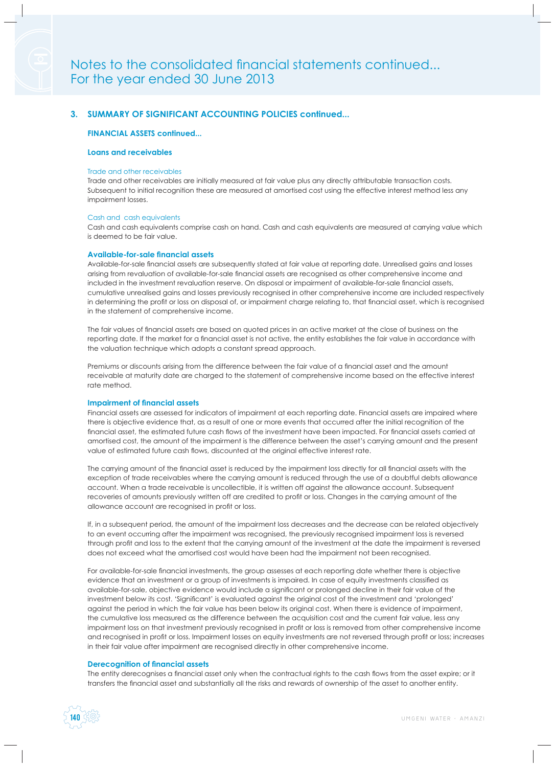# Notes to the consolidated financial statements continued...
For the year ended 30 June 2013

## 3. SUMMARY OF SIGNIFICANT ACCOUNTING POLICIES continued...

### FINANCIAL ASSETS continued...

### Loans and receivables

Trade and other receivables

Trade and other receivables are initially measured at fair value plus any directly attributable transaction costs. Subsequent to initial recognition these are measured at amortised cost using the effective interest method less any impairment losses.

Cash and cash equivalents

Cash and cash equivalents comprise cash on hand. Cash and cash equivalents are measured at carrying value which is deemed to be fair value.

### Available-for-sale financial assets

Available-for-sale financial assets are subsequently stated at fair value at reporting date. Unrealised gains and losses arising from revaluation of available-for-sale financial assets are recognised as other comprehensive income and included in the investment revaluation reserve. On disposal or impairment of available-for-sale financial assets, cumulative unrealised gains and losses previously recognised in other comprehensive income are included respectively in determining the profit or loss on disposal of, or impairment charge relating to, that financial asset, which is recognised in the statement of comprehensive income.

The fair values of financial assets are based on quoted prices in an active market at the close of business on the reporting date. If the market for a financial asset is not active, the entity establishes the fair value in accordance with the valuation technique which adopts a constant spread approach.

Premiums or discounts arising from the difference between the fair value of a financial asset and the amount receivable at maturity date are charged to the statement of comprehensive income based on the effective interest rate method.

### Impairment of financial assets

Financial assets are assessed for indicators of impairment at each reporting date. Financial assets are impaired where there is objective evidence that, as a result of one or more events that occurred after the initial recognition of the financial asset, the estimated future cash flows of the investment have been impacted. For financial assets carried at amortised cost, the amount of the impairment is the difference between the asset's carrying amount and the present value of estimated future cash flows, discounted at the original effective interest rate.

The carrying amount of the financial asset is reduced by the impairment loss directly for all financial assets with the exception of trade receivables where the carrying amount is reduced through the use of a doubtful debts allowance account. When a trade receivable is uncollectible, it is written off against the allowance account. Subsequent recoveries of amounts previously written off are credited to profit or loss. Changes in the carrying amount of the allowance account are recognised in profit or loss.

If, in a subsequent period, the amount of the impairment loss decreases and the decrease can be related objectively to an event occurring after the impairment was recognised, the previously recognised impairment loss is reversed through profit and loss to the extent that the carrying amount of the investment at the date the impairment is reversed does not exceed what the amortised cost would have been had the impairment not been recognised.

For available-for-sale financial investments, the group assesses at each reporting date whether there is objective evidence that an investment or a group of investments is impaired. In case of equity investments classified as available-for-sale, objective evidence would include a significant or prolonged decline in their fair value of the investment below its cost. 'Significant' is evaluated against the original cost of the investment and 'prolonged' against the period in which the fair value has been below its original cost. When there is evidence of impairment, the cumulative loss measured as the difference between the acquisition cost and the current fair value, less any impairment loss on that investment previously recognised in profit or loss is removed from other comprehensive income and recognised in profit or loss. Impairment losses on equity investments are not reversed through profit or loss; increases in their fair value after impairment are recognised directly in other comprehensive income.

### Derecognition of financial assets

The entity derecognises a financial asset only when the contractual rights to the cash flows from the asset expire; or it transfers the financial asset and substantially all the risks and rewards of ownership of the asset to another entity.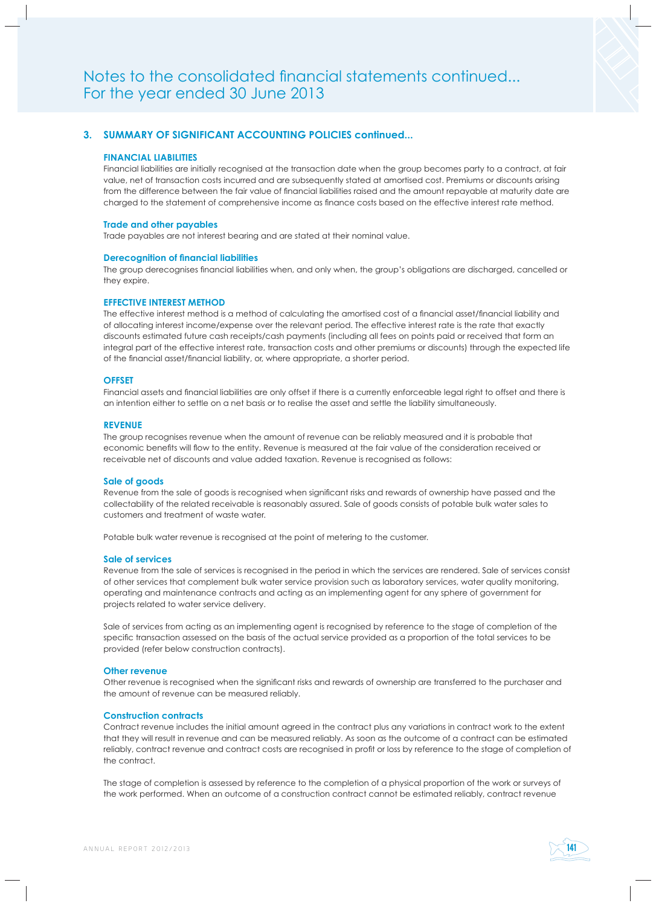# Notes to the consolidated financial statements continued...
For the year ended 30 June 2013

## 3. SUMMARY OF SIGNIFICANT ACCOUNTING POLICIES continued...

### FINANCIAL LIABILITIES

Financial liabilities are initially recognised at the transaction date when the group becomes party to a contract, at fair value, net of transaction costs incurred and are subsequently stated at amortised cost. Premiums or discounts arising from the difference between the fair value of financial liabilities raised and the amount repayable at maturity date are charged to the statement of comprehensive income as finance costs based on the effective interest rate method.

#### Trade and other payables

Trade payables are not interest bearing and are stated at their nominal value.

#### Derecognition of financial liabilities

The group derecognises financial liabilities when, and only when, the group's obligations are discharged, cancelled or they expire.

### EFFECTIVE INTEREST METHOD

The effective interest method is a method of calculating the amortised cost of a financial asset/financial liability and of allocating interest income/expense over the relevant period. The effective interest rate is the rate that exactly discounts estimated future cash receipts/cash payments (including all fees on points paid or received that form an integral part of the effective interest rate, transaction costs and other premiums or discounts) through the expected life of the financial asset/financial liability, or, where appropriate, a shorter period.

### OFFSET

Financial assets and financial liabilities are only offset if there is a currently enforceable legal right to offset and there is an intention either to settle on a net basis or to realise the asset and settle the liability simultaneously.

### REVENUE

The group recognises revenue when the amount of revenue can be reliably measured and it is probable that economic benefits will flow to the entity. Revenue is measured at the fair value of the consideration received or receivable net of discounts and value added taxation. Revenue is recognised as follows:

#### Sale of goods

Revenue from the sale of goods is recognised when significant risks and rewards of ownership have passed and the collectability of the related receivable is reasonably assured. Sale of goods consists of potable bulk water sales to customers and treatment of waste water.

Potable bulk water revenue is recognised at the point of metering to the customer.

#### Sale of services

Revenue from the sale of services is recognised in the period in which the services are rendered. Sale of services consist of other services that complement bulk water service provision such as laboratory services, water quality monitoring, operating and maintenance contracts and acting as an implementing agent for any sphere of government for projects related to water service delivery.

Sale of services from acting as an implementing agent is recognised by reference to the stage of completion of the specific transaction assessed on the basis of the actual service provided as a proportion of the total services to be provided (refer below construction contracts).

#### Other revenue

Other revenue is recognised when the significant risks and rewards of ownership are transferred to the purchaser and the amount of revenue can be measured reliably.

#### Construction contracts

Contract revenue includes the initial amount agreed in the contract plus any variations in contract work to the extent that they will result in revenue and can be measured reliably. As soon as the outcome of a contract can be estimated reliably, contract revenue and contract costs are recognised in profit or loss by reference to the stage of completion of the contract.

The stage of completion is assessed by reference to the completion of a physical proportion of the work or surveys of the work performed. When an outcome of a construction contract cannot be estimated reliably, contract revenue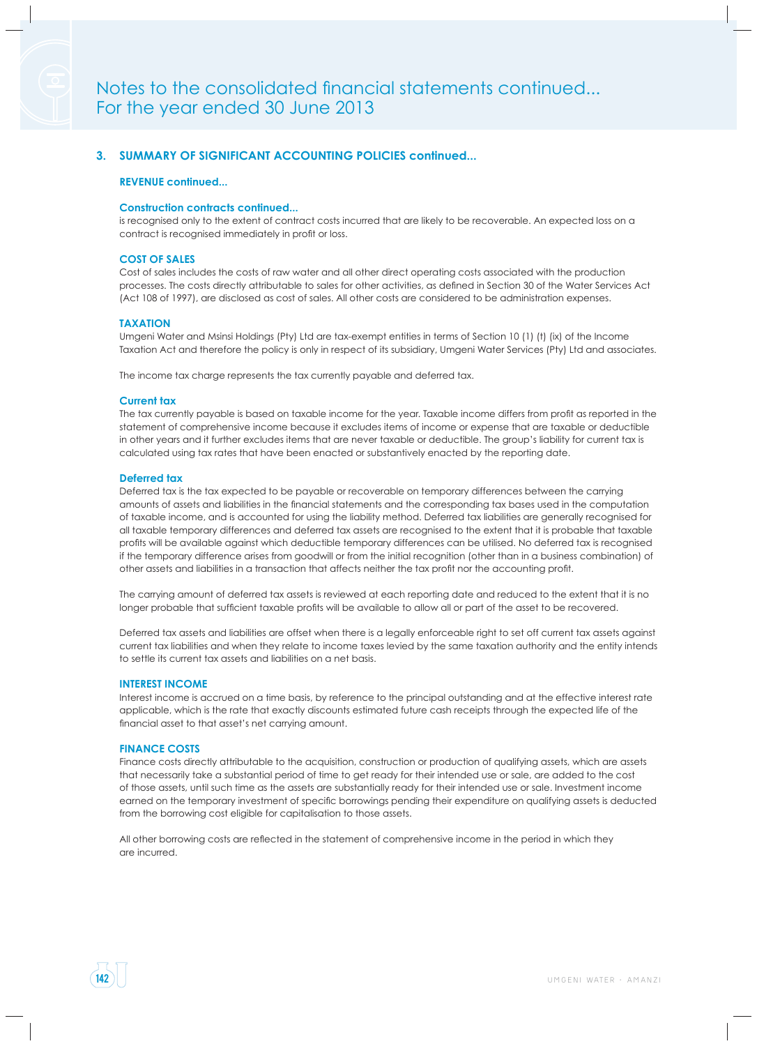## 3. SUMMARY OF SIGNIFICANT ACCOUNTING POLICIES continued...

### REVENUE continued...

#### Construction contracts continued...

is recognised only to the extent of contract costs incurred that are likely to be recoverable. An expected loss on a contract is recognised immediately in profit or loss.

### COST OF SALES

Cost of sales includes the costs of raw water and all other direct operating costs associated with the production processes. The costs directly attributable to sales for other activities, as defined in Section 30 of the Water Services Act (Act 108 of 1997), are disclosed as cost of sales. All other costs are considered to be administration expenses.

### TAXATION

Umgeni Water and Msinsi Holdings (Pty) Ltd are tax-exempt entities in terms of Section 10 (1) (t) (ix) of the Income Taxation Act and therefore the policy is only in respect of its subsidiary, Umgeni Water Services (Pty) Ltd and associates.

The income tax charge represents the tax currently payable and deferred tax.

#### Current tax

The tax currently payable is based on taxable income for the year. Taxable income differs from profit as reported in the statement of comprehensive income because it excludes items of income or expense that are taxable or deductible in other years and it further excludes items that are never taxable or deductible. The group's liability for current tax is calculated using tax rates that have been enacted or substantively enacted by the reporting date.

#### Deferred tax

Deferred tax is the tax expected to be payable or recoverable on temporary differences between the carrying amounts of assets and liabilities in the financial statements and the corresponding tax bases used in the computation of taxable income, and is accounted for using the liability method. Deferred tax liabilities are generally recognised for all taxable temporary differences and deferred tax assets are recognised to the extent that it is probable that taxable profits will be available against which deductible temporary differences can be utilised. No deferred tax is recognised if the temporary difference arises from goodwill or from the initial recognition (other than in a business combination) of other assets and liabilities in a transaction that affects neither the tax profit nor the accounting profit.

The carrying amount of deferred tax assets is reviewed at each reporting date and reduced to the extent that it is no longer probable that sufficient taxable profits will be available to allow all or part of the asset to be recovered.

Deferred tax assets and liabilities are offset when there is a legally enforceable right to set off current tax assets against current tax liabilities and when they relate to income taxes levied by the same taxation authority and the entity intends to settle its current tax assets and liabilities on a net basis.

### INTEREST INCOME

Interest income is accrued on a time basis, by reference to the principal outstanding and at the effective interest rate applicable, which is the rate that exactly discounts estimated future cash receipts through the expected life of the financial asset to that asset's net carrying amount.

### FINANCE COSTS

Finance costs directly attributable to the acquisition, construction or production of qualifying assets, which are assets that necessarily take a substantial period of time to get ready for their intended use or sale, are added to the cost of those assets, until such time as the assets are substantially ready for their intended use or sale. Investment income earned on the temporary investment of specific borrowings pending their expenditure on qualifying assets is deducted from the borrowing cost eligible for capitalisation to those assets.

All other borrowing costs are reflected in the statement of comprehensive income in the period in which they are incurred.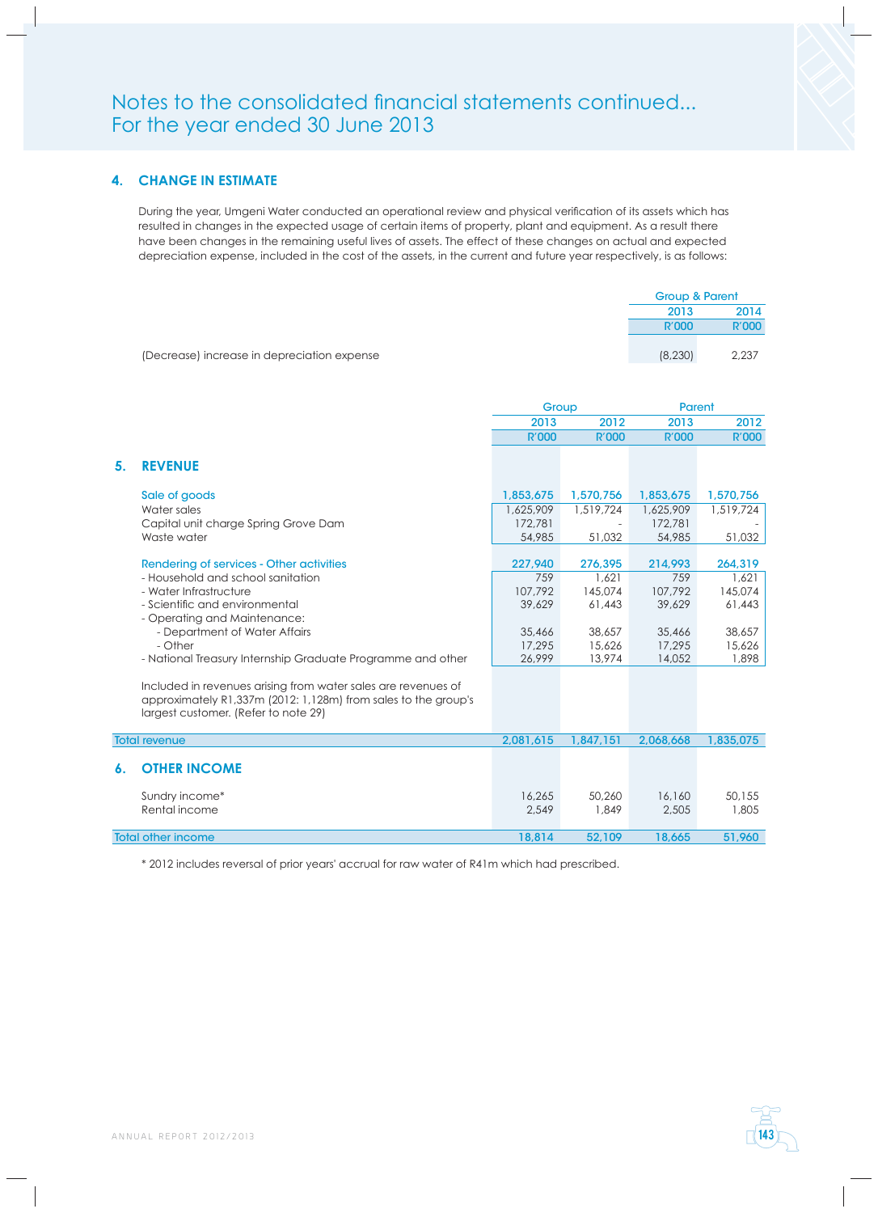# Notes to the consolidated financial statements continued...
# For the year ended 30 June 2013

## 4. CHANGE IN ESTIMATE

During the year, Umgeni Water conducted an operational review and physical verification of its assets which has resulted in changes in the expected usage of certain items of property, plant and equipment. As a result there have been changes in the remaining useful lives of assets. The effect of these changes on actual and expected depreciation expense, included in the cost of the assets, in the current and future year respectively, is as follows:

| | Group & Parent | |
|---|---|---|
| | 2013 | 2014 |
| | R'000 | R'000 |
| (Decrease) increase in depreciation expense | (8,230) | 2,237 |

| | Group | | Parent | |
|---|---|---|---|---|
| | 2013 | 2012 | 2013 | 2012 |
| | R'000 | R'000 | R'000 | R'000 |
| **5. REVENUE** | | | | |
| Sale of goods | 1,853,675 | 1,570,756 | 1,853,675 | 1,570,756 |
| Water sales | 1,625,909 | 1,519,724 | 1,625,909 | 1,519,724 |
| Capital unit charge Spring Grove Dam | 172,781 | - | 172,781 | - |
| Waste water | 54,985 | 51,032 | 54,985 | 51,032 |
| Rendering of services - Other activities | 227,940 | 276,395 | 214,993 | 264,319 |
| - Household and school sanitation | 759 | 1,621 | 759 | 1,621 |
| - Water Infrastructure | 107,792 | 145,074 | 107,792 | 145,074 |
| - Scientific and environmental | 39,629 | 61,443 | 39,629 | 61,443 |
| - Operating and Maintenance: | | | | |
| - Department of Water Affairs | 35,466 | 38,657 | 35,466 | 38,657 |
| - Other | 17,295 | 15,626 | 17,295 | 15,626 |
| - National Treasury Internship Graduate Programme and other | 26,999 | 13,974 | 14,052 | 1,898 |
| Included in revenues arising from water sales are revenues of approximately R1,337m (2012: 1,128m) from sales to the group's largest customer. (Refer to note 29) | | | | |
| Total revenue | 2,081,615 | 1,847,151 | 2,068,668 | 1,835,075 |
| **6. OTHER INCOME** | | | | |
| Sundry income* | 16,265 | 50,260 | 16,160 | 50,155 |
| Rental income | 2,549 | 1,849 | 2,505 | 1,805 |
| Total other income | 18,814 | 52,109 | 18,665 | 51,960 |

* 2012 includes reversal of prior years' accrual for raw water of R41m which had prescribed.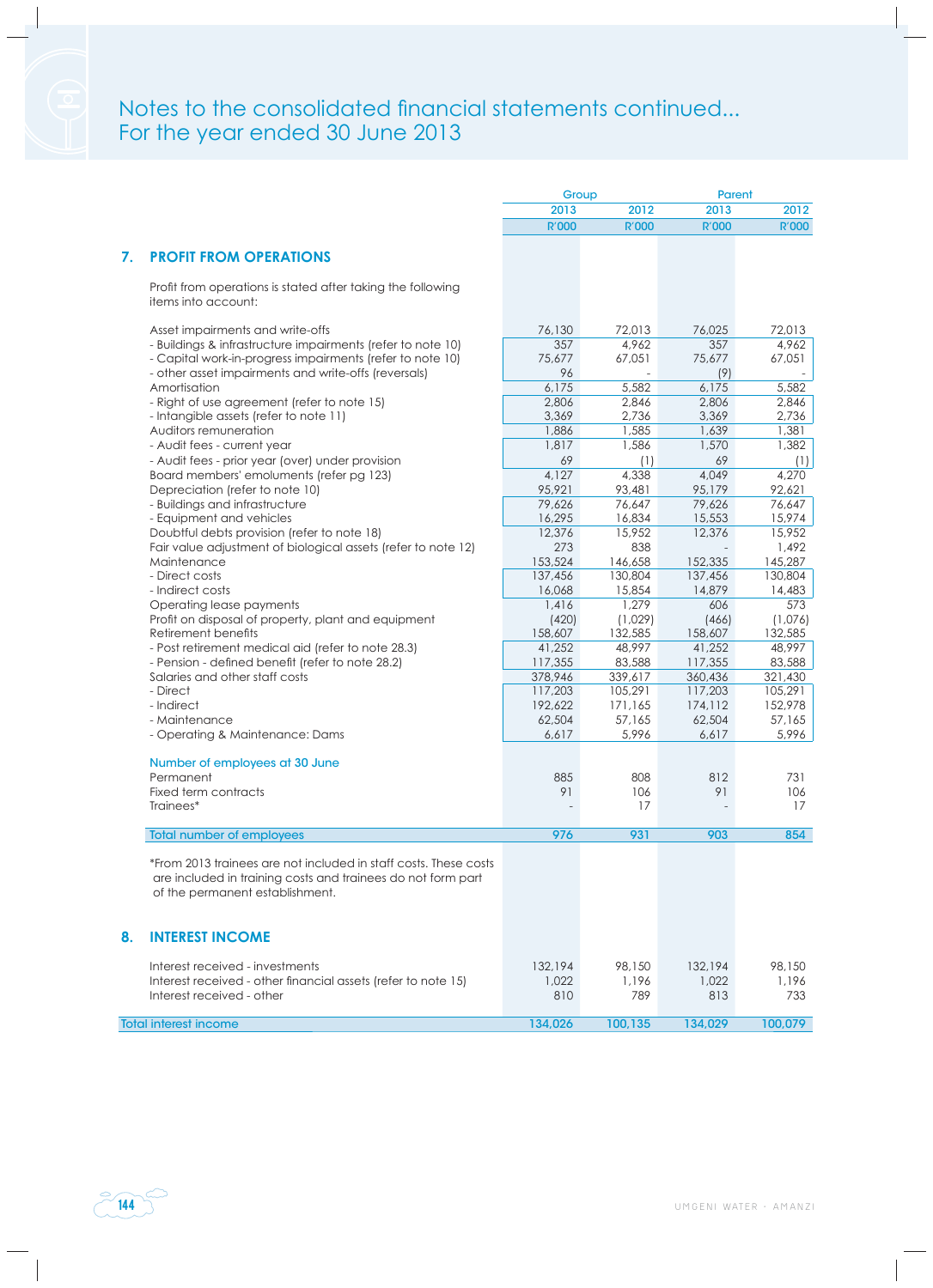# Notes to the consolidated financial statements continued...
For the year ended 30 June 2013

## 7. PROFIT FROM OPERATIONS

Profit from operations is stated after taking the following items into account:

| | Group | | Parent | |
|---|---|---|---|---|
| | 2013 | 2012 | 2013 | 2012 |
| | R'000 | R'000 | R'000 | R'000 |
| Asset impairments and write-offs | 76,130 | 72,013 | 76,025 | 72,013 |
| - Buildings & infrastructure impairments (refer to note 10) | 357 | 4,962 | 357 | 4,962 |
| - Capital work-in-progress impairments (refer to note 10) | 75,677 | 67,051 | 75,677 | 67,051 |
| - other asset impairments and write-offs (reversals) | 96 | - | (9) | - |
| Amortisation | 6,175 | 5,582 | 6,175 | 5,582 |
| - Right of use agreement (refer to note 15) | 2,806 | 2,846 | 2,806 | 2,846 |
| - Intangible assets (refer to note 11) | 3,369 | 2,736 | 3,369 | 2,736 |
| Auditors remuneration | 1,886 | 1,585 | 1,639 | 1,381 |
| - Audit fees - current year | 1,817 | 1,586 | 1,570 | 1,382 |
| - Audit fees - prior year (over) under provision | 69 | (1) | 69 | (1) |
| Board members' emoluments (refer pg 123) | 4,127 | 4,338 | 4,049 | 4,270 |
| Depreciation (refer to note 10) | 95,921 | 93,481 | 95,179 | 92,621 |
| - Buildings and infrastructure | 79,626 | 76,647 | 79,626 | 76,647 |
| - Equipment and vehicles | 16,295 | 16,834 | 15,553 | 15,974 |
| Doubtful debts provision (refer to note 18) | 12,376 | 15,952 | 12,376 | 15,952 |
| Fair value adjustment of biological assets (refer to note 12) | 273 | 838 | - | 1,492 |
| Maintenance | 153,524 | 146,658 | 152,335 | 145,287 |
| - Direct costs | 137,456 | 130,804 | 137,456 | 130,804 |
| - Indirect costs | 16,068 | 15,854 | 14,879 | 14,483 |
| Operating lease payments | 1,416 | 1,279 | 606 | 573 |
| Profit on disposal of property, plant and equipment | (420) | (1,029) | (466) | (1,076) |
| Retirement benefits | 158,607 | 132,585 | 158,607 | 132,585 |
| - Post retirement medical aid (refer to note 28.3) | 41,252 | 48,997 | 41,252 | 48,997 |
| - Pension - defined benefit (refer to note 28.2) | 117,355 | 83,588 | 117,355 | 83,588 |
| Salaries and other staff costs | 378,946 | 339,617 | 360,436 | 321,430 |
| - Direct | 117,203 | 105,291 | 117,203 | 105,291 |
| - Indirect | 192,622 | 171,165 | 174,112 | 152,978 |
| - Maintenance | 62,504 | 57,165 | 62,504 | 57,165 |
| - Operating & Maintenance: Dams | 6,617 | 5,996 | 6,617 | 5,996 |
| **Number of employees at 30 June** | | | | |
| Permanent | 885 | 808 | 812 | 731 |
| Fixed term contracts | 91 | 106 | 91 | 106 |
| Trainees* | - | 17 | - | 17 |
| **Total number of employees** | **976** | **931** | **903** | **854** |

*From 2013 trainees are not included in staff costs. These costs are included in training costs and trainees do not form part of the permanent establishment.

## 8. INTEREST INCOME

| | Group 2013 R'000 | Group 2012 R'000 | Parent 2013 R'000 | Parent 2012 R'000 |
|---|---|---|---|---|
| Interest received - investments | 132,194 | 98,150 | 132,194 | 98,150 |
| Interest received - other financial assets (refer to note 15) | 1,022 | 1,196 | 1,022 | 1,196 |
| Interest received - other | 810 | 789 | 813 | 733 |
| **Total interest income** | **134,026** | **100,135** | **134,029** | **100,079** |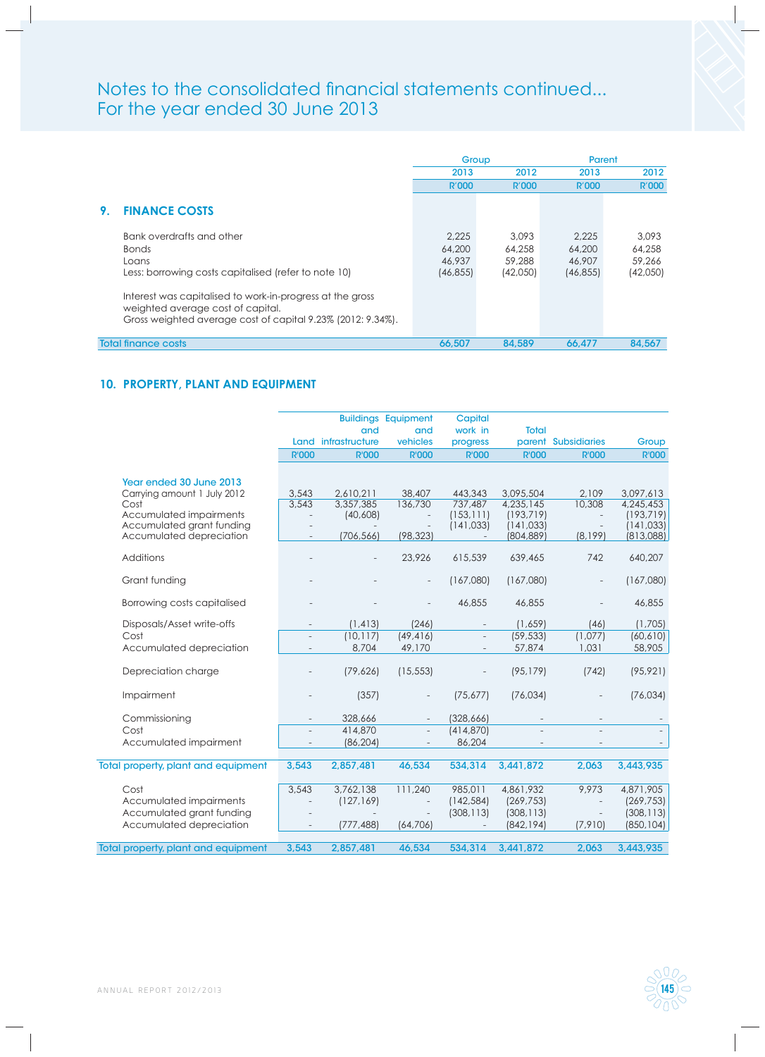# Notes to the consolidated financial statements continued...
For the year ended 30 June 2013

## 9. FINANCE COSTS

| | Group 2013 R'000 | Group 2012 R'000 | Parent 2013 R'000 | Parent 2012 R'000 |
|---|---|---|---|---|
| Bank overdrafts and other | 2,225 | 3,093 | 2,225 | 3,093 |
| Bonds | 64,200 | 64,258 | 64,200 | 64,258 |
| Loans | 46,937 | 59,288 | 46,907 | 59,266 |
| Less: borrowing costs capitalised (refer to note 10) | (46,855) | (42,050) | (46,855) | (42,050) |
| Interest was capitalised to work-in-progress at the gross weighted average cost of capital. Gross weighted average cost of capital 9.23% (2012: 9.34%). | | | | |
| **Total finance costs** | **66,507** | **84,589** | **66,477** | **84,567** |

## 10. PROPERTY, PLANT AND EQUIPMENT

| | Land R'000 | Buildings and infrastructure R'000 | Equipment and vehicles R'000 | Capital work in progress R'000 | Total parent R'000 | Subsidiaries R'000 | Group R'000 |
|---|---|---|---|---|---|---|---|
| **Year ended 30 June 2013** | | | | | | | |
| Carrying amount 1 July 2012 | 3,543 | 2,610,211 | 38,407 | 443,343 | 3,095,504 | 2,109 | 3,097,613 |
| Cost | 3,543 | 3,357,385 | 136,730 | 737,487 | 4,235,145 | 10,308 | 4,245,453 |
| Accumulated impairments | - | (40,608) | - | (153,111) | (193,719) | - | (193,719) |
| Accumulated grant funding | - | - | - | (141,033) | (141,033) | - | (141,033) |
| Accumulated depreciation | - | (706,566) | (98,323) | - | (804,889) | (8,199) | (813,088) |
| Additions | - | - | 23,926 | 615,539 | 639,465 | 742 | 640,207 |
| Grant funding | - | - | - | (167,080) | (167,080) | - | (167,080) |
| Borrowing costs capitalised | - | - | - | 46,855 | 46,855 | - | 46,855 |
| Disposals/Asset write-offs | - | (1,413) | (246) | - | (1,659) | (46) | (1,705) |
| Cost | - | (10,117) | (49,416) | - | (59,533) | (1,077) | (60,610) |
| Accumulated depreciation | - | 8,704 | 49,170 | - | 57,874 | 1,031 | 58,905 |
| Depreciation charge | - | (79,626) | (15,553) | - | (95,179) | (742) | (95,921) |
| Impairment | - | (357) | - | (75,677) | (76,034) | - | (76,034) |
| Commissioning | - | 328,666 | - | (328,666) | - | - | - |
| Cost | - | 414,870 | - | (414,870) | - | - | - |
| Accumulated impairment | - | (86,204) | - | 86,204 | - | - | - |
| **Total property, plant and equipment** | **3,543** | **2,857,481** | **46,534** | **534,314** | **3,441,872** | **2,063** | **3,443,935** |
| Cost | 3,543 | 3,762,138 | 111,240 | 985,011 | 4,861,932 | 9,973 | 4,871,905 |
| Accumulated impairments | - | (127,169) | - | (142,584) | (269,753) | - | (269,753) |
| Accumulated grant funding | - | - | - | (308,113) | (308,113) | - | (308,113) |
| Accumulated depreciation | - | (777,488) | (64,706) | - | (842,194) | (7,910) | (850,104) |
| **Total property, plant and equipment** | **3,543** | **2,857,481** | **46,534** | **534,314** | **3,441,872** | **2,063** | **3,443,935** |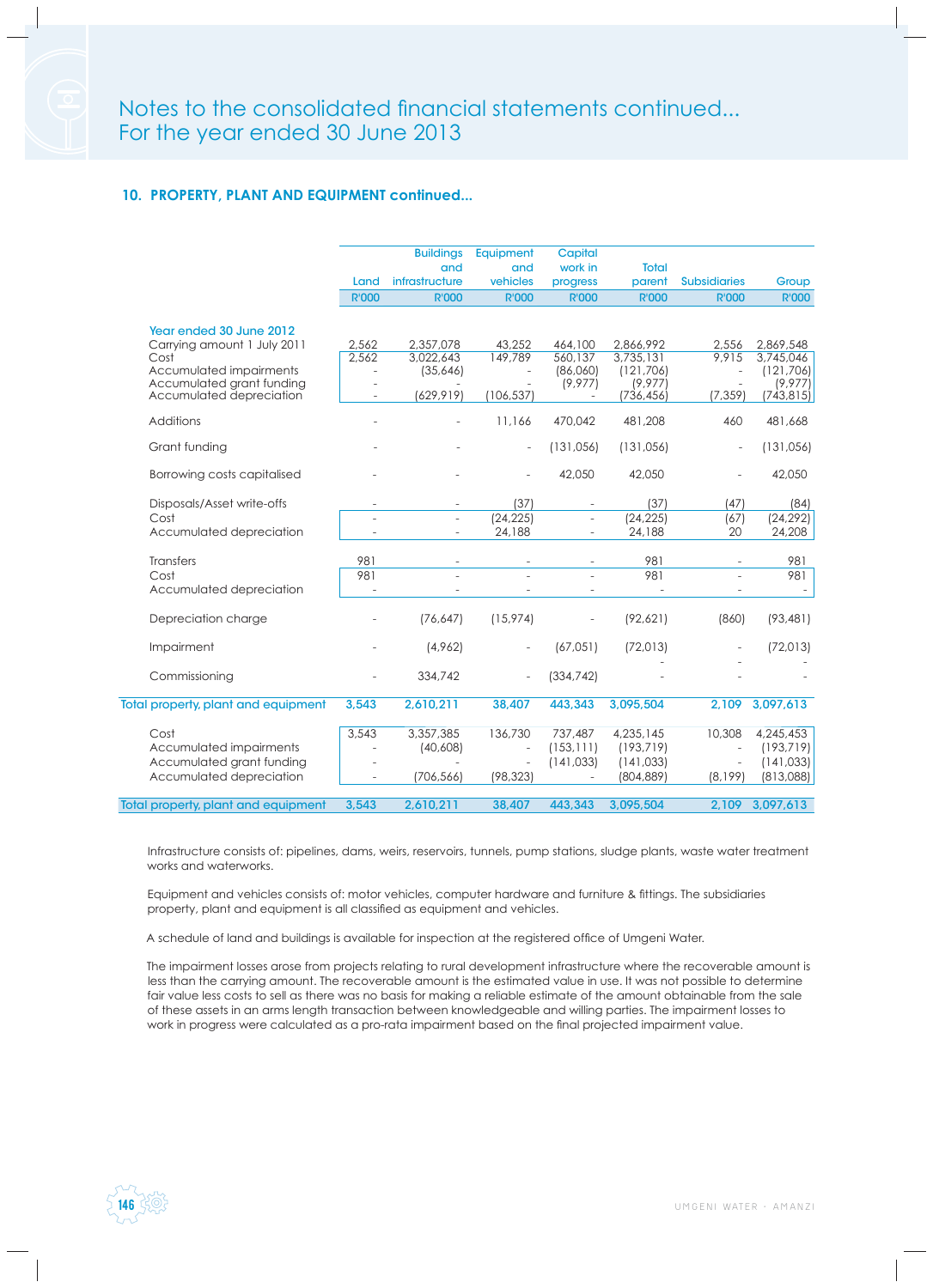# Notes to the consolidated financial statements continued...
# For the year ended 30 June 2013

## 10. PROPERTY, PLANT AND EQUIPMENT continued...

| | Land | Buildings and infrastructure | Equipment and vehicles | Capital work in progress | Total parent | Subsidiaries | Group |
|---|---|---|---|---|---|---|---|
| | R'000 | R'000 | R'000 | R'000 | R'000 | R'000 | R'000 |
| **Year ended 30 June 2012** | | | | | | | |
| Carrying amount 1 July 2011 | 2,562 | 2,357,078 | 43,252 | 464,100 | 2,866,992 | 2,556 | 2,869,548 |
| Cost | 2,562 | 3,022,643 | 149,789 | 560,137 | 3,735,131 | 9,915 | 3,745,046 |
| Accumulated impairments | - | (35,646) | - | (86,060) | (121,706) | - | (121,706) |
| Accumulated grant funding | - | - | - | (9,977) | (9,977) | - | (9,977) |
| Accumulated depreciation | - | (629,919) | (106,537) | - | (736,456) | (7,359) | (743,815) |
| Additions | - | - | 11,166 | 470,042 | 481,208 | 460 | 481,668 |
| Grant funding | - | - | - | (131,056) | (131,056) | - | (131,056) |
| Borrowing costs capitalised | - | - | - | 42,050 | 42,050 | - | 42,050 |
| Disposals/Asset write-offs | - | - | (37) | - | (37) | (47) | (84) |
| Cost | - | - | (24,225) | - | (24,225) | (67) | (24,292) |
| Accumulated depreciation | - | - | 24,188 | - | 24,188 | 20 | 24,208 |
| Transfers | 981 | - | - | - | 981 | - | 981 |
| Cost | 981 | - | - | - | 981 | - | 981 |
| Accumulated depreciation | - | - | - | - | - | - | - |
| Depreciation charge | - | (76,647) | (15,974) | - | (92,621) | (860) | (93,481) |
| Impairment | - | (4,962) | - | (67,051) | (72,013) | - | (72,013) |
| Commissioning | - | 334,742 | - | (334,742) | - | - | - |
| **Total property, plant and equipment** | **3,543** | **2,610,211** | **38,407** | **443,343** | **3,095,504** | **2,109** | **3,097,613** |
| Cost | 3,543 | 3,357,385 | 136,730 | 737,487 | 4,235,145 | 10,308 | 4,245,453 |
| Accumulated impairments | - | (40,608) | - | (153,111) | (193,719) | - | (193,719) |
| Accumulated grant funding | - | - | - | (141,033) | (141,033) | - | (141,033) |
| Accumulated depreciation | - | (706,566) | (98,323) | - | (804,889) | (8,199) | (813,088) |
| **Total property, plant and equipment** | **3,543** | **2,610,211** | **38,407** | **443,343** | **3,095,504** | **2,109** | **3,097,613** |

Infrastructure consists of: pipelines, dams, weirs, reservoirs, tunnels, pump stations, sludge plants, waste water treatment works and waterworks.

Equipment and vehicles consists of: motor vehicles, computer hardware and furniture & fittings. The subsidiaries property, plant and equipment is all classified as equipment and vehicles.

A schedule of land and buildings is available for inspection at the registered office of Umgeni Water.

The impairment losses arose from projects relating to rural development infrastructure where the recoverable amount is less than the carrying amount. The recoverable amount is the estimated value in use. It was not possible to determine fair value less costs to sell as there was no basis for making a reliable estimate of the amount obtainable from the sale of these assets in an arms length transaction between knowledgeable and willing parties. The impairment losses to work in progress were calculated as a pro-rata impairment based on the final projected impairment value.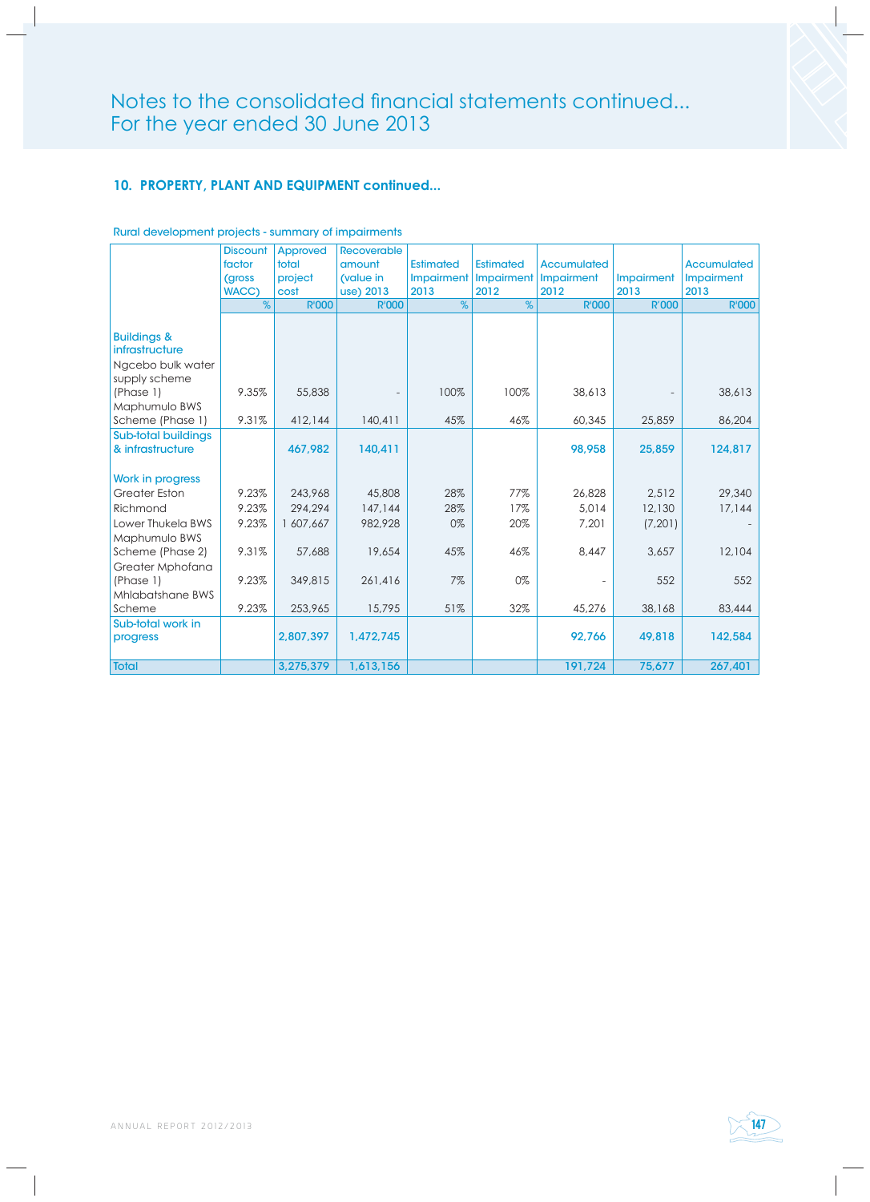# Notes to the consolidated financial statements continued...
For the year ended 30 June 2013

## 10. PROPERTY, PLANT AND EQUIPMENT continued...

Rural development projects - summary of impairments

| | Discount factor (gross WACC) | Approved total project cost | Recoverable amount (value in use) 2013 | Estimated Impairment 2013 | Estimated Impairment 2012 | Accumulated Impairment 2012 | Impairment 2013 | Accumulated Impairment 2013 |
|---|---|---|---|---|---|---|---|---|
| | % | R'000 | R'000 | % | % | R'000 | R'000 | R'000 |
| **Buildings & infrastructure** | | | | | | | | |
| Ngcebo bulk water supply scheme (Phase 1) | 9.35% | 55,838 | - | 100% | 100% | 38,613 | - | 38,613 |
| Maphumulo BWS Scheme (Phase 1) | 9.31% | 412,144 | 140,411 | 45% | 46% | 60,345 | 25,859 | 86,204 |
| **Sub-total buildings & infrastructure** | | **467,982** | **140,411** | | | **98,958** | **25,859** | **124,817** |
| **Work in progress** | | | | | | | | |
| Greater Eston | 9.23% | 243,968 | 45,808 | 28% | 77% | 26,828 | 2,512 | 29,340 |
| Richmond | 9.23% | 294,294 | 147,144 | 28% | 17% | 5,014 | 12,130 | 17,144 |
| Lower Thukela BWS | 9.23% | 1 607,667 | 982,928 | 0% | 20% | 7,201 | (7,201) | - |
| Maphumulo BWS Scheme (Phase 2) | 9.31% | 57,688 | 19,654 | 45% | 46% | 8,447 | 3,657 | 12,104 |
| Greater Mphofana (Phase 1) | 9.23% | 349,815 | 261,416 | 7% | 0% | - | 552 | 552 |
| Mhlabatshane BWS Scheme | 9.23% | 253,965 | 15,795 | 51% | 32% | 45,276 | 38,168 | 83,444 |
| **Sub-total work in progress** | | **2,807,397** | **1,472,745** | | | **92,766** | **49,818** | **142,584** |
| **Total** | | **3,275,379** | **1,613,156** | | | **191,724** | **75,677** | **267,401** |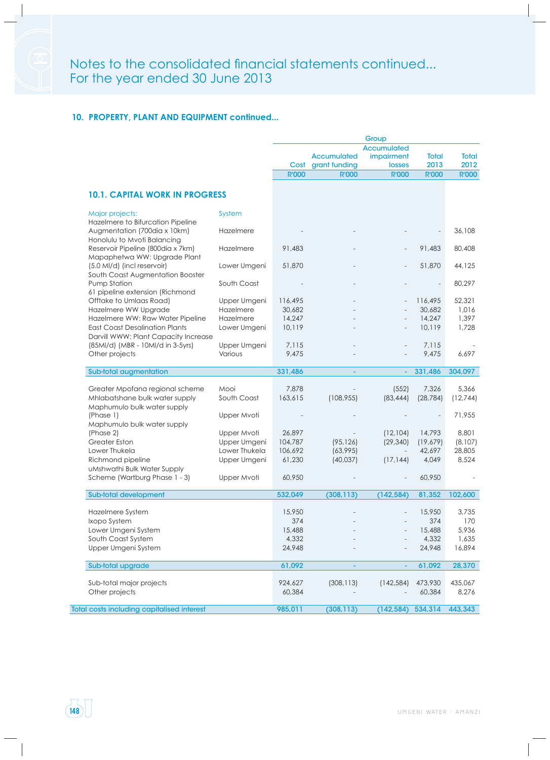# Notes to the consolidated financial statements continued...
For the year ended 30 June 2013

## 10. PROPERTY, PLANT AND EQUIPMENT continued...

### 10.1. CAPITAL WORK IN PROGRESS

| | | Group | | | | |
|---|---|---|---|---|---|---|
| | | Cost | Accumulated grant funding | Accumulated impairment losses | Total 2013 | Total 2012 |
| | | R'000 | R'000 | R'000 | R'000 | R'000 |
| Major projects: | System | | | | | |
| Hazelmere to Bifurcation Pipeline Augmentation (700dia x 10km) | Hazelmere | - | - | - | - | 36,108 |
| Honolulu to Mvoti Balancing Reservoir Pipeline (800dia x 7km) | Hazelmere | 91,483 | - | - | 91,483 | 80,408 |
| Mapaphetwa WW: Upgrade Plant (5.0 Ml/d) (incl reservoir) | Lower Umgeni | 51,870 | - | - | 51,870 | 44,125 |
| South Coast Augmentation Booster Pump Station | South Coast | - | - | - | - | 80,297 |
| 61 pipeline extension (Richmond Offtake to Umlaas Road) | Upper Umgeni | 116,495 | - | - | 116,495 | 52,321 |
| Hazelmere WW Upgrade | Hazelmere | 30,682 | - | - | 30,682 | 1,016 |
| Hazelmere WW: Raw Water Pipeline | Hazelmere | 14,247 | - | - | 14,247 | 1,397 |
| East Coast Desalination Plants | Lower Umgeni | 10,119 | - | - | 10,119 | 1,728 |
| Darvill WWW: Plant Capacity Increase (85Ml/d) (MBR - 10Ml/d in 3-5yrs) | Upper Umgeni | 7,115 | - | - | 7,115 | - |
| Other projects | Various | 9,475 | - | - | 9,475 | 6,697 |
| **Sub-total augmentation** | | **331,486** | **-** | **-** | **331,486** | **304,097** |
| Greater Mpofana regional scheme | Mooi | 7,878 | - | (552) | 7,326 | 5,366 |
| Mhlabatshane bulk water supply | South Coast | 163,615 | (108,955) | (83,444) | (28,784) | (12,744) |
| Maphumulo bulk water supply (Phase 1) | Upper Mvoti | - | - | - | - | 71,955 |
| Maphumulo bulk water supply (Phase 2) | Upper Mvoti | 26,897 | - | (12,104) | 14,793 | 8,801 |
| Greater Eston | Upper Umgeni | 104,787 | (95,126) | (29,340) | (19,679) | (8,107) |
| Lower Thukela | Lower Thukela | 106,692 | (63,995) | - | 42,697 | 28,805 |
| Richmond pipeline | Upper Umgeni | 61,230 | (40,037) | (17,144) | 4,049 | 8,524 |
| uMshwathi Bulk Water Supply Scheme (Wartburg Phase 1 - 3) | Upper Mvoti | 60,950 | - | - | 60,950 | - |
| **Sub-total development** | | **532,049** | **(308,113)** | **(142,584)** | **81,352** | **102,600** |
| Hazelmere System | | 15,950 | - | - | 15,950 | 3,735 |
| Ixopo System | | 374 | - | - | 374 | 170 |
| Lower Umgeni System | | 15,488 | - | - | 15,488 | 5,936 |
| South Coast System | | 4,332 | - | - | 4,332 | 1,635 |
| Upper Umgeni System | | 24,948 | - | - | 24,948 | 16,894 |
| **Sub-total upgrade** | | **61,092** | **-** | **-** | **61,092** | **28,370** |
| Sub-total major projects | | 924,627 | (308,113) | (142,584) | 473,930 | 435,067 |
| Other projects | | 60,384 | - | - | 60,384 | 8,276 |
| **Total costs including capitalised interest** | | **985,011** | **(308,113)** | **(142,584)** | **534,314** | **443,343** |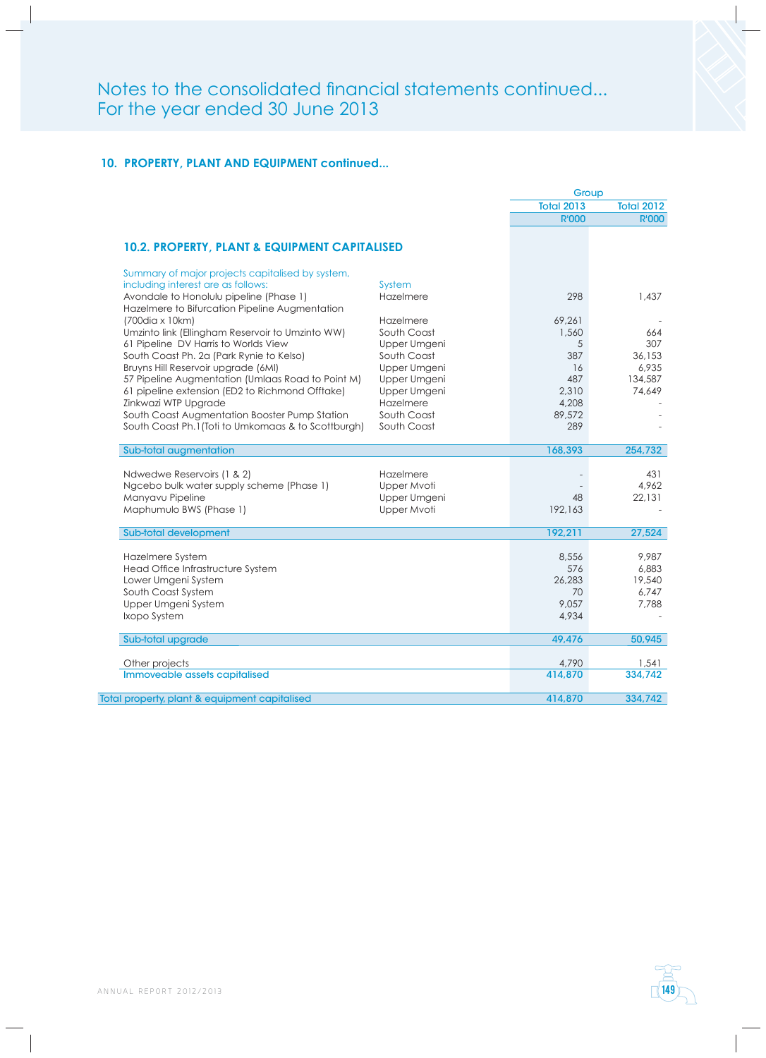# Notes to the consolidated financial statements continued...
For the year ended 30 June 2013

## 10. PROPERTY, PLANT AND EQUIPMENT continued...

### 10.2. PROPERTY, PLANT & EQUIPMENT CAPITALISED

| | | Group | |
|---|---|---|---|
| | | Total 2013 | Total 2012 |
| | | R'000 | R'000 |
| Summary of major projects capitalised by system, including interest are as follows: | System | | |
| Avondale to Honolulu pipeline (Phase 1) | Hazelmere | 298 | 1,437 |
| Hazelmere to Bifurcation Pipeline Augmentation (700dia x 10km) | Hazelmere | 69,261 | - |
| Umzinto link (Ellingham Reservoir to Umzinto WW) | South Coast | 1,560 | 664 |
| 61 Pipeline DV Harris to Worlds View | Upper Umgeni | 5 | 307 |
| South Coast Ph. 2a (Park Rynie to Kelso) | South Coast | 387 | 36,153 |
| Bruyns Hill Reservoir upgrade (6Ml) | Upper Umgeni | 16 | 6,935 |
| 57 Pipeline Augmentation (Umlaas Road to Point M) | Upper Umgeni | 487 | 134,587 |
| 61 pipeline extension (ED2 to Richmond Offtake) | Upper Umgeni | 2,310 | 74,649 |
| Zinkwazi WTP Upgrade | Hazelmere | 4,208 | - |
| South Coast Augmentation Booster Pump Station | South Coast | 89,572 | - |
| South Coast Ph.1(Toti to Umkomaas & to Scottburgh) | South Coast | 289 | - |
| **Sub-total augmentation** | | **168,393** | **254,732** |
| Ndwedwe Reservoirs (1 & 2) | Hazelmere | - | 431 |
| Ngcebo bulk water supply scheme (Phase 1) | Upper Mvoti | - | 4,962 |
| Manyavu Pipeline | Upper Umgeni | 48 | 22,131 |
| Maphumulo BWS (Phase 1) | Upper Mvoti | 192,163 | - |
| **Sub-total development** | | **192,211** | **27,524** |
| Hazelmere System | | 8,556 | 9,987 |
| Head Office Infrastructure System | | 576 | 6,883 |
| Lower Umgeni System | | 26,283 | 19,540 |
| South Coast System | | 70 | 6,747 |
| Upper Umgeni System | | 9,057 | 7,788 |
| Ixopo System | | 4,934 | - |
| **Sub-total upgrade** | | **49,476** | **50,945** |
| Other projects | | 4,790 | 1,541 |
| **Immoveable assets capitalised** | | **414,870** | **334,742** |
| **Total property, plant & equipment capitalised** | | **414,870** | **334,742** |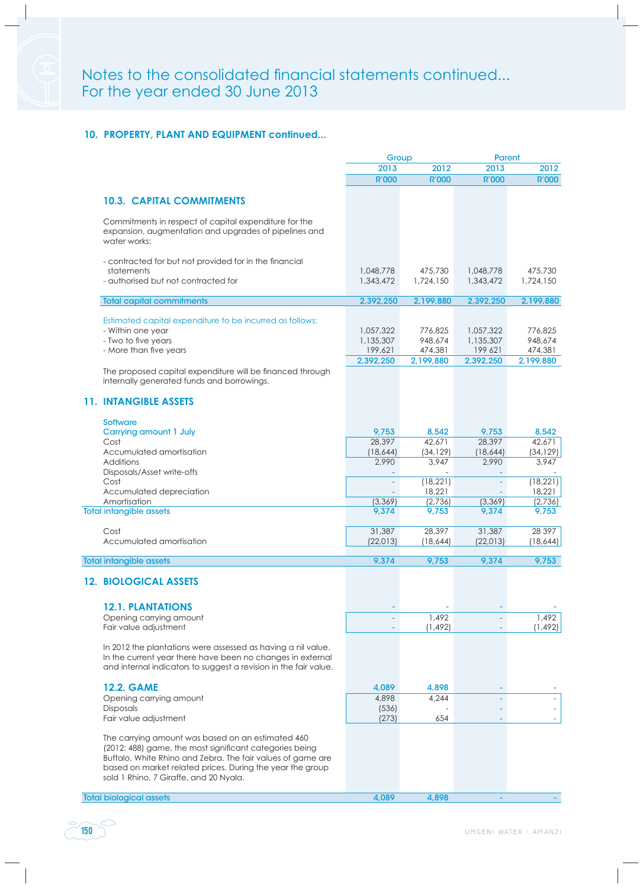# Notes to the consolidated financial statements continued...
For the year ended 30 June 2013

## 10. PROPERTY, PLANT AND EQUIPMENT continued...

### 10.3. CAPITAL COMMITMENTS

| | Group 2013 R'000 | Group 2012 R'000 | Parent 2013 R'000 | Parent 2012 R'000 |
|---|---|---|---|---|
| Commitments in respect of capital expenditure for the expansion, augmentation and upgrades of pipelines and water works: | | | | |
| - contracted for but not provided for in the financial statements | 1,048,778 | 475,730 | 1,048,778 | 475,730 |
| - authorised but not contracted for | 1,343,472 | 1,724,150 | 1,343,472 | 1,724,150 |
| **Total capital commitments** | 2,392,250 | 2,199,880 | 2,392,250 | 2,199,880 |
| Estimated capital expenditure to be incurred as follows: | | | | |
| - Within one year | 1,057,322 | 776,825 | 1,057,322 | 776,825 |
| - Two to five years | 1,135,307 | 948,674 | 1,135,307 | 948,674 |
| - More than five years | 199,621 | 474,381 | 199 621 | 474,381 |
| | 2,392,250 | 2,199,880 | 2,392,250 | 2,199,880 |

The proposed capital expenditure will be financed through internally generated funds and borrowings.

## 11. INTANGIBLE ASSETS

| | Group 2013 R'000 | Group 2012 R'000 | Parent 2013 R'000 | Parent 2012 R'000 |
|---|---|---|---|---|
| Software | | | | |
| Carrying amount 1 July | 9,753 | 8,542 | 9,753 | 8,542 |
| Cost | 28,397 | 42,671 | 28,397 | 42,671 |
| Accumulated amortisation | (18,644) | (34,129) | (18,644) | (34,129) |
| Additions | 2,990 | 3,947 | 2,990 | 3,947 |
| Disposals/Asset write-offs | - | - | - | - |
| Cost | - | (18,221) | - | (18,221) |
| Accumulated depreciation | - | 18,221 | - | 18,221 |
| Amortisation | (3,369) | (2,736) | (3,369) | (2,736) |
| **Total intangible assets** | 9,374 | 9,753 | 9,374 | 9,753 |
| Cost | 31,387 | 28,397 | 31,387 | 28 397 |
| Accumulated amortisation | (22,013) | (18,644) | (22,013) | (18,644) |
| **Total intangible assets** | 9,374 | 9,753 | 9,374 | 9,753 |

## 12. BIOLOGICAL ASSETS

| | Group 2013 R'000 | Group 2012 R'000 | Parent 2013 R'000 | Parent 2012 R'000 |
|---|---|---|---|---|
| **12.1. PLANTATIONS** | - | - | - | - |
| Opening carrying amount | - | 1,492 | - | 1,492 |
| Fair value adjustment | - | (1,492) | - | (1,492) |

In 2012 the plantations were assessed as having a nil value. In the current year there have been no changes in external and internal indicators to suggest a revision in the fair value.

| | Group 2013 R'000 | Group 2012 R'000 | Parent 2013 R'000 | Parent 2012 R'000 |
|---|---|---|---|---|
| **12.2. GAME** | 4,089 | 4,898 | - | - |
| Opening carrying amount | 4,898 | 4,244 | - | - |
| Disposals | (536) | - | - | - |
| Fair value adjustment | (273) | 654 | - | - |

The carrying amount was based on an estimated 460 (2012: 488) game, the most significant categories being Buffalo, White Rhino and Zebra. The fair values of game are based on market related prices. During the year the group sold 1 Rhino, 7 Giraffe, and 20 Nyala.

| | Group 2013 R'000 | Group 2012 R'000 | Parent 2013 R'000 | Parent 2012 R'000 |
|---|---|---|---|---|
| **Total biological assets** | 4,089 | 4,898 | - | - |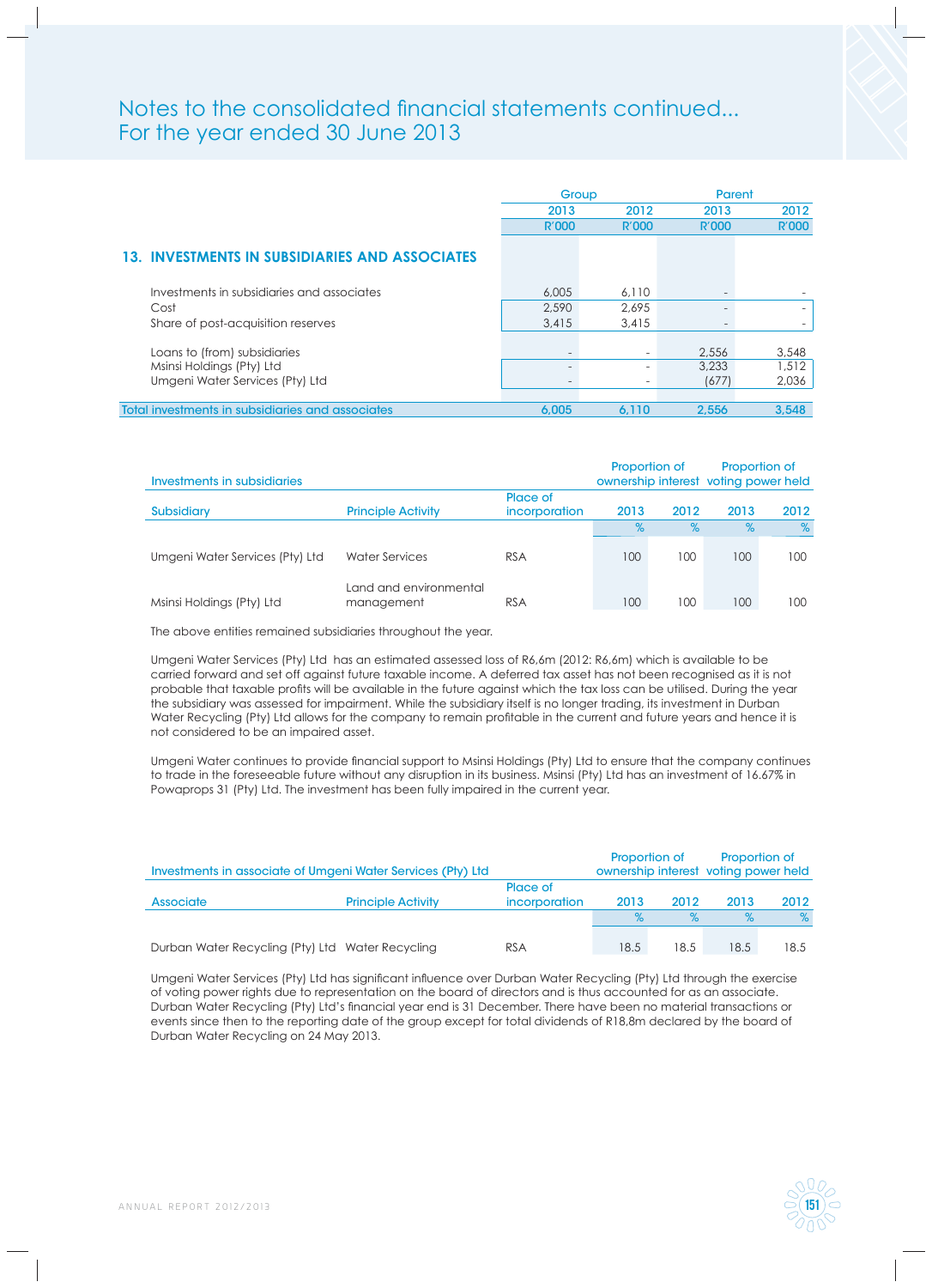# Notes to the consolidated financial statements continued...
For the year ended 30 June 2013

| | Group | | Parent | |
|---|---|---|---|---|
| | 2013 | 2012 | 2013 | 2012 |
| | R'000 | R'000 | R'000 | R'000 |
| **13. INVESTMENTS IN SUBSIDIARIES AND ASSOCIATES** | | | | |
| Investments in subsidiaries and associates | 6,005 | 6,110 | - | - |
| Cost | 2,590 | 2,695 | - | - |
| Share of post-acquisition reserves | 3,415 | 3,415 | - | - |
| Loans to (from) subsidiaries | - | - | 2,556 | 3,548 |
| Msinsi Holdings (Pty) Ltd | - | - | 3,233 | 1,512 |
| Umgeni Water Services (Pty) Ltd | - | - | (677) | 2,036 |
| Total investments in subsidiaries and associates | 6,005 | 6,110 | 2,556 | 3,548 |

**Investments in subsidiaries**

| Subsidiary | Principle Activity | Place of incorporation | Proportion of ownership interest 2013 | 2012 | Proportion of voting power held 2013 | 2012 |
|---|---|---|---|---|---|---|
| | | | % | % | % | % |
| Umgeni Water Services (Pty) Ltd | Water Services | RSA | 100 | 100 | 100 | 100 |
| Msinsi Holdings (Pty) Ltd | Land and environmental management | RSA | 100 | 100 | 100 | 100 |

The above entities remained subsidiaries throughout the year.

Umgeni Water Services (Pty) Ltd has an estimated assessed loss of R6,6m (2012: R6,6m) which is available to be carried forward and set off against future taxable income. A deferred tax asset has not been recognised as it is not probable that taxable profits will be available in the future against which the tax loss can be utilised. During the year the subsidiary was assessed for impairment. While the subsidiary itself is no longer trading, its investment in Durban Water Recycling (Pty) Ltd allows for the company to remain profitable in the current and future years and hence it is not considered to be an impaired asset.

Umgeni Water continues to provide financial support to Msinsi Holdings (Pty) Ltd to ensure that the company continues to trade in the foreseeable future without any disruption in its business. Msinsi (Pty) Ltd has an investment of 16.67% in Powaprops 31 (Pty) Ltd. The investment has been fully impaired in the current year.

**Investments in associate of Umgeni Water Services (Pty) Ltd**

| Associate | Principle Activity | Place of incorporation | Proportion of ownership interest 2013 | 2012 | Proportion of voting power held 2013 | 2012 |
|---|---|---|---|---|---|---|
| | | | % | % | % | % |
| Durban Water Recycling (Pty) Ltd | Water Recycling | RSA | 18.5 | 18.5 | 18.5 | 18.5 |

Umgeni Water Services (Pty) Ltd has significant influence over Durban Water Recycling (Pty) Ltd through the exercise of voting power rights due to representation on the board of directors and is thus accounted for as an associate. Durban Water Recycling (Pty) Ltd's financial year end is 31 December. There have been no material transactions or events since then to the reporting date of the group except for total dividends of R18,8m declared by the board of Durban Water Recycling on 24 May 2013.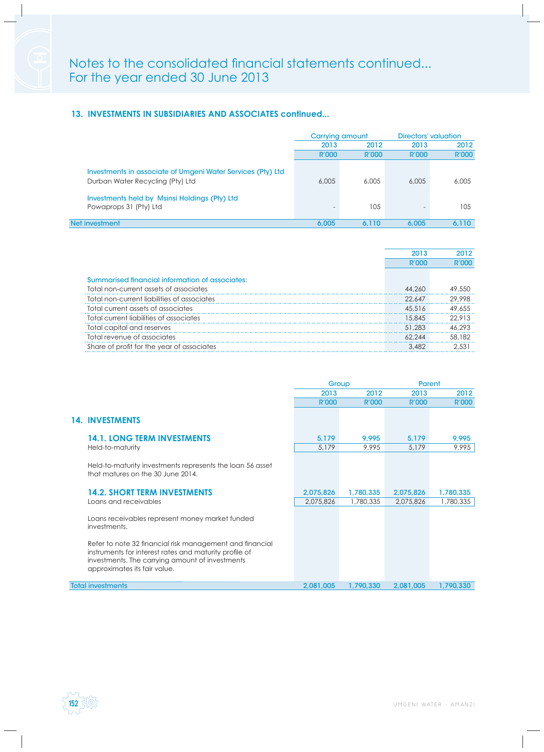## 13. INVESTMENTS IN SUBSIDIARIES AND ASSOCIATES continued...

| | Carrying amount | | Directors' valuation | |
|---|---|---|---|---|
| | 2013 | 2012 | 2013 | 2012 |
| | R'000 | R'000 | R'000 | R'000 |
| **Investments in associate of Umgeni Water Services (Pty) Ltd** | | | | |
| Durban Water Recycling (Pty) Ltd | 6,005 | 6,005 | 6,005 | 6,005 |
| **Investments held by Msinsi Holdings (Pty) Ltd** | | | | |
| Powaprops 31 (Pty) Ltd | - | 105 | - | 105 |
| **Net investment** | **6,005** | **6,110** | **6,005** | **6,110** |

| | 2013 | 2012 |
|---|---|---|
| | R'000 | R'000 |
| **Summarised financial information of associates:** | | |
| Total non-current assets of associates | 44,260 | 49,550 |
| Total non-current liabilities of associates | 22,647 | 29,998 |
| Total current assets of associates | 45,516 | 49,655 |
| Total current liabilities of associates | 15,845 | 22,913 |
| Total capital and reserves | 51,283 | 46,293 |
| Total revenue of associates | 62,244 | 58,182 |
| Share of profit for the year of associates | 3,482 | 2,531 |

## 14. INVESTMENTS

| | Group | | Parent | |
|---|---|---|---|---|
| | 2013 | 2012 | 2013 | 2012 |
| | R'000 | R'000 | R'000 | R'000 |
| **14.1. LONG TERM INVESTMENTS** | 5,179 | 9,995 | 5,179 | 9,995 |
| Held-to-maturity | 5,179 | 9,995 | 5,179 | 9,995 |
| Held-to-maturity investments represents the loan 56 asset that matures on the 30 June 2014. | | | | |
| **14.2. SHORT TERM INVESTMENTS** | 2,075,826 | 1,780,335 | 2,075,826 | 1,780,335 |
| Loans and receivables | 2,075,826 | 1,780,335 | 2,075,826 | 1,780,335 |
| Loans receivables represent money market funded investments. | | | | |
| Refer to note 32 financial risk management and financial instruments for interest rates and maturity profile of investments. The carrying amount of investments approximates its fair value. | | | | |
| **Total investments** | **2,081,005** | **1,790,330** | **2,081,005** | **1,790,330** |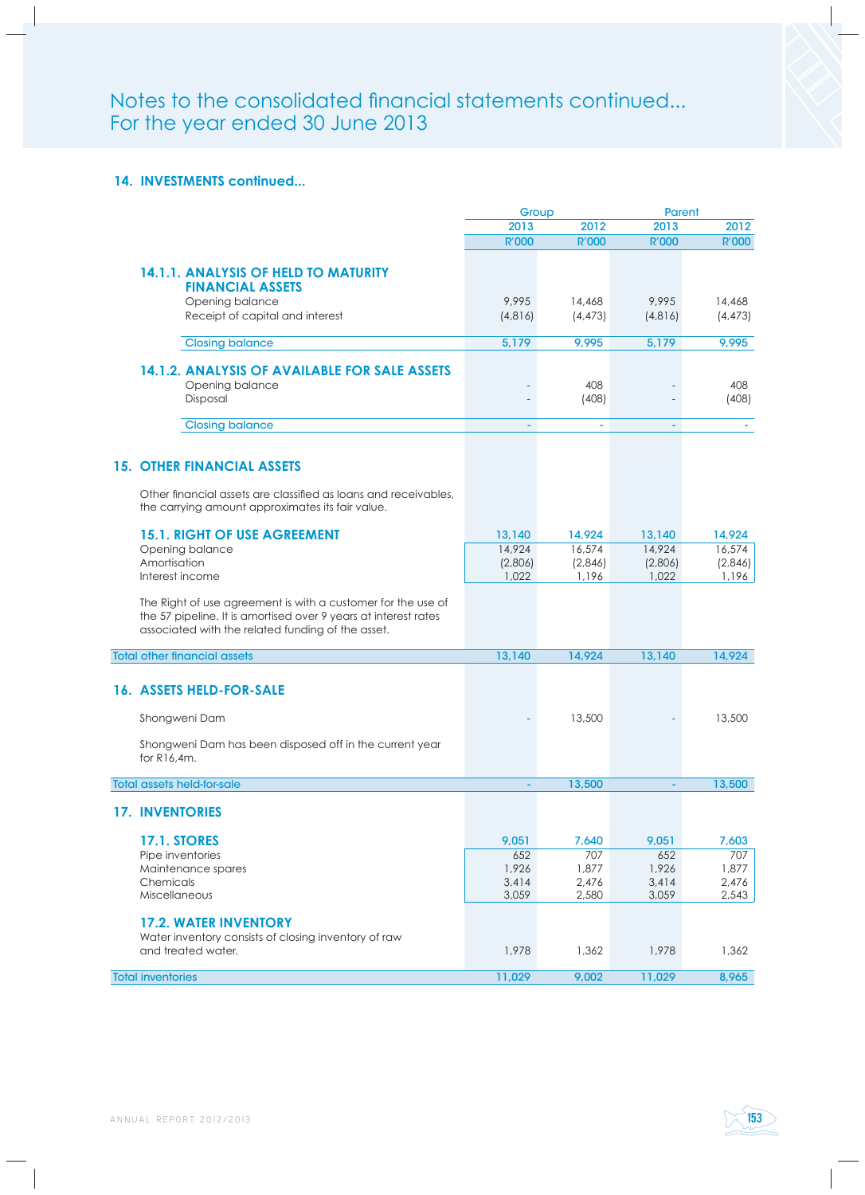# Notes to the consolidated financial statements continued...
For the year ended 30 June 2013

## 14. INVESTMENTS continued...

| | Group | | Parent | |
|---|---|---|---|---|
| | 2013 | 2012 | 2013 | 2012 |
| | R'000 | R'000 | R'000 | R'000 |
| **14.1.1. ANALYSIS OF HELD TO MATURITY FINANCIAL ASSETS** | | | | |
| Opening balance | 9,995 | 14,468 | 9,995 | 14,468 |
| Receipt of capital and interest | (4,816) | (4,473) | (4,816) | (4,473) |
| Closing balance | 5,179 | 9,995 | 5,179 | 9,995 |
| **14.1.2. ANALYSIS OF AVAILABLE FOR SALE ASSETS** | | | | |
| Opening balance | - | 408 | - | 408 |
| Disposal | - | (408) | - | (408) |
| Closing balance | - | - | - | - |

## 15. OTHER FINANCIAL ASSETS

Other financial assets are classified as loans and receivables, the carrying amount approximates its fair value.

| | Group 2013 R'000 | Group 2012 R'000 | Parent 2013 R'000 | Parent 2012 R'000 |
|---|---|---|---|---|
| **15.1. RIGHT OF USE AGREEMENT** | 13,140 | 14,924 | 13,140 | 14,924 |
| Opening balance | 14,924 | 16,574 | 14,924 | 16,574 |
| Amortisation | (2,806) | (2,846) | (2,806) | (2,846) |
| Interest income | 1,022 | 1,196 | 1,022 | 1,196 |

The Right of use agreement is with a customer for the use of the 57 pipeline. It is amortised over 9 years at interest rates associated with the related funding of the asset.

| | Group 2013 R'000 | Group 2012 R'000 | Parent 2013 R'000 | Parent 2012 R'000 |
|---|---|---|---|---|
| Total other financial assets | 13,140 | 14,924 | 13,140 | 14,924 |

## 16. ASSETS HELD-FOR-SALE

| | Group 2013 R'000 | Group 2012 R'000 | Parent 2013 R'000 | Parent 2012 R'000 |
|---|---|---|---|---|
| Shongweni Dam | - | 13,500 | - | 13,500 |

Shongweni Dam has been disposed off in the current year for R16,4m.

| | Group 2013 R'000 | Group 2012 R'000 | Parent 2013 R'000 | Parent 2012 R'000 |
|---|---|---|---|---|
| Total assets held-for-sale | - | 13,500 | - | 13,500 |

## 17. INVENTORIES

| | Group 2013 R'000 | Group 2012 R'000 | Parent 2013 R'000 | Parent 2012 R'000 |
|---|---|---|---|---|
| **17.1. STORES** | 9,051 | 7,640 | 9,051 | 7,603 |
| Pipe inventories | 652 | 707 | 652 | 707 |
| Maintenance spares | 1,926 | 1,877 | 1,926 | 1,877 |
| Chemicals | 3,414 | 2,476 | 3,414 | 2,476 |
| Miscellaneous | 3,059 | 2,580 | 3,059 | 2,543 |
| **17.2. WATER INVENTORY** | | | | |
| Water inventory consists of closing inventory of raw and treated water. | 1,978 | 1,362 | 1,978 | 1,362 |
| Total inventories | 11,029 | 9,002 | 11,029 | 8,965 |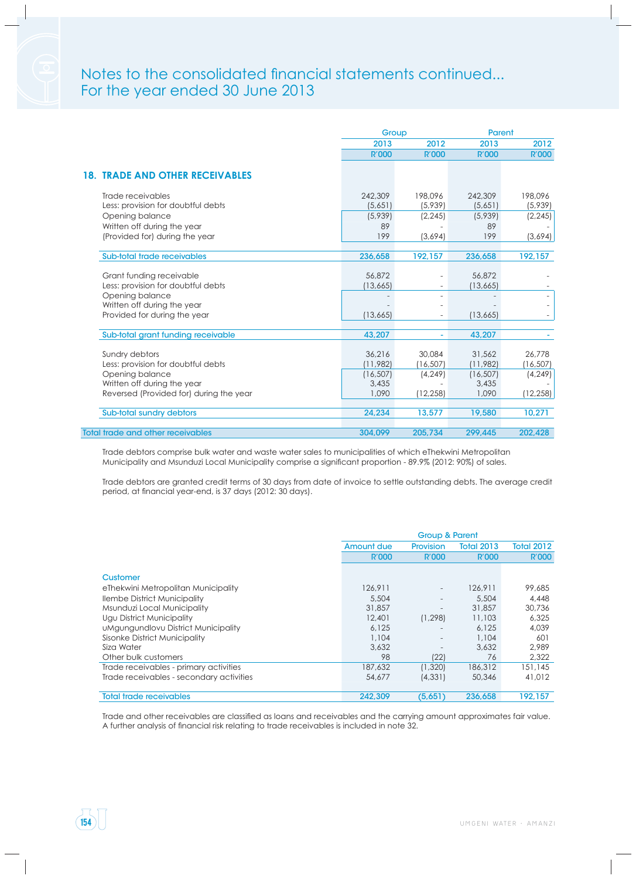# Notes to the consolidated financial statements continued...
For the year ended 30 June 2013

| | Group | | Parent | |
|---|---|---|---|---|
| | 2013 | 2012 | 2013 | 2012 |
| | R'000 | R'000 | R'000 | R'000 |
| **18. TRADE AND OTHER RECEIVABLES** | | | | |
| Trade receivables | 242,309 | 198,096 | 242,309 | 198,096 |
| Less: provision for doubtful debts | (5,651) | (5,939) | (5,651) | (5,939) |
| Opening balance | (5,939) | (2,245) | (5,939) | (2,245) |
| Written off during the year | 89 | - | 89 | - |
| (Provided for) during the year | 199 | (3,694) | 199 | (3,694) |
| Sub-total trade receivables | 236,658 | 192,157 | 236,658 | 192,157 |
| Grant funding receivable | 56,872 | - | 56,872 | - |
| Less: provision for doubtful debts | (13,665) | - | (13,665) | - |
| Opening balance | - | - | - | - |
| Written off during the year | - | - | - | - |
| Provided for during the year | (13,665) | - | (13,665) | - |
| Sub-total grant funding receivable | 43,207 | - | 43,207 | - |
| Sundry debtors | 36,216 | 30,084 | 31,562 | 26,778 |
| Less: provision for doubtful debts | (11,982) | (16,507) | (11,982) | (16,507) |
| Opening balance | (16,507) | (4,249) | (16,507) | (4,249) |
| Written off during the year | 3,435 | - | 3,435 | - |
| Reversed (Provided for) during the year | 1,090 | (12,258) | 1,090 | (12,258) |
| Sub-total sundry debtors | 24,234 | 13,577 | 19,580 | 10,271 |
| Total trade and other receivables | 304,099 | 205,734 | 299,445 | 202,428 |

Trade debtors comprise bulk water and waste water sales to municipalities of which eThekwini Metropolitan Municipality and Msunduzi Local Municipality comprise a significant proportion - 89.9% (2012: 90%) of sales.

Trade debtors are granted credit terms of 30 days from date of invoice to settle outstanding debts. The average credit period, at financial year-end, is 37 days (2012: 30 days).

| | Group & Parent | | | |
|---|---|---|---|---|
| | Amount due | Provision | Total 2013 | Total 2012 |
| | R'000 | R'000 | R'000 | R'000 |
| **Customer** | | | | |
| eThekwini Metropolitan Municipality | 126,911 | - | 126,911 | 99,685 |
| Ilembe District Municipality | 5,504 | - | 5,504 | 4,448 |
| Msunduzi Local Municipality | 31,857 | - | 31,857 | 30,736 |
| Ugu District Municipality | 12,401 | (1,298) | 11,103 | 6,325 |
| uMgungundlovu District Municipality | 6,125 | - | 6,125 | 4,039 |
| Sisonke District Municipality | 1,104 | - | 1,104 | 601 |
| Siza Water | 3,632 | - | 3,632 | 2,989 |
| Other bulk customers | 98 | (22) | 76 | 2,322 |
| Trade receivables - primary activities | 187,632 | (1,320) | 186,312 | 151,145 |
| Trade receivables - secondary activities | 54,677 | (4,331) | 50,346 | 41,012 |
| Total trade receivables | 242,309 | (5,651) | 236,658 | 192,157 |

Trade and other receivables are classified as loans and receivables and the carrying amount approximates fair value. A further analysis of financial risk relating to trade receivables is included in note 32.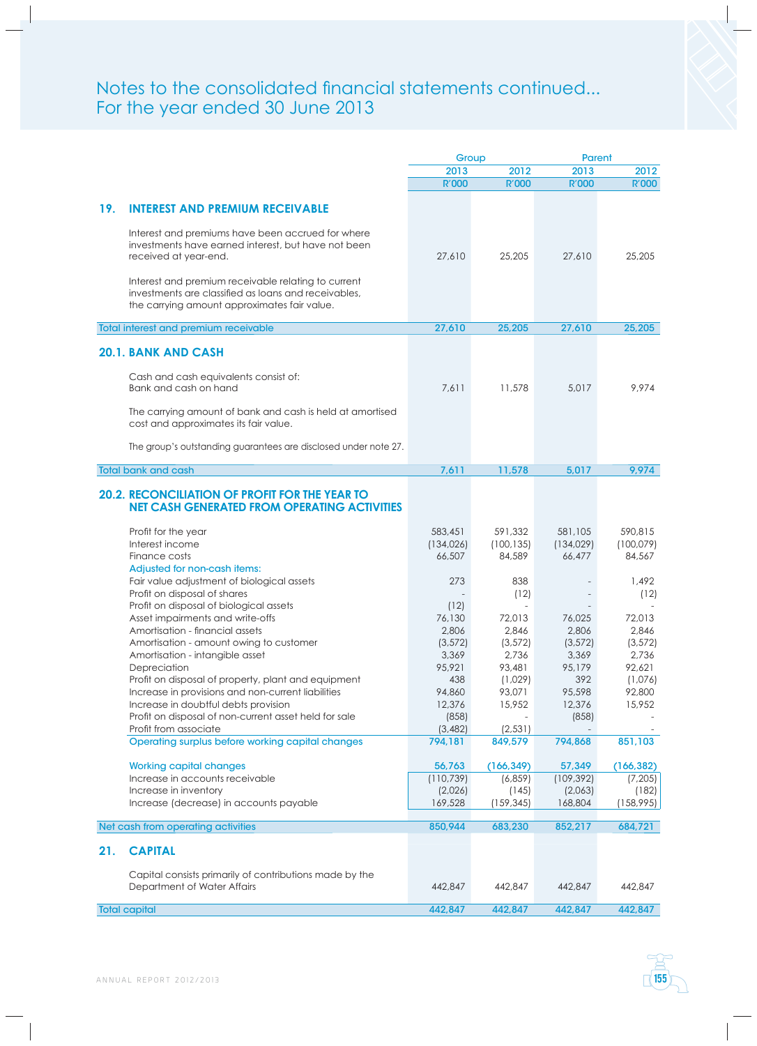# Notes to the consolidated financial statements continued...
For the year ended 30 June 2013

| | Group | | Parent | |
|---|---|---|---|---|
| | 2013 | 2012 | 2013 | 2012 |
| | R'000 | R'000 | R'000 | R'000 |
| **19. INTEREST AND PREMIUM RECEIVABLE** | | | | |
| Interest and premiums have been accrued for where investments have earned interest, but have not been received at year-end. | 27,610 | 25,205 | 27,610 | 25,205 |
| Interest and premium receivable relating to current investments are classified as loans and receivables, the carrying amount approximates fair value. | | | | |
| Total interest and premium receivable | 27,610 | 25,205 | 27,610 | 25,205 |
| **20.1. BANK AND CASH** | | | | |
| Cash and cash equivalents consist of: Bank and cash on hand | 7,611 | 11,578 | 5,017 | 9,974 |
| The carrying amount of bank and cash is held at amortised cost and approximates its fair value. | | | | |
| The group's outstanding guarantees are disclosed under note 27. | | | | |
| Total bank and cash | 7,611 | 11,578 | 5,017 | 9,974 |
| **20.2. RECONCILIATION OF PROFIT FOR THE YEAR TO NET CASH GENERATED FROM OPERATING ACTIVITIES** | | | | |
| Profit for the year | 583,451 | 591,332 | 581,105 | 590,815 |
| Interest income | (134,026) | (100,135) | (134,029) | (100,079) |
| Finance costs | 66,507 | 84,589 | 66,477 | 84,567 |
| Adjusted for non-cash items: | | | | |
| Fair value adjustment of biological assets | 273 | 838 | - | 1,492 |
| Profit on disposal of shares | - | (12) | - | (12) |
| Profit on disposal of biological assets | (12) | - | - | - |
| Asset impairments and write-offs | 76,130 | 72,013 | 76,025 | 72,013 |
| Amortisation - financial assets | 2,806 | 2,846 | 2,806 | 2,846 |
| Amortisation - amount owing to customer | (3,572) | (3,572) | (3,572) | (3,572) |
| Amortisation - intangible asset | 3,369 | 2,736 | 3,369 | 2,736 |
| Depreciation | 95,921 | 93,481 | 95,179 | 92,621 |
| Profit on disposal of property, plant and equipment | 438 | (1,029) | 392 | (1,076) |
| Increase in provisions and non-current liabilities | 94,860 | 93,071 | 95,598 | 92,800 |
| Increase in doubtful debts provision | 12,376 | 15,952 | 12,376 | 15,952 |
| Profit on disposal of non-current asset held for sale | (858) | - | (858) | - |
| Profit from associate | (3,482) | (2,531) | - | - |
| Operating surplus before working capital changes | 794,181 | 849,579 | 794,868 | 851,103 |
| Working capital changes | 56,763 | (166,349) | 57,349 | (166,382) |
| Increase in accounts receivable | (110,739) | (6,859) | (109,392) | (7,205) |
| Increase in inventory | (2,026) | (145) | (2,063) | (182) |
| Increase (decrease) in accounts payable | 169,528 | (159,345) | 168,804 | (158,995) |
| Net cash from operating activities | 850,944 | 683,230 | 852,217 | 684,721 |
| **21. CAPITAL** | | | | |
| Capital consists primarily of contributions made by the Department of Water Affairs | 442,847 | 442,847 | 442,847 | 442,847 |
| Total capital | 442,847 | 442,847 | 442,847 | 442,847 |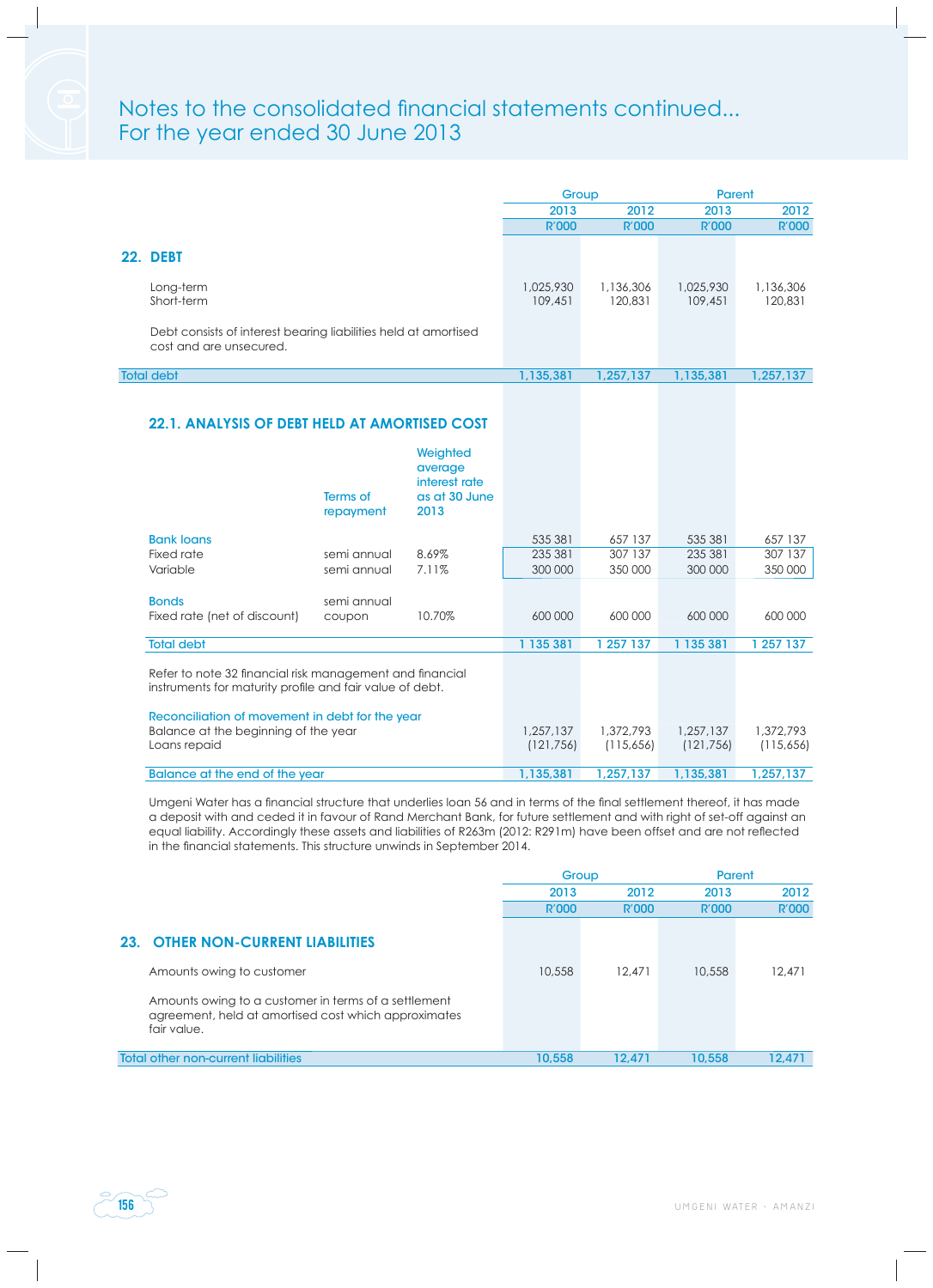# Notes to the consolidated financial statements continued...
For the year ended 30 June 2013

| | Group | | Parent | |
|---|---|---|---|---|
| | 2013 | 2012 | 2013 | 2012 |
| | R'000 | R'000 | R'000 | R'000 |
| **22. DEBT** | | | | |
| Long-term | 1,025,930 | 1,136,306 | 1,025,930 | 1,136,306 |
| Short-term | 109,451 | 120,831 | 109,451 | 120,831 |
| Debt consists of interest bearing liabilities held at amortised cost and are unsecured. | | | | |
| Total debt | 1,135,381 | 1,257,137 | 1,135,381 | 1,257,137 |

### 22.1. ANALYSIS OF DEBT HELD AT AMORTISED COST

| | Terms of repayment | Weighted average interest rate as at 30 June 2013 | Group 2013 R'000 | Group 2012 R'000 | Parent 2013 R'000 | Parent 2012 R'000 |
|---|---|---|---|---|---|---|
| Bank loans | | | 535 381 | 657 137 | 535 381 | 657 137 |
| Fixed rate | semi annual | 8.69% | 235 381 | 307 137 | 235 381 | 307 137 |
| Variable | semi annual | 7.11% | 300 000 | 350 000 | 300 000 | 350 000 |
| Bonds | semi annual | | | | | |
| Fixed rate (net of discount) | coupon | 10.70% | 600 000 | 600 000 | 600 000 | 600 000 |
| Total debt | | | 1 135 381 | 1 257 137 | 1 135 381 | 1 257 137 |

Refer to note 32 financial risk management and financial instruments for maturity profile and fair value of debt.

| Reconciliation of movement in debt for the year | Group 2013 | Group 2012 | Parent 2013 | Parent 2012 |
|---|---|---|---|---|
| Balance at the beginning of the year | 1,257,137 | 1,372,793 | 1,257,137 | 1,372,793 |
| Loans repaid | (121,756) | (115,656) | (121,756) | (115,656) |
| Balance at the end of the year | 1,135,381 | 1,257,137 | 1,135,381 | 1,257,137 |

Umgeni Water has a financial structure that underlies loan 56 and in terms of the final settlement thereof, it has made a deposit with and ceded it in favour of Rand Merchant Bank, for future settlement and with right of set-off against an equal liability. Accordingly these assets and liabilities of R263m (2012: R291m) have been offset and are not reflected in the financial statements. This structure unwinds in September 2014.

| | Group | | Parent | |
|---|---|---|---|---|
| | 2013 | 2012 | 2013 | 2012 |
| | R'000 | R'000 | R'000 | R'000 |
| **23. OTHER NON-CURRENT LIABILITIES** | | | | |
| Amounts owing to customer | 10,558 | 12,471 | 10,558 | 12,471 |
| Amounts owing to a customer in terms of a settlement agreement, held at amortised cost which approximates fair value. | | | | |
| Total other non-current liabilities | 10,558 | 12,471 | 10,558 | 12,471 |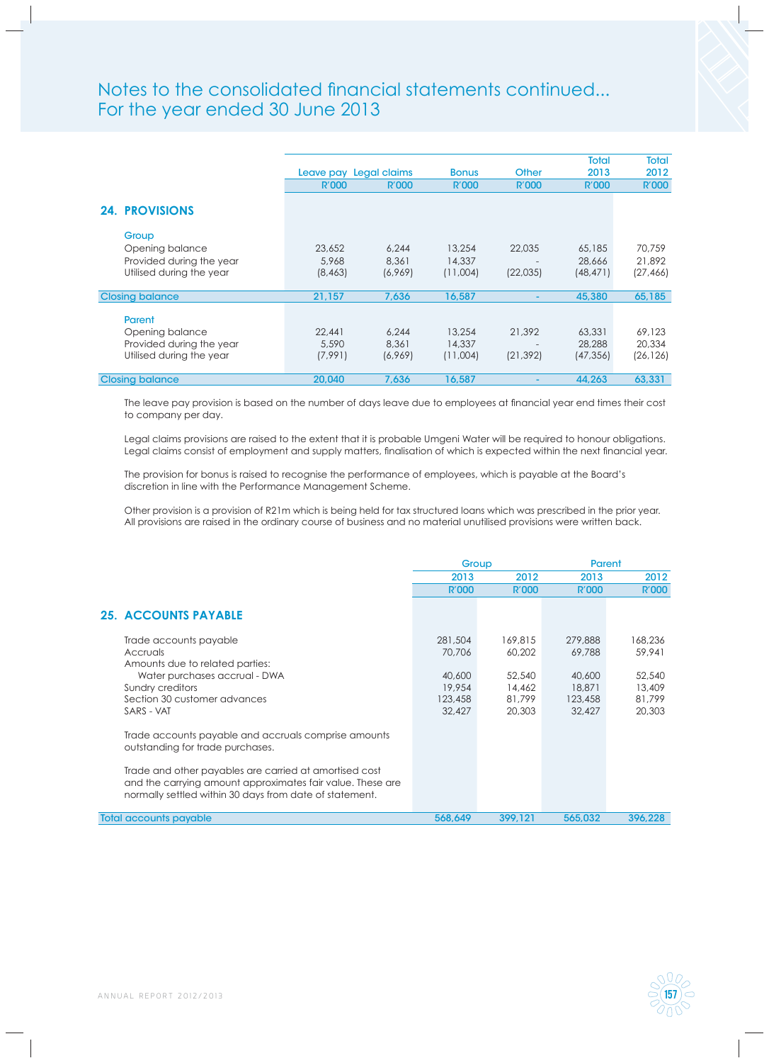# Notes to the consolidated financial statements continued...
For the year ended 30 June 2013

## 24. PROVISIONS

| | Leave pay | Legal claims | Bonus | Other | Total 2013 | Total 2012 |
|---|---|---|---|---|---|---|
| | R'000 | R'000 | R'000 | R'000 | R'000 | R'000 |
| **Group** | | | | | | |
| Opening balance | 23,652 | 6,244 | 13,254 | 22,035 | 65,185 | 70,759 |
| Provided during the year | 5,968 | 8,361 | 14,337 | - | 28,666 | 21,892 |
| Utilised during the year | (8,463) | (6,969) | (11,004) | (22,035) | (48,471) | (27,466) |
| **Closing balance** | 21,157 | 7,636 | 16,587 | - | 45,380 | 65,185 |
| **Parent** | | | | | | |
| Opening balance | 22,441 | 6,244 | 13,254 | 21,392 | 63,331 | 69,123 |
| Provided during the year | 5,590 | 8,361 | 14,337 | - | 28,288 | 20,334 |
| Utilised during the year | (7,991) | (6,969) | (11,004) | (21,392) | (47,356) | (26,126) |
| **Closing balance** | 20,040 | 7,636 | 16,587 | - | 44,263 | 63,331 |

The leave pay provision is based on the number of days leave due to employees at financial year end times their cost to company per day.

Legal claims provisions are raised to the extent that it is probable Umgeni Water will be required to honour obligations. Legal claims consist of employment and supply matters, finalisation of which is expected within the next financial year.

The provision for bonus is raised to recognise the performance of employees, which is payable at the Board's discretion in line with the Performance Management Scheme.

Other provision is a provision of R21m which is being held for tax structured loans which was prescribed in the prior year. All provisions are raised in the ordinary course of business and no material unutilised provisions were written back.

## 25. ACCOUNTS PAYABLE

| | Group | | Parent | |
|---|---|---|---|---|
| | 2013 | 2012 | 2013 | 2012 |
| | R'000 | R'000 | R'000 | R'000 |
| Trade accounts payable | 281,504 | 169,815 | 279,888 | 168,236 |
| Accruals | 70,706 | 60,202 | 69,788 | 59,941 |
| Amounts due to related parties: | | | | |
| Water purchases accrual - DWA | 40,600 | 52,540 | 40,600 | 52,540 |
| Sundry creditors | 19,954 | 14,462 | 18,871 | 13,409 |
| Section 30 customer advances | 123,458 | 81,799 | 123,458 | 81,799 |
| SARS - VAT | 32,427 | 20,303 | 32,427 | 20,303 |
| **Total accounts payable** | 568,649 | 399,121 | 565,032 | 396,228 |

Trade accounts payable and accruals comprise amounts outstanding for trade purchases.

Trade and other payables are carried at amortised cost and the carrying amount approximates fair value. These are normally settled within 30 days from date of statement.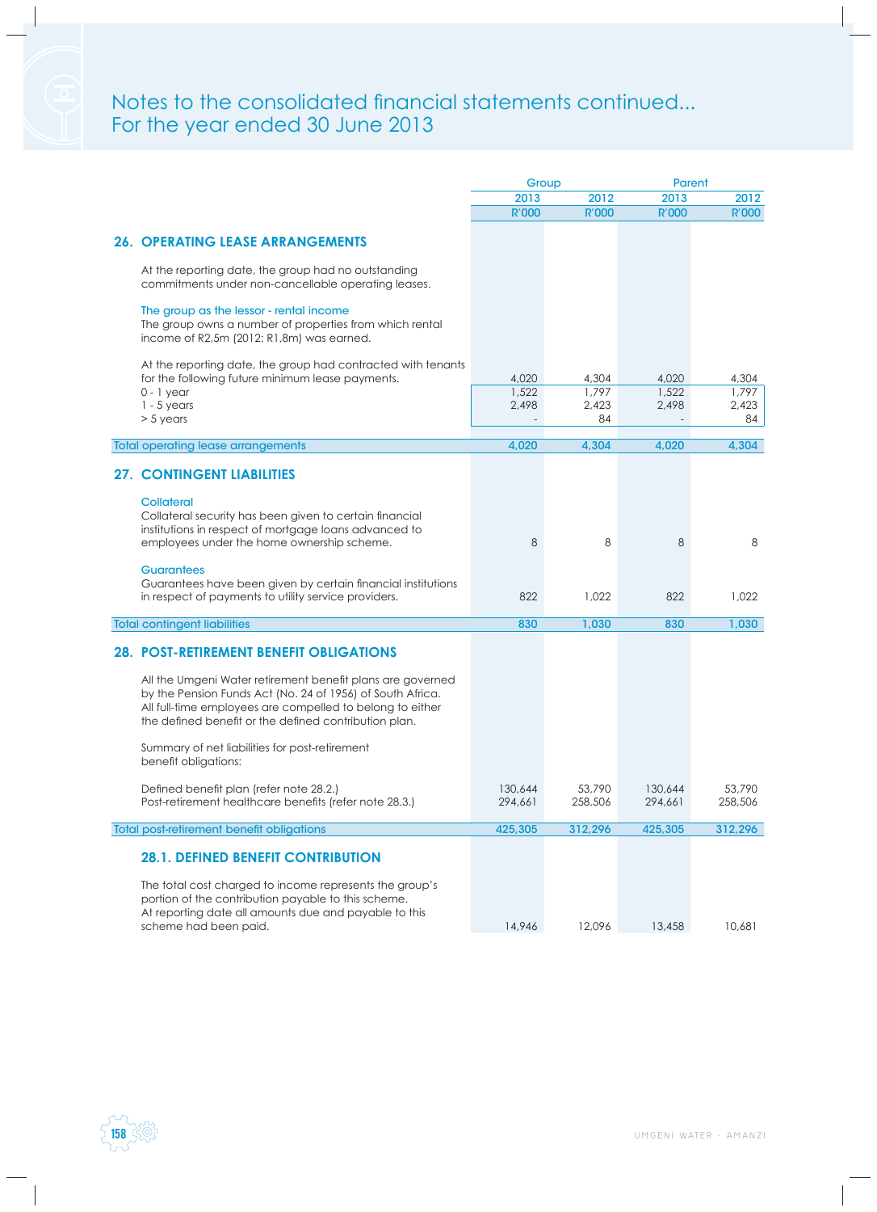# Notes to the consolidated financial statements continued...
For the year ended 30 June 2013

| | Group 2013 R'000 | Group 2012 R'000 | Parent 2013 R'000 | Parent 2012 R'000 |
|---|---|---|---|---|
| **26. OPERATING LEASE ARRANGEMENTS** | | | | |
| At the reporting date, the group had no outstanding commitments under non-cancellable operating leases. | | | | |
| The group as the lessor - rental income | | | | |
| The group owns a number of properties from which rental income of R2,5m (2012: R1,8m) was earned. | | | | |
| At the reporting date, the group had contracted with tenants for the following future minimum lease payments. | 4,020 | 4,304 | 4,020 | 4,304 |
| 0 - 1 year | 1,522 | 1,797 | 1,522 | 1,797 |
| 1 - 5 years | 2,498 | 2,423 | 2,498 | 2,423 |
| > 5 years | - | 84 | - | 84 |
| Total operating lease arrangements | 4,020 | 4,304 | 4,020 | 4,304 |
| **27. CONTINGENT LIABILITIES** | | | | |
| Collateral | | | | |
| Collateral security has been given to certain financial institutions in respect of mortgage loans advanced to employees under the home ownership scheme. | 8 | 8 | 8 | 8 |
| Guarantees | | | | |
| Guarantees have been given by certain financial institutions in respect of payments to utility service providers. | 822 | 1,022 | 822 | 1,022 |
| Total contingent liabilities | 830 | 1,030 | 830 | 1,030 |
| **28. POST-RETIREMENT BENEFIT OBLIGATIONS** | | | | |
| All the Umgeni Water retirement benefit plans are governed by the Pension Funds Act (No. 24 of 1956) of South Africa. All full-time employees are compelled to belong to either the defined benefit or the defined contribution plan. | | | | |
| Summary of net liabilities for post-retirement benefit obligations: | | | | |
| Defined benefit plan (refer note 28.2.) | 130,644 | 53,790 | 130,644 | 53,790 |
| Post-retirement healthcare benefits (refer note 28.3.) | 294,661 | 258,506 | 294,661 | 258,506 |
| Total post-retirement benefit obligations | 425,305 | 312,296 | 425,305 | 312,296 |
| **28.1. DEFINED BENEFIT CONTRIBUTION** | | | | |
| The total cost charged to income represents the group's portion of the contribution payable to this scheme. At reporting date all amounts due and payable to this scheme had been paid. | 14,946 | 12,096 | 13,458 | 10,681 |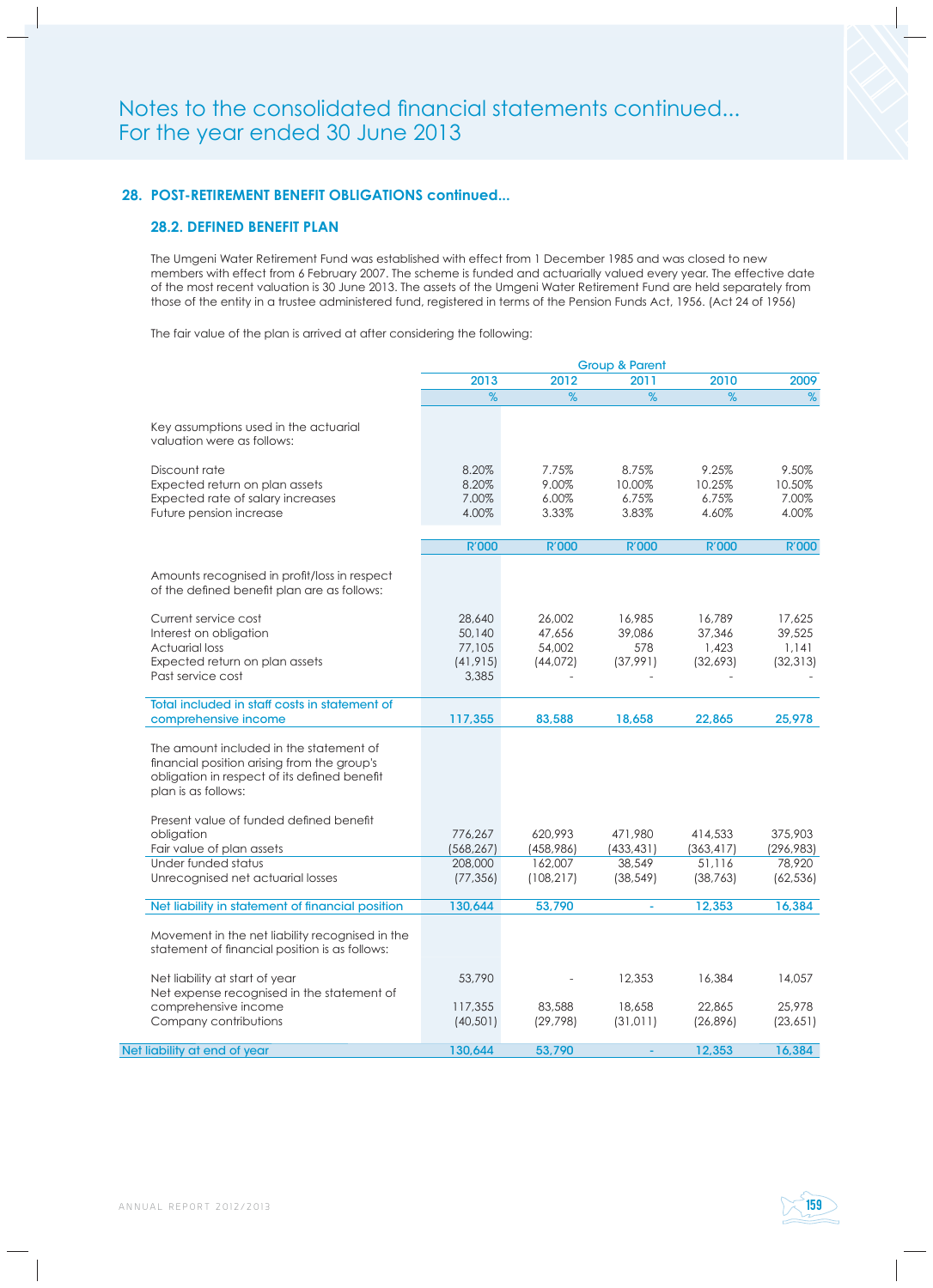# Notes to the consolidated financial statements continued...
For the year ended 30 June 2013

## 28. POST-RETIREMENT BENEFIT OBLIGATIONS continued...

### 28.2. DEFINED BENEFIT PLAN

The Umgeni Water Retirement Fund was established with effect from 1 December 1985 and was closed to new members with effect from 6 February 2007. The scheme is funded and actuarially valued every year. The effective date of the most recent valuation is 30 June 2013. The assets of the Umgeni Water Retirement Fund are held separately from those of the entity in a trustee administered fund, registered in terms of the Pension Funds Act, 1956. (Act 24 of 1956)

The fair value of the plan is arrived at after considering the following:

| | Group & Parent | | | | |
|---|---|---|---|---|---|
| | 2013 | 2012 | 2011 | 2010 | 2009 |
| | % | % | % | % | % |
| Key assumptions used in the actuarial valuation were as follows: | | | | | |
| Discount rate | 8.20% | 7.75% | 8.75% | 9.25% | 9.50% |
| Expected return on plan assets | 8.20% | 9.00% | 10.00% | 10.25% | 10.50% |
| Expected rate of salary increases | 7.00% | 6.00% | 6.75% | 6.75% | 7.00% |
| Future pension increase | 4.00% | 3.33% | 3.83% | 4.60% | 4.00% |
| | R'000 | R'000 | R'000 | R'000 | R'000 |
| Amounts recognised in profit/loss in respect of the defined benefit plan are as follows: | | | | | |
| Current service cost | 28,640 | 26,002 | 16,985 | 16,789 | 17,625 |
| Interest on obligation | 50,140 | 47,656 | 39,086 | 37,346 | 39,525 |
| Actuarial loss | 77,105 | 54,002 | 578 | 1,423 | 1,141 |
| Expected return on plan assets | (41,915) | (44,072) | (37,991) | (32,693) | (32,313) |
| Past service cost | 3,385 | - | - | - | - |
| **Total included in staff costs in statement of comprehensive income** | **117,355** | **83,588** | **18,658** | **22,865** | **25,978** |
| The amount included in the statement of financial position arising from the group's obligation in respect of its defined benefit plan is as follows: | | | | | |
| Present value of funded defined benefit obligation | 776,267 | 620,993 | 471,980 | 414,533 | 375,903 |
| Fair value of plan assets | (568,267) | (458,986) | (433,431) | (363,417) | (296,983) |
| Under funded status | 208,000 | 162,007 | 38,549 | 51,116 | 78,920 |
| Unrecognised net actuarial losses | (77,356) | (108,217) | (38,549) | (38,763) | (62,536) |
| **Net liability in statement of financial position** | **130,644** | **53,790** | **-** | **12,353** | **16,384** |
| Movement in the net liability recognised in the statement of financial position is as follows: | | | | | |
| Net liability at start of year | 53,790 | - | 12,353 | 16,384 | 14,057 |
| Net expense recognised in the statement of comprehensive income | 117,355 | 83,588 | 18,658 | 22,865 | 25,978 |
| Company contributions | (40,501) | (29,798) | (31,011) | (26,896) | (23,651) |
| **Net liability at end of year** | **130,644** | **53,790** | **-** | **12,353** | **16,384** |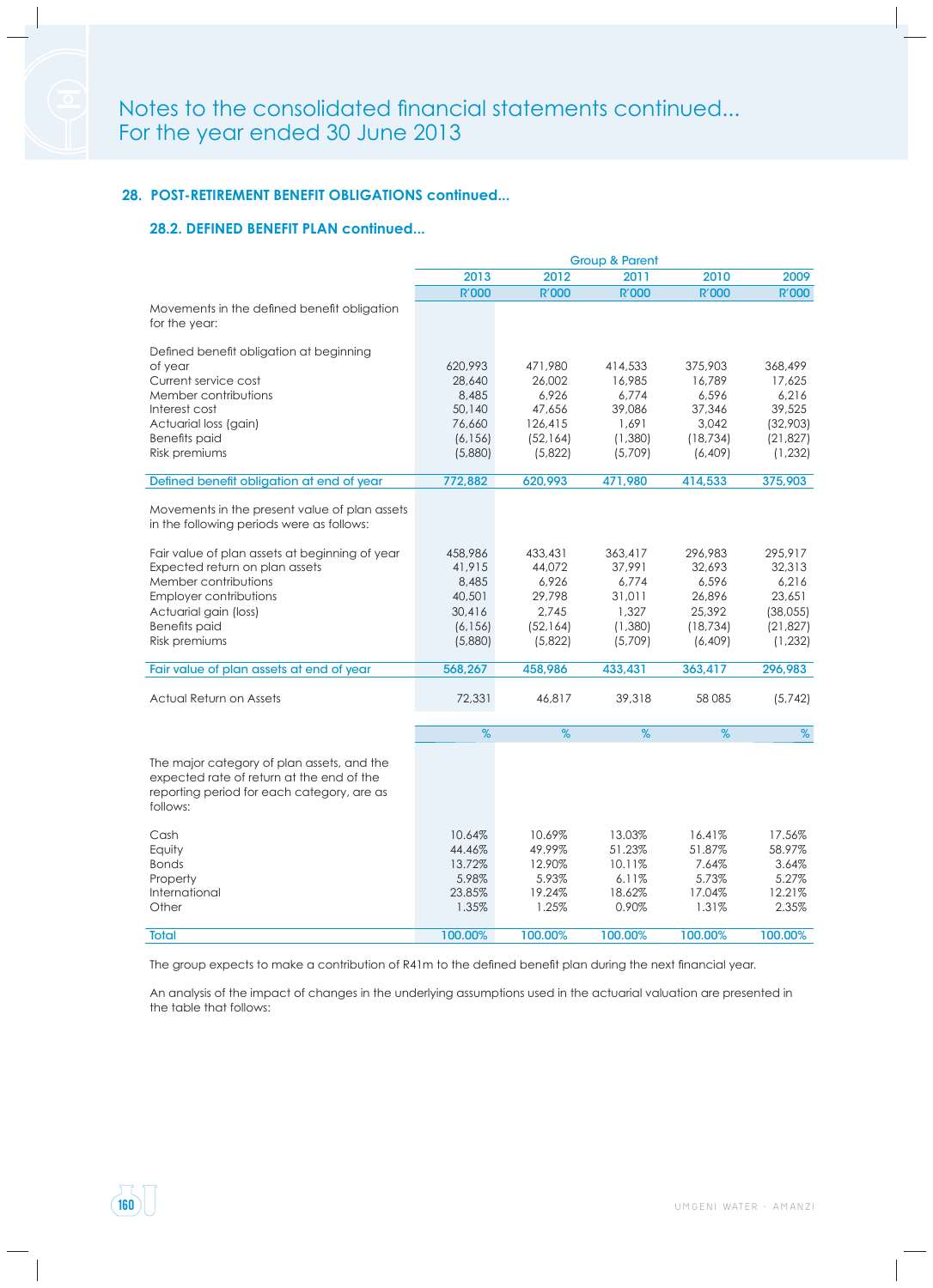# Notes to the consolidated financial statements continued...
For the year ended 30 June 2013

## 28. POST-RETIREMENT BENEFIT OBLIGATIONS continued...

### 28.2. DEFINED BENEFIT PLAN continued...

| | Group & Parent | | | | |
|---|---|---|---|---|---|
| | 2013 | 2012 | 2011 | 2010 | 2009 |
| | R'000 | R'000 | R'000 | R'000 | R'000 |
| Movements in the defined benefit obligation for the year: | | | | | |
| Defined benefit obligation at beginning of year | 620,993 | 471,980 | 414,533 | 375,903 | 368,499 |
| Current service cost | 28,640 | 26,002 | 16,985 | 16,789 | 17,625 |
| Member contributions | 8,485 | 6,926 | 6,774 | 6,596 | 6,216 |
| Interest cost | 50,140 | 47,656 | 39,086 | 37,346 | 39,525 |
| Actuarial loss (gain) | 76,660 | 126,415 | 1,691 | 3,042 | (32,903) |
| Benefits paid | (6,156) | (52,164) | (1,380) | (18,734) | (21,827) |
| Risk premiums | (5,880) | (5,822) | (5,709) | (6,409) | (1,232) |
| Defined benefit obligation at end of year | 772,882 | 620,993 | 471,980 | 414,533 | 375,903 |
| Movements in the present value of plan assets in the following periods were as follows: | | | | | |
| Fair value of plan assets at beginning of year | 458,986 | 433,431 | 363,417 | 296,983 | 295,917 |
| Expected return on plan assets | 41,915 | 44,072 | 37,991 | 32,693 | 32,313 |
| Member contributions | 8,485 | 6,926 | 6,774 | 6,596 | 6,216 |
| Employer contributions | 40,501 | 29,798 | 31,011 | 26,896 | 23,651 |
| Actuarial gain (loss) | 30,416 | 2,745 | 1,327 | 25,392 | (38,055) |
| Benefits paid | (6,156) | (52,164) | (1,380) | (18,734) | (21,827) |
| Risk premiums | (5,880) | (5,822) | (5,709) | (6,409) | (1,232) |
| Fair value of plan assets at end of year | 568,267 | 458,986 | 433,431 | 363,417 | 296,983 |
| Actual Return on Assets | 72,331 | 46,817 | 39,318 | 58 085 | (5,742) |

| | % | % | % | % | % |
|---|---|---|---|---|---|
| The major category of plan assets, and the expected rate of return at the end of the reporting period for each category, are as follows: | | | | | |
| Cash | 10.64% | 10.69% | 13.03% | 16.41% | 17.56% |
| Equity | 44.46% | 49.99% | 51.23% | 51.87% | 58.97% |
| Bonds | 13.72% | 12.90% | 10.11% | 7.64% | 3.64% |
| Property | 5.98% | 5.93% | 6.11% | 5.73% | 5.27% |
| International | 23.85% | 19.24% | 18.62% | 17.04% | 12.21% |
| Other | 1.35% | 1.25% | 0.90% | 1.31% | 2.35% |
| Total | 100.00% | 100.00% | 100.00% | 100.00% | 100.00% |

The group expects to make a contribution of R41m to the defined benefit plan during the next financial year.

An analysis of the impact of changes in the underlying assumptions used in the actuarial valuation are presented in the table that follows: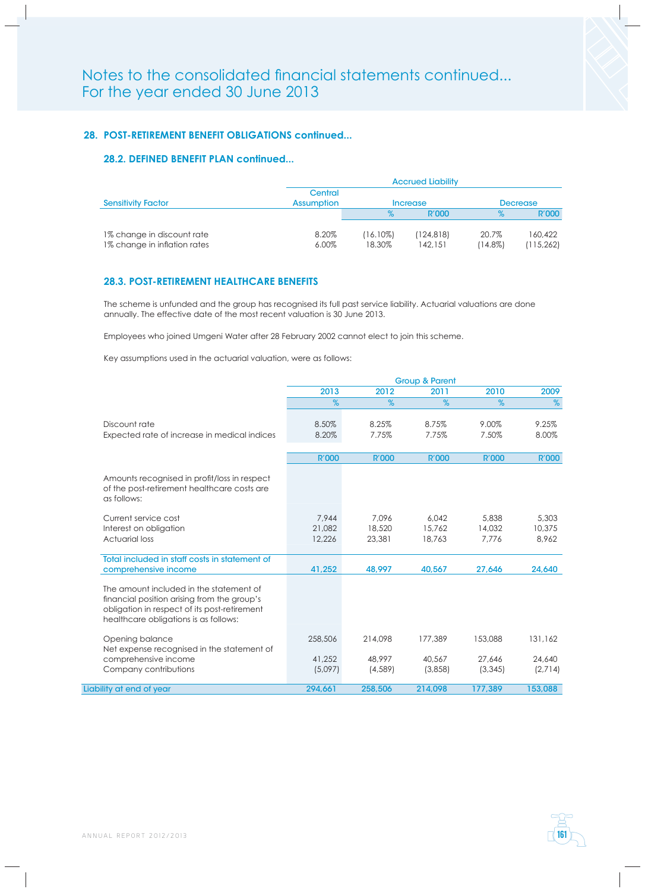# Notes to the consolidated financial statements continued...
For the year ended 30 June 2013

## 28. POST-RETIREMENT BENEFIT OBLIGATIONS continued...

### 28.2. DEFINED BENEFIT PLAN continued...

| Sensitivity Factor | Central Assumption | Accrued Liability | | | |
|---|---|---|---|---|---|
| | | Increase | | Decrease | |
| | | % | R'000 | % | R'000 |
| 1% change in discount rate | 8.20% | (16.10%) | (124,818) | 20.7% | 160,422 |
| 1% change in inflation rates | 6.00% | 18.30% | 142,151 | (14.8%) | (115,262) |

### 28.3. POST-RETIREMENT HEALTHCARE BENEFITS

The scheme is unfunded and the group has recognised its full past service liability. Actuarial valuations are done annually. The effective date of the most recent valuation is 30 June 2013.

Employees who joined Umgeni Water after 28 February 2002 cannot elect to join this scheme.

Key assumptions used in the actuarial valuation, were as follows:

| | Group & Parent | | | | |
|---|---|---|---|---|---|
| | 2013 | 2012 | 2011 | 2010 | 2009 |
| | % | % | % | % | % |
| Discount rate | 8.50% | 8.25% | 8.75% | 9.00% | 9.25% |
| Expected rate of increase in medical indices | 8.20% | 7.75% | 7.75% | 7.50% | 8.00% |
| | R'000 | R'000 | R'000 | R'000 | R'000 |
| Amounts recognised in profit/loss in respect of the post-retirement healthcare costs are as follows: | | | | | |
| Current service cost | 7,944 | 7,096 | 6,042 | 5,838 | 5,303 |
| Interest on obligation | 21,082 | 18,520 | 15,762 | 14,032 | 10,375 |
| Actuarial loss | 12,226 | 23,381 | 18,763 | 7,776 | 8,962 |
| Total included in staff costs in statement of comprehensive income | 41,252 | 48,997 | 40,567 | 27,646 | 24,640 |
| The amount included in the statement of financial position arising from the group's obligation in respect of its post-retirement healthcare obligations is as follows: | | | | | |
| Opening balance | 258,506 | 214,098 | 177,389 | 153,088 | 131,162 |
| Net expense recognised in the statement of comprehensive income | 41,252 | 48,997 | 40,567 | 27,646 | 24,640 |
| Company contributions | (5,097) | (4,589) | (3,858) | (3,345) | (2,714) |
| Liability at end of year | 294,661 | 258,506 | 214,098 | 177,389 | 153,088 |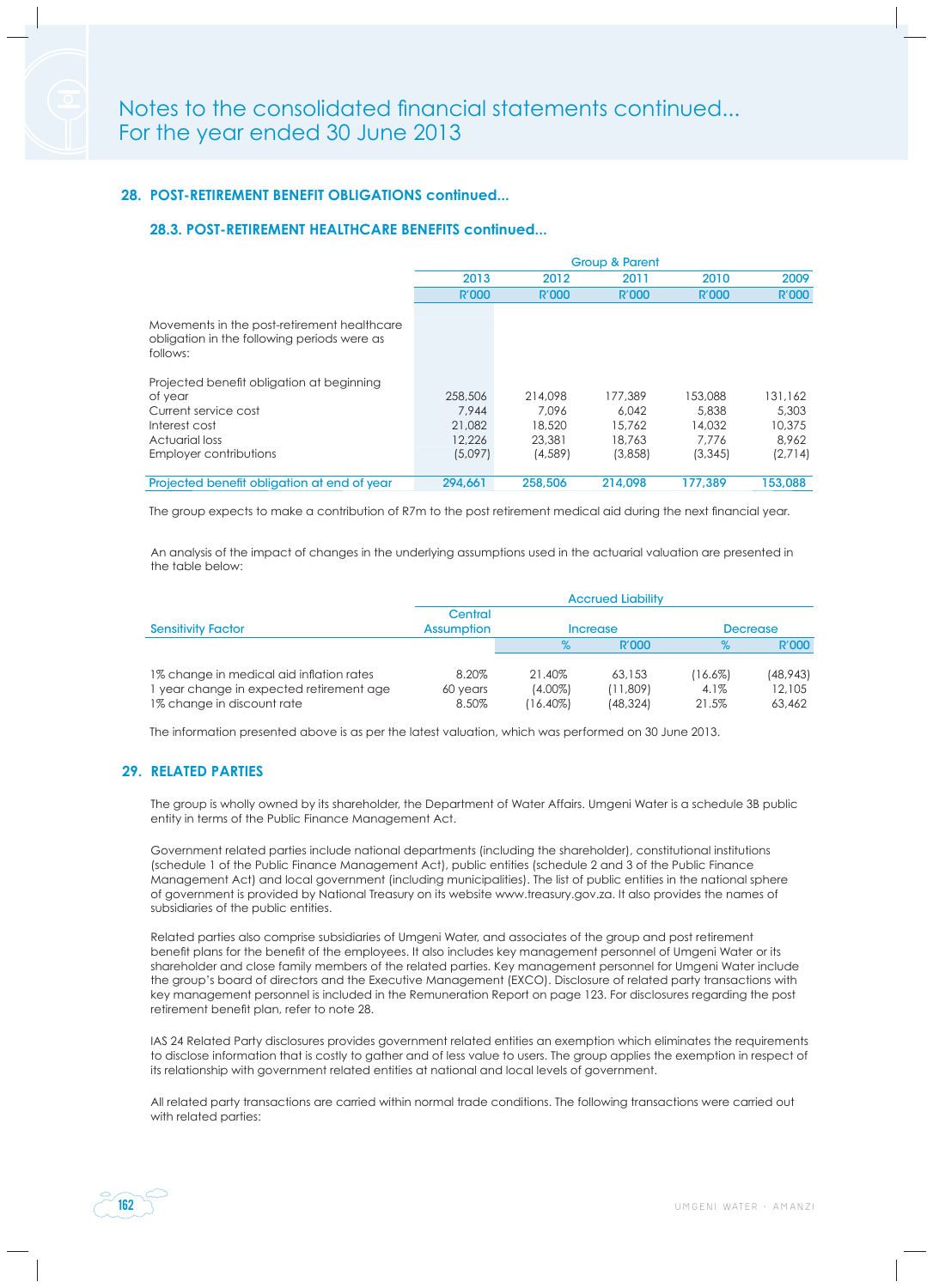# Notes to the consolidated financial statements continued...
For the year ended 30 June 2013

## 28. POST-RETIREMENT BENEFIT OBLIGATIONS continued...

### 28.3. POST-RETIREMENT HEALTHCARE BENEFITS continued...

| | Group & Parent | | | | |
|---|---|---|---|---|---|
| | 2013 | 2012 | 2011 | 2010 | 2009 |
| | R'000 | R'000 | R'000 | R'000 | R'000 |
| Movements in the post-retirement healthcare obligation in the following periods were as follows: | | | | | |
| Projected benefit obligation at beginning of year | 258,506 | 214,098 | 177,389 | 153,088 | 131,162 |
| Current service cost | 7,944 | 7,096 | 6,042 | 5,838 | 5,303 |
| Interest cost | 21,082 | 18,520 | 15,762 | 14,032 | 10,375 |
| Actuarial loss | 12,226 | 23,381 | 18,763 | 7,776 | 8,962 |
| Employer contributions | (5,097) | (4,589) | (3,858) | (3,345) | (2,714) |
| Projected benefit obligation at end of year | 294,661 | 258,506 | 214,098 | 177,389 | 153,088 |

The group expects to make a contribution of R7m to the post retirement medical aid during the next financial year.

An analysis of the impact of changes in the underlying assumptions used in the actuarial valuation are presented in the table below:

| | Accrued Liability | | | | |
|---|---|---|---|---|---|
| Sensitivity Factor | Central Assumption | Increase | | Decrease | |
| | | % | R'000 | % | R'000 |
| 1% change in medical aid inflation rates | 8.20% | 21.40% | 63,153 | (16.6%) | (48,943) |
| 1 year change in expected retirement age | 60 years | (4.00%) | (11,809) | 4.1% | 12,105 |
| 1% change in discount rate | 8.50% | (16.40%) | (48,324) | 21.5% | 63,462 |

The information presented above is as per the latest valuation, which was performed on 30 June 2013.

## 29. RELATED PARTIES

The group is wholly owned by its shareholder, the Department of Water Affairs. Umgeni Water is a schedule 3B public entity in terms of the Public Finance Management Act.

Government related parties include national departments (including the shareholder), constitutional institutions (schedule 1 of the Public Finance Management Act), public entities (schedule 2 and 3 of the Public Finance Management Act) and local government (including municipalities). The list of public entities in the national sphere of government is provided by National Treasury on its website www.treasury.gov.za. It also provides the names of subsidiaries of the public entities.

Related parties also comprise subsidiaries of Umgeni Water, and associates of the group and post retirement benefit plans for the benefit of the employees. It also includes key management personnel of Umgeni Water or its shareholder and close family members of the related parties. Key management personnel for Umgeni Water include the group's board of directors and the Executive Management (EXCO). Disclosure of related party transactions with key management personnel is included in the Remuneration Report on page 123. For disclosures regarding the post retirement benefit plan, refer to note 28.

IAS 24 Related Party disclosures provides government related entities an exemption which eliminates the requirements to disclose information that is costly to gather and of less value to users. The group applies the exemption in respect of its relationship with government related entities at national and local levels of government.

All related party transactions are carried within normal trade conditions. The following transactions were carried out with related parties: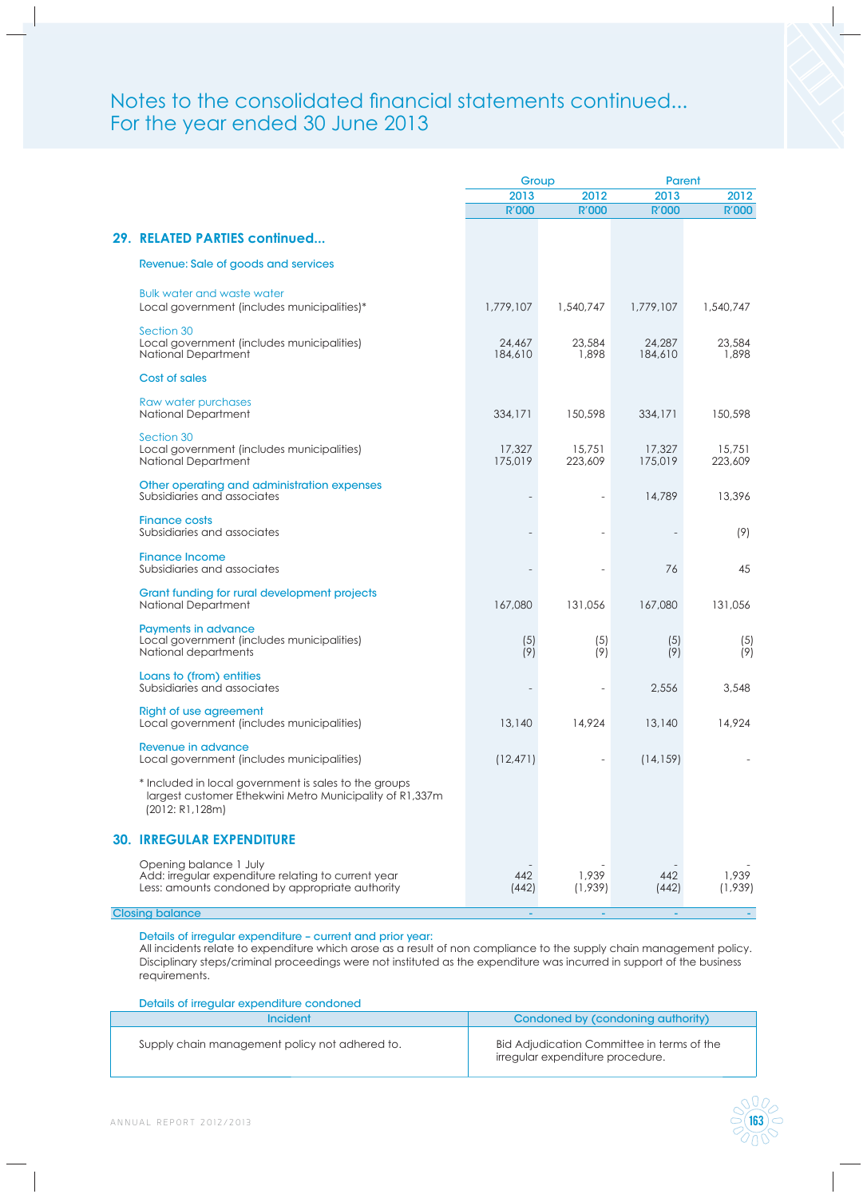# Notes to the consolidated financial statements continued...
# For the year ended 30 June 2013

| | Group | | Parent | |
|---|---|---|---|---|
| | 2013 | 2012 | 2013 | 2012 |
| | R'000 | R'000 | R'000 | R'000 |
| **29. RELATED PARTIES continued...** | | | | |
| **Revenue: Sale of goods and services** | | | | |
| Bulk water and waste water | | | | |
| Local government (includes municipalities)* | 1,779,107 | 1,540,747 | 1,779,107 | 1,540,747 |
| Section 30 | | | | |
| Local government (includes municipalities) | 24,467 | 23,584 | 24,287 | 23,584 |
| National Department | 184,610 | 1,898 | 184,610 | 1,898 |
| **Cost of sales** | | | | |
| Raw water purchases | | | | |
| National Department | 334,171 | 150,598 | 334,171 | 150,598 |
| Section 30 | | | | |
| Local government (includes municipalities) | 17,327 | 15,751 | 17,327 | 15,751 |
| National Department | 175,019 | 223,609 | 175,019 | 223,609 |
| **Other operating and administration expenses** | | | | |
| Subsidiaries and associates | - | - | 14,789 | 13,396 |
| **Finance costs** | | | | |
| Subsidiaries and associates | - | - | - | (9) |
| **Finance Income** | | | | |
| Subsidiaries and associates | - | - | 76 | 45 |
| **Grant funding for rural development projects** | | | | |
| National Department | 167,080 | 131,056 | 167,080 | 131,056 |
| **Payments in advance** | | | | |
| Local government (includes municipalities) | (5) | (5) | (5) | (5) |
| National departments | (9) | (9) | (9) | (9) |
| **Loans to (from) entities** | | | | |
| Subsidiaries and associates | - | - | 2,556 | 3,548 |
| **Right of use agreement** | | | | |
| Local government (includes municipalities) | 13,140 | 14,924 | 13,140 | 14,924 |
| **Revenue in advance** | | | | |
| Local government (includes municipalities) | (12,471) | - | (14,159) | - |

\* Included in local government is sales to the groups largest customer Ethekwini Metro Municipality of R1,337m (2012: R1,128m)

## 30. IRREGULAR EXPENDITURE

| | Group 2013 R'000 | Group 2012 R'000 | Parent 2013 R'000 | Parent 2012 R'000 |
|---|---|---|---|---|
| Opening balance 1 July | - | - | - | - |
| Add: irregular expenditure relating to current year | 442 | 1,939 | 442 | 1,939 |
| Less: amounts condoned by appropriate authority | (442) | (1,939) | (442) | (1,939) |
| Closing balance | - | - | - | - |

**Details of irregular expenditure – current and prior year:**

All incidents relate to expenditure which arose as a result of non compliance to the supply chain management policy. Disciplinary steps/criminal proceedings were not instituted as the expenditure was incurred in support of the business requirements.

**Details of irregular expenditure condoned**

| Incident | Condoned by (condoning authority) |
|---|---|
| Supply chain management policy not adhered to. | Bid Adjudication Committee in terms of the irregular expenditure procedure. |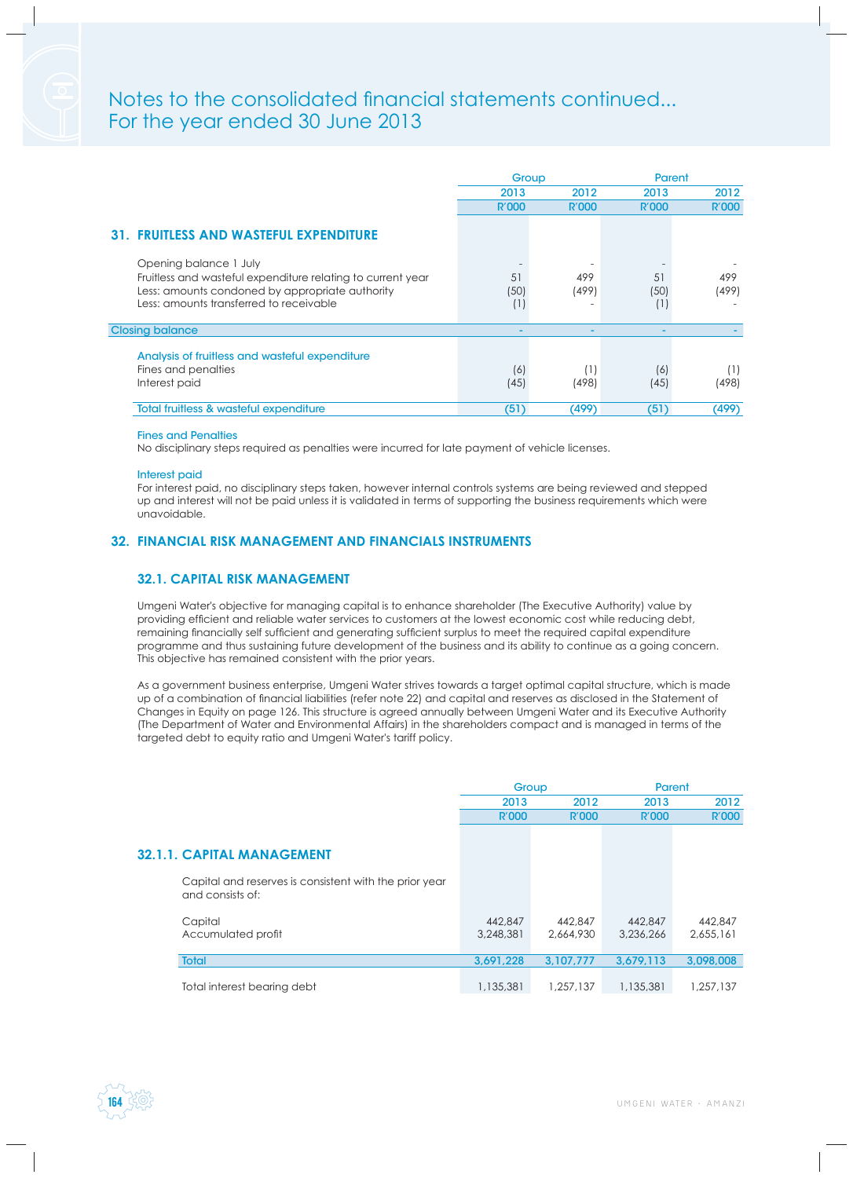# Notes to the consolidated financial statements continued...
For the year ended 30 June 2013

| | Group | | Parent | |
|---|---|---|---|---|
| | 2013 | 2012 | 2013 | 2012 |
| | R'000 | R'000 | R'000 | R'000 |
| **31. FRUITLESS AND WASTEFUL EXPENDITURE** | | | | |
| Opening balance 1 July | - | - | - | - |
| Fruitless and wasteful expenditure relating to current year | 51 | 499 | 51 | 499 |
| Less: amounts condoned by appropriate authority | (50) | (499) | (50) | (499) |
| Less: amounts transferred to receivable | (1) | - | (1) | - |
| Closing balance | - | - | - | - |
| Analysis of fruitless and wasteful expenditure | | | | |
| Fines and penalties | (6) | (1) | (6) | (1) |
| Interest paid | (45) | (498) | (45) | (498) |
| Total fruitless & wasteful expenditure | (51) | (499) | (51) | (499) |

Fines and Penalties

No disciplinary steps required as penalties were incurred for late payment of vehicle licenses.

Interest paid

For interest paid, no disciplinary steps taken, however internal controls systems are being reviewed and stepped up and interest will not be paid unless it is validated in terms of supporting the business requirements which were unavoidable.

## 32. FINANCIAL RISK MANAGEMENT AND FINANCIALS INSTRUMENTS

### 32.1. CAPITAL RISK MANAGEMENT

Umgeni Water's objective for managing capital is to enhance shareholder (The Executive Authority) value by providing efficient and reliable water services to customers at the lowest economic cost while reducing debt, remaining financially self sufficient and generating sufficient surplus to meet the required capital expenditure programme and thus sustaining future development of the business and its ability to continue as a going concern. This objective has remained consistent with the prior years.

As a government business enterprise, Umgeni Water strives towards a target optimal capital structure, which is made up of a combination of financial liabilities (refer note 22) and capital and reserves as disclosed in the Statement of Changes in Equity on page 126. This structure is agreed annually between Umgeni Water and its Executive Authority (The Department of Water and Environmental Affairs) in the shareholders compact and is managed in terms of the targeted debt to equity ratio and Umgeni Water's tariff policy.

| | Group | | Parent | |
|---|---|---|---|---|
| | 2013 | 2012 | 2013 | 2012 |
| | R'000 | R'000 | R'000 | R'000 |
| **32.1.1. CAPITAL MANAGEMENT** | | | | |
| Capital and reserves is consistent with the prior year and consists of: | | | | |
| Capital | 442,847 | 442,847 | 442,847 | 442,847 |
| Accumulated profit | 3,248,381 | 2,664,930 | 3,236,266 | 2,655,161 |
| Total | 3,691,228 | 3,107,777 | 3,679,113 | 3,098,008 |
| Total interest bearing debt | 1,135,381 | 1,257,137 | 1,135,381 | 1,257,137 |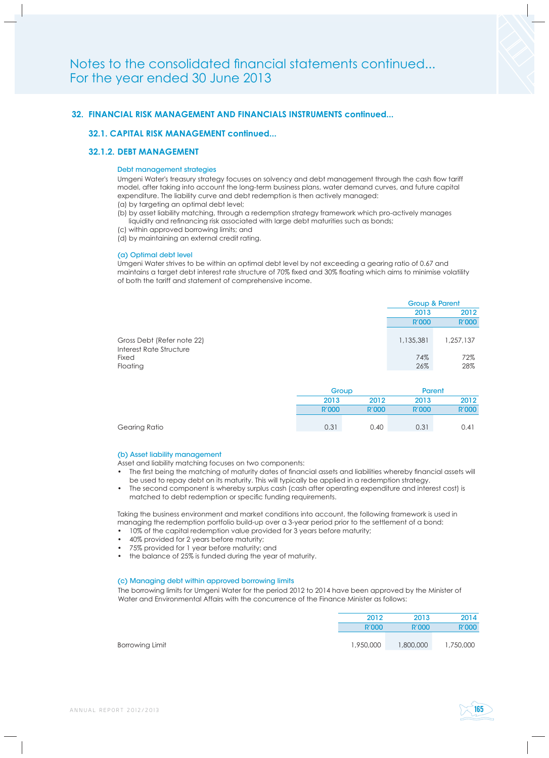# Notes to the consolidated financial statements continued...
For the year ended 30 June 2013

## 32. FINANCIAL RISK MANAGEMENT AND FINANCIALS INSTRUMENTS continued...

### 32.1. CAPITAL RISK MANAGEMENT continued...

### 32.1.2. DEBT MANAGEMENT

#### Debt management strategies

Umgeni Water's treasury strategy focuses on solvency and debt management through the cash flow tariff model, after taking into account the long-term business plans, water demand curves, and future capital expenditure. The liability curve and debt redemption is then actively managed:

(a) by targeting an optimal debt level;
(b) by asset liability matching, through a redemption strategy framework which pro-actively manages liquidity and refinancing risk associated with large debt maturities such as bonds;
(c) within approved borrowing limits; and
(d) by maintaining an external credit rating.

#### (a) Optimal debt level

Umgeni Water strives to be within an optimal debt level by not exceeding a gearing ratio of 0.67 and maintains a target debt interest rate structure of 70% fixed and 30% floating which aims to minimise volatility of both the tariff and statement of comprehensive income.

| | Group & Parent | |
|---|---|---|
| | 2013 | 2012 |
| | R'000 | R'000 |
| Gross Debt (Refer note 22) | 1,135,381 | 1,257,137 |
| Interest Rate Structure | | |
| Fixed | 74% | 72% |
| Floating | 26% | 28% |

| | Group | | Parent | |
|---|---|---|---|---|
| | 2013 | 2012 | 2013 | 2012 |
| | R'000 | R'000 | R'000 | R'000 |
| Gearing Ratio | 0.31 | 0.40 | 0.31 | 0.41 |

#### (b) Asset liability management

Asset and liability matching focuses on two components:

- The first being the matching of maturity dates of financial assets and liabilities whereby financial assets will be used to repay debt on its maturity. This will typically be applied in a redemption strategy.
- The second component is whereby surplus cash (cash after operating expenditure and interest cost) is matched to debt redemption or specific funding requirements.

Taking the business environment and market conditions into account, the following framework is used in managing the redemption portfolio build-up over a 3-year period prior to the settlement of a bond:

- 10% of the capital redemption value provided for 3 years before maturity;
- 40% provided for 2 years before maturity;
- 75% provided for 1 year before maturity; and
- the balance of 25% is funded during the year of maturity.

#### (c) Managing debt within approved borrowing limits

The borrowing limits for Umgeni Water for the period 2012 to 2014 have been approved by the Minister of Water and Environmental Affairs with the concurrence of the Finance Minister as follows:

| | 2012 | 2013 | 2014 |
|---|---|---|---|
| | R'000 | R'000 | R'000 |
| Borrowing Limit | 1,950,000 | 1,800,000 | 1,750,000 |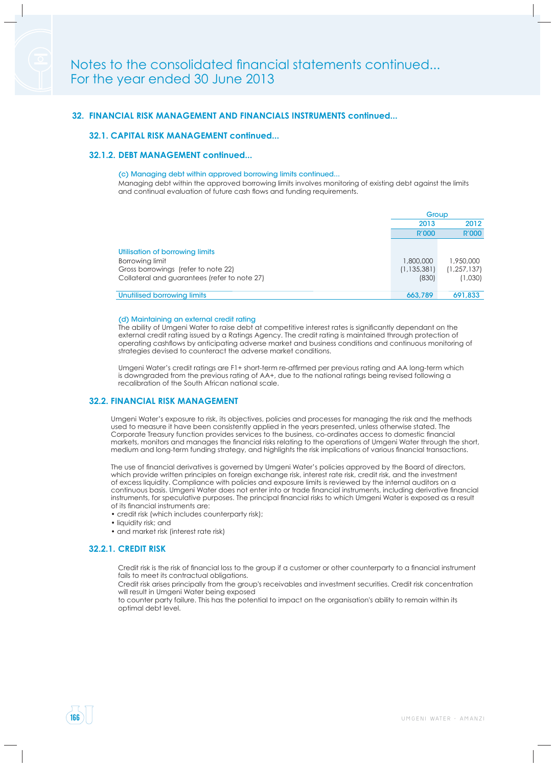## 32. FINANCIAL RISK MANAGEMENT AND FINANCIALS INSTRUMENTS continued...

### 32.1. CAPITAL RISK MANAGEMENT continued...

### 32.1.2. DEBT MANAGEMENT continued...

#### (c) Managing debt within approved borrowing limits continued...

Managing debt within the approved borrowing limits involves monitoring of existing debt against the limits and continual evaluation of future cash flows and funding requirements.

| | Group | |
|---|---|---|
| | 2013 | 2012 |
| | R'000 | R'000 |
| **Utilisation of borrowing limits** | | |
| Borrowing limit | 1,800,000 | 1,950,000 |
| Gross borrowings (refer to note 22) | (1,135,381) | (1,257,137) |
| Collateral and guarantees (refer to note 27) | (830) | (1,030) |
| **Unutilised borrowing limits** | **663,789** | **691,833** |

#### (d) Maintaining an external credit rating

The ability of Umgeni Water to raise debt at competitive interest rates is significantly dependant on the external credit rating issued by a Ratings Agency. The credit rating is maintained through protection of operating cashflows by anticipating adverse market and business conditions and continuous monitoring of strategies devised to counteract the adverse market conditions.

Umgeni Water's credit ratings are F1+ short-term re-affirmed per previous rating and AA long-term which is downgraded from the previous rating of AA+, due to the national ratings being revised following a recalibration of the South African national scale.

### 32.2. FINANCIAL RISK MANAGEMENT

Umgeni Water's exposure to risk, its objectives, policies and processes for managing the risk and the methods used to measure it have been consistently applied in the years presented, unless otherwise stated. The Corporate Treasury function provides services to the business, co-ordinates access to domestic financial markets, monitors and manages the financial risks relating to the operations of Umgeni Water through the short, medium and long-term funding strategy, and highlights the risk implications of various financial transactions.

The use of financial derivatives is governed by Umgeni Water's policies approved by the Board of directors, which provide written principles on foreign exchange risk, interest rate risk, credit risk, and the investment of excess liquidity. Compliance with policies and exposure limits is reviewed by the internal auditors on a continuous basis. Umgeni Water does not enter into or trade financial instruments, including derivative financial instruments, for speculative purposes. The principal financial risks to which Umgeni Water is exposed as a result of its financial instruments are:

- credit risk (which includes counterparty risk);
- liquidity risk; and
- and market risk (interest rate risk)

### 32.2.1. CREDIT RISK

Credit risk is the risk of financial loss to the group if a customer or other counterparty to a financial instrument fails to meet its contractual obligations.

Credit risk arises principally from the group's receivables and investment securities. Credit risk concentration will result in Umgeni Water being exposed
to counter party failure. This has the potential to impact on the organisation's ability to remain within its optimal debt level.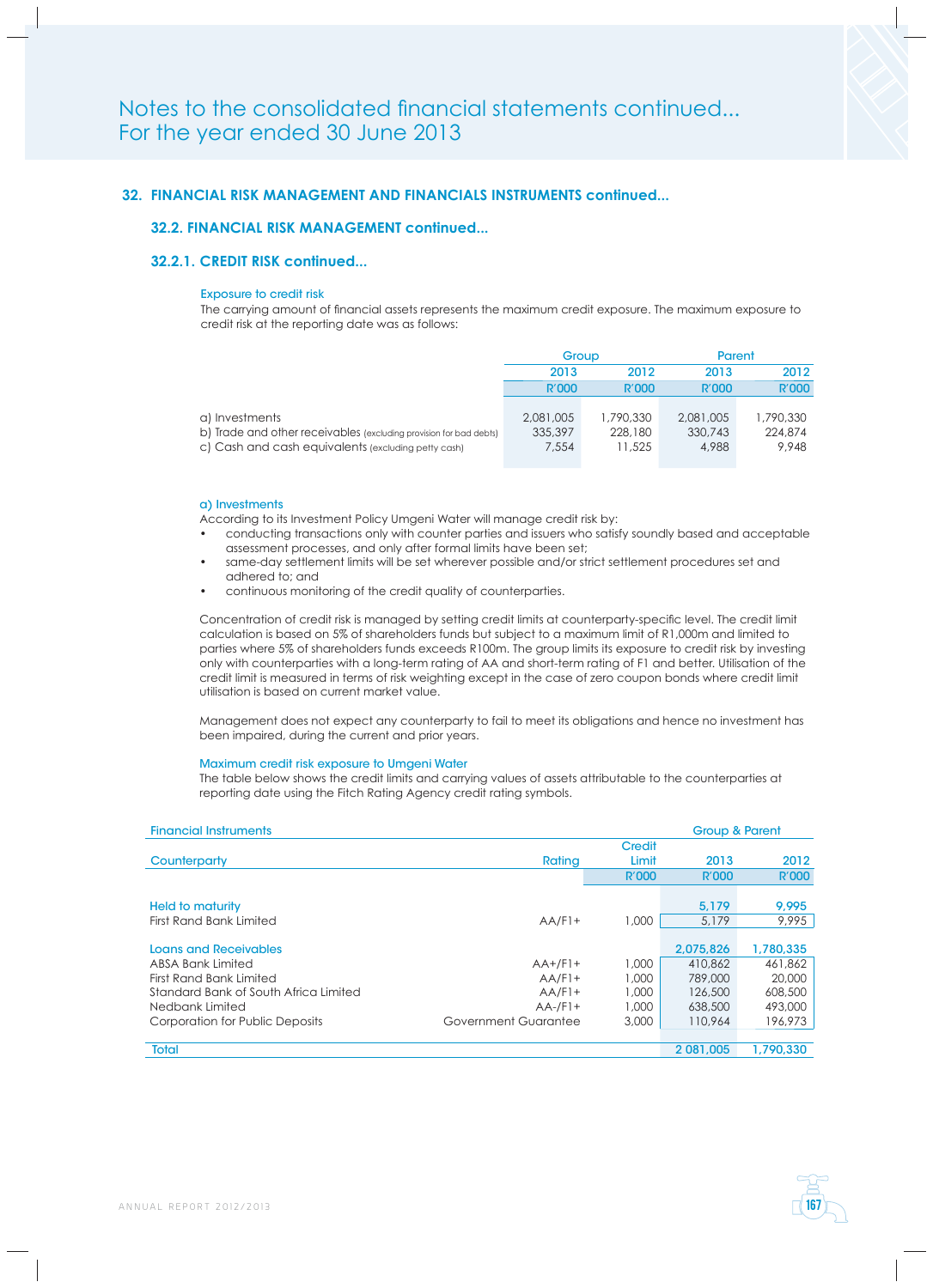# Notes to the consolidated financial statements continued...
For the year ended 30 June 2013

## 32. FINANCIAL RISK MANAGEMENT AND FINANCIALS INSTRUMENTS continued...

### 32.2. FINANCIAL RISK MANAGEMENT continued...

### 32.2.1. CREDIT RISK continued...

**Exposure to credit risk**

The carrying amount of financial assets represents the maximum credit exposure. The maximum exposure to credit risk at the reporting date was as follows:

| | Group | | Parent | |
|---|---|---|---|---|
| | 2013 | 2012 | 2013 | 2012 |
| | R'000 | R'000 | R'000 | R'000 |
| a) Investments | 2,081,005 | 1,790,330 | 2,081,005 | 1,790,330 |
| b) Trade and other receivables (excluding provision for bad debts) | 335,397 | 228,180 | 330,743 | 224,874 |
| c) Cash and cash equivalents (excluding petty cash) | 7,554 | 11,525 | 4,988 | 9,948 |

**a) Investments**

According to its Investment Policy Umgeni Water will manage credit risk by:

- conducting transactions only with counter parties and issuers who satisfy soundly based and acceptable assessment processes, and only after formal limits have been set;
- same-day settlement limits will be set wherever possible and/or strict settlement procedures set and adhered to; and
- continuous monitoring of the credit quality of counterparties.

Concentration of credit risk is managed by setting credit limits at counterparty-specific level. The credit limit calculation is based on 5% of shareholders funds but subject to a maximum limit of R1,000m and limited to parties where 5% of shareholders funds exceeds R100m. The group limits its exposure to credit risk by investing only with counterparties with a long-term rating of AA and short-term rating of F1 and better. Utilisation of the credit limit is measured in terms of risk weighting except in the case of zero coupon bonds where credit limit utilisation is based on current market value.

Management does not expect any counterparty to fail to meet its obligations and hence no investment has been impaired, during the current and prior years.

**Maximum credit risk exposure to Umgeni Water**

The table below shows the credit limits and carrying values of assets attributable to the counterparties at reporting date using the Fitch Rating Agency credit rating symbols.

| Financial Instruments | | | Group & Parent | |
|---|---|---|---|---|
| Counterparty | Rating | Credit Limit | 2013 | 2012 |
| | | R'000 | R'000 | R'000 |
| **Held to maturity** | | | 5,179 | 9,995 |
| First Rand Bank Limited | AA/F1+ | 1,000 | 5,179 | 9,995 |
| **Loans and Receivables** | | | 2,075,826 | 1,780,335 |
| ABSA Bank Limited | AA+/F1+ | 1,000 | 410,862 | 461,862 |
| First Rand Bank Limited | AA/F1+ | 1,000 | 789,000 | 20,000 |
| Standard Bank of South Africa Limited | AA/F1+ | 1,000 | 126,500 | 608,500 |
| Nedbank Limited | AA-/F1+ | 1,000 | 638,500 | 493,000 |
| Corporation for Public Deposits | Government Guarantee | 3,000 | 110,964 | 196,973 |
| **Total** | | | 2 081,005 | 1,790,330 |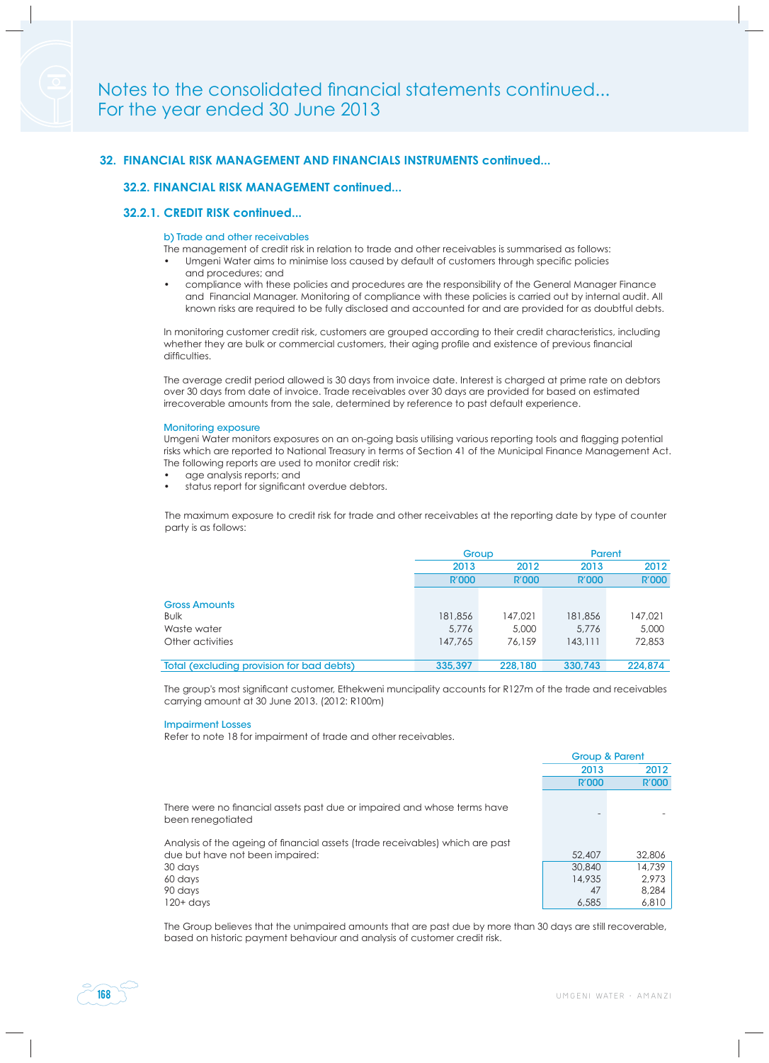## 32. FINANCIAL RISK MANAGEMENT AND FINANCIALS INSTRUMENTS continued...

### 32.2. FINANCIAL RISK MANAGEMENT continued...

### 32.2.1. CREDIT RISK continued...

#### b) Trade and other receivables

The management of credit risk in relation to trade and other receivables is summarised as follows:

- Umgeni Water aims to minimise loss caused by default of customers through specific policies and procedures; and
- compliance with these policies and procedures are the responsibility of the General Manager Finance and Financial Manager. Monitoring of compliance with these policies is carried out by internal audit. All known risks are required to be fully disclosed and accounted for and are provided for as doubtful debts.

In monitoring customer credit risk, customers are grouped according to their credit characteristics, including whether they are bulk or commercial customers, their aging profile and existence of previous financial difficulties.

The average credit period allowed is 30 days from invoice date. Interest is charged at prime rate on debtors over 30 days from date of invoice. Trade receivables over 30 days are provided for based on estimated irrecoverable amounts from the sale, determined by reference to past default experience.

#### Monitoring exposure

Umgeni Water monitors exposures on an on-going basis utilising various reporting tools and flagging potential risks which are reported to National Treasury in terms of Section 41 of the Municipal Finance Management Act. The following reports are used to monitor credit risk:

- age analysis reports; and
- status report for significant overdue debtors.

The maximum exposure to credit risk for trade and other receivables at the reporting date by type of counter party is as follows:

| | Group | | Parent | |
|---|---|---|---|---|
| | 2013 | 2012 | 2013 | 2012 |
| | R'000 | R'000 | R'000 | R'000 |
| **Gross Amounts** | | | | |
| Bulk | 181,856 | 147,021 | 181,856 | 147,021 |
| Waste water | 5,776 | 5,000 | 5,776 | 5,000 |
| Other activities | 147,765 | 76,159 | 143,111 | 72,853 |
| **Total (excluding provision for bad debts)** | **335,397** | **228,180** | **330,743** | **224,874** |

The group's most significant customer, Ethekweni muncipality accounts for R127m of the trade and receivables carrying amount at 30 June 2013. (2012: R100m)

#### Impairment Losses

Refer to note 18 for impairment of trade and other receivables.

| | Group & Parent | |
|---|---|---|
| | 2013 | 2012 |
| | R'000 | R'000 |
| There were no financial assets past due or impaired and whose terms have been renegotiated | - | - |
| Analysis of the ageing of financial assets (trade receivables) which are past due but have not been impaired: | 52,407 | 32,806 |
| 30 days | 30,840 | 14,739 |
| 60 days | 14,935 | 2,973 |
| 90 days | 47 | 8,284 |
| 120+ days | 6,585 | 6,810 |

The Group believes that the unimpaired amounts that are past due by more than 30 days are still recoverable, based on historic payment behaviour and analysis of customer credit risk.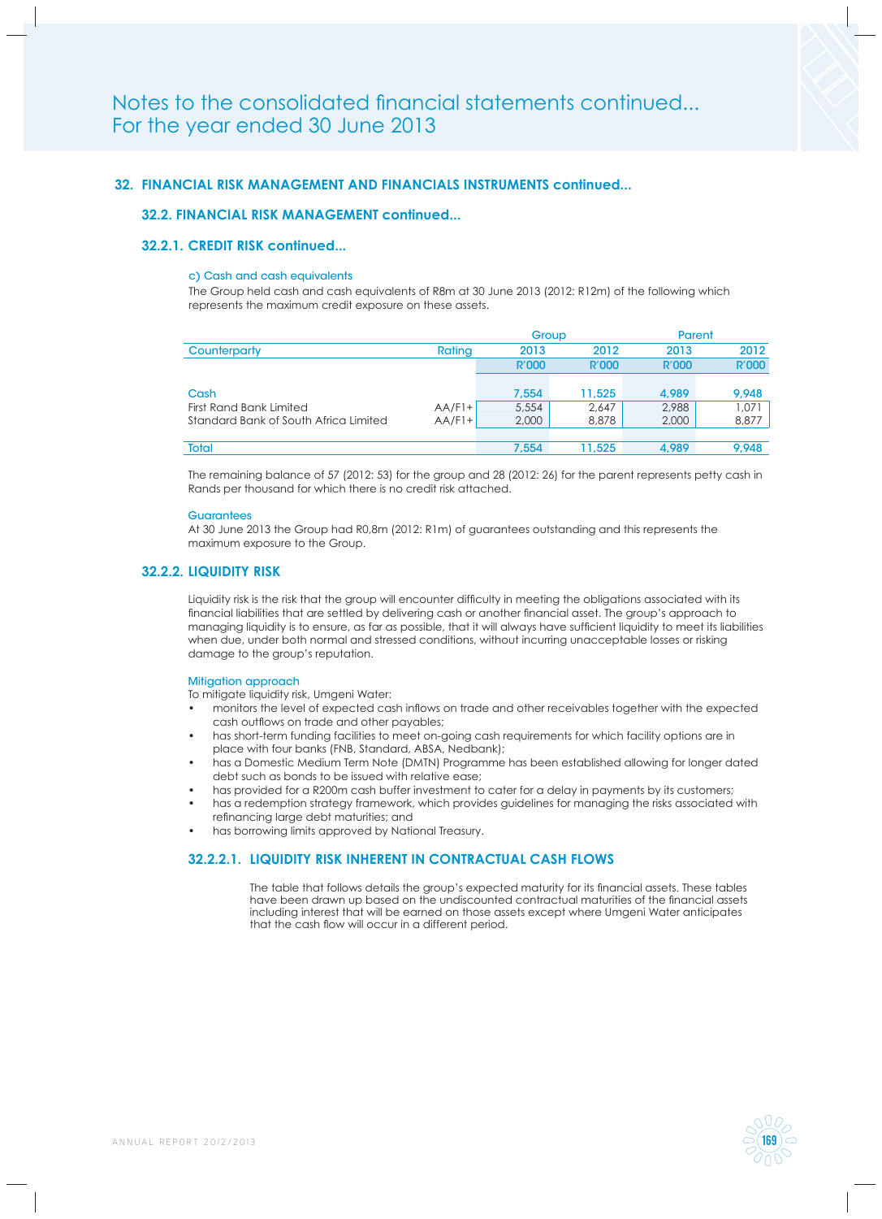# Notes to the consolidated financial statements continued...
For the year ended 30 June 2013

## 32. FINANCIAL RISK MANAGEMENT AND FINANCIALS INSTRUMENTS continued...

### 32.2. FINANCIAL RISK MANAGEMENT continued...

### 32.2.1. CREDIT RISK continued...

c) Cash and cash equivalents

The Group held cash and cash equivalents of R8m at 30 June 2013 (2012: R12m) of the following which represents the maximum credit exposure on these assets.

| Counterparty | Rating | Group 2013 R'000 | Group 2012 R'000 | Parent 2013 R'000 | Parent 2012 R'000 |
|---|---|---|---|---|---|
| Cash | | 7,554 | 11,525 | 4,989 | 9,948 |
| First Rand Bank Limited | AA/F1+ | 5,554 | 2,647 | 2,988 | 1,071 |
| Standard Bank of South Africa Limited | AA/F1+ | 2,000 | 8,878 | 2,000 | 8,877 |
| Total | | 7,554 | 11,525 | 4,989 | 9,948 |

The remaining balance of 57 (2012: 53) for the group and 28 (2012: 26) for the parent represents petty cash in Rands per thousand for which there is no credit risk attached.

Guarantees

At 30 June 2013 the Group had R0,8m (2012: R1m) of guarantees outstanding and this represents the maximum exposure to the Group.

### 32.2.2. LIQUIDITY RISK

Liquidity risk is the risk that the group will encounter difficulty in meeting the obligations associated with its financial liabilities that are settled by delivering cash or another financial asset. The group's approach to managing liquidity is to ensure, as far as possible, that it will always have sufficient liquidity to meet its liabilities when due, under both normal and stressed conditions, without incurring unacceptable losses or risking damage to the group's reputation.

Mitigation approach

To mitigate liquidity risk, Umgeni Water:

- monitors the level of expected cash inflows on trade and other receivables together with the expected cash outflows on trade and other payables;
- has short-term funding facilities to meet on-going cash requirements for which facility options are in place with four banks (FNB, Standard, ABSA, Nedbank);
- has a Domestic Medium Term Note (DMTN) Programme has been established allowing for longer dated debt such as bonds to be issued with relative ease;
- has provided for a R200m cash buffer investment to cater for a delay in payments by its customers;
- has a redemption strategy framework, which provides guidelines for managing the risks associated with refinancing large debt maturities; and
- has borrowing limits approved by National Treasury.

#### 32.2.2.1. LIQUIDITY RISK INHERENT IN CONTRACTUAL CASH FLOWS

The table that follows details the group's expected maturity for its financial assets. These tables have been drawn up based on the undiscounted contractual maturities of the financial assets including interest that will be earned on those assets except where Umgeni Water anticipates that the cash flow will occur in a different period.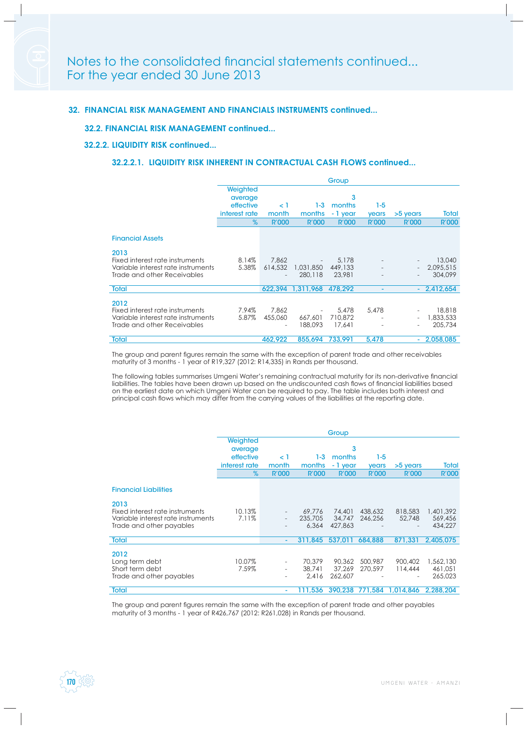## Notes to the consolidated financial statements continued...
## For the year ended 30 June 2013

### 32. FINANCIAL RISK MANAGEMENT AND FINANCIALS INSTRUMENTS continued...

#### 32.2. FINANCIAL RISK MANAGEMENT continued...

#### 32.2.2. LIQUIDITY RISK continued...

##### 32.2.2.1. LIQUIDITY RISK INHERENT IN CONTRACTUAL CASH FLOWS continued...

| | Group | | | | | | |
|---|---|---|---|---|---|---|---|
| | Weighted average effective interest rate | < 1 month | 1-3 months | 3 months - 1 year | 1-5 years | >5 years | Total |
| | % | R'000 | R'000 | R'000 | R'000 | R'000 | R'000 |
| **Financial Assets** | | | | | | | |
| **2013** | | | | | | | |
| Fixed interest rate instruments | 8.14% | 7,862 | - | 5,178 | - | - | 13,040 |
| Variable interest rate instruments | 5.38% | 614,532 | 1,031,850 | 449,133 | - | - | 2,095,515 |
| Trade and other Receivables | | - | 280,118 | 23,981 | - | - | 304,099 |
| **Total** | | 622,394 | 1,311,968 | 478,292 | - | - | 2,412,654 |
| **2012** | | | | | | | |
| Fixed interest rate instruments | 7.94% | 7,862 | - | 5,478 | 5,478 | - | 18,818 |
| Variable interest rate instruments | 5.87% | 455,060 | 667,601 | 710,872 | - | - | 1,833,533 |
| Trade and other Receivables | | - | 188,093 | 17,641 | - | - | 205,734 |
| **Total** | | 462,922 | 855,694 | 733,991 | 5,478 | - | 2,058,085 |

The group and parent figures remain the same with the exception of parent trade and other receivables maturity of 3 months - 1 year of R19,327 (2012: R14,335) in Rands per thousand.

The following tables summarises Umgeni Water's remaining contractual maturity for its non-derivative financial liabilities. The tables have been drawn up based on the undiscounted cash flows of financial liabilities based on the earliest date on which Umgeni Water can be required to pay. The table includes both interest and principal cash flows which may differ from the carrying values of the liabilities at the reporting date.

| | Group | | | | | | |
|---|---|---|---|---|---|---|---|
| | Weighted average effective interest rate | < 1 month | 1-3 months | 3 months - 1 year | 1-5 years | >5 years | Total |
| | % | R'000 | R'000 | R'000 | R'000 | R'000 | R'000 |
| **Financial Liabilities** | | | | | | | |
| **2013** | | | | | | | |
| Fixed interest rate instruments | 10.13% | - | 69,776 | 74,401 | 438,632 | 818,583 | 1,401,392 |
| Variable interest rate instruments | 7.11% | - | 235,705 | 34,747 | 246,256 | 52,748 | 569,456 |
| Trade and other payables | | - | 6,364 | 427,863 | - | - | 434,227 |
| **Total** | | - | 311,845 | 537,011 | 684,888 | 871,331 | 2,405,075 |
| **2012** | | | | | | | |
| Long term debt | 10.07% | - | 70,379 | 90,362 | 500,987 | 900,402 | 1,562,130 |
| Short term debt | 7.59% | - | 38,741 | 37,269 | 270,597 | 114,444 | 461,051 |
| Trade and other payables | | - | 2,416 | 262,607 | - | - | 265,023 |
| **Total** | | - | 111,536 | 390,238 | 771,584 | 1,014,846 | 2,288,204 |

The group and parent figures remain the same with the exception of parent trade and other payables maturity of 3 months - 1 year of R426,767 (2012: R261,028) in Rands per thousand.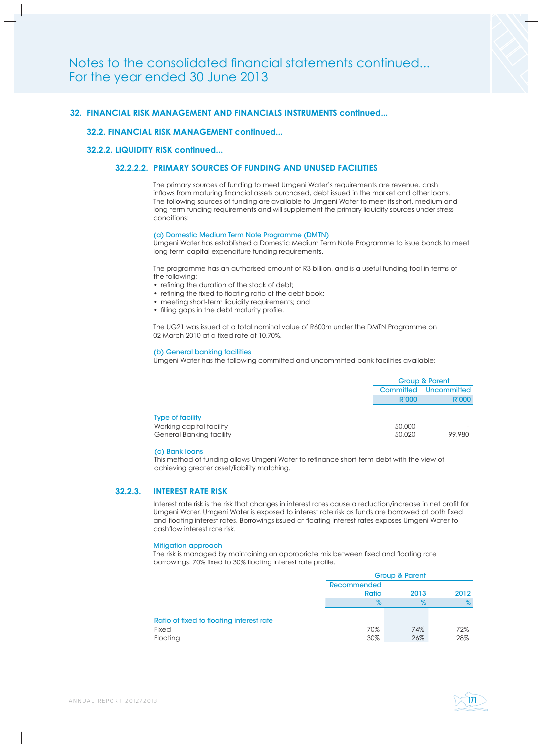# Notes to the consolidated financial statements continued...
# For the year ended 30 June 2013

## 32. FINANCIAL RISK MANAGEMENT AND FINANCIALS INSTRUMENTS continued...

### 32.2. FINANCIAL RISK MANAGEMENT continued...

### 32.2.2. LIQUIDITY RISK continued...

#### 32.2.2.2. PRIMARY SOURCES OF FUNDING AND UNUSED FACILITIES

The primary sources of funding to meet Umgeni Water's requirements are revenue, cash inflows from maturing financial assets purchased, debt issued in the market and other loans. The following sources of funding are available to Umgeni Water to meet its short, medium and long-term funding requirements and will supplement the primary liquidity sources under stress conditions:

**(a) Domestic Medium Term Note Programme (DMTN)**

Umgeni Water has established a Domestic Medium Term Note Programme to issue bonds to meet long term capital expenditure funding requirements.

The programme has an authorised amount of R3 billion, and is a useful funding tool in terms of the following:

- refining the duration of the stock of debt;
- refining the fixed to floating ratio of the debt book;
- meeting short-term liquidity requirements; and
- filling gaps in the debt maturity profile.

The UG21 was issued at a total nominal value of R600m under the DMTN Programme on 02 March 2010 at a fixed rate of 10.70%.

**(b) General banking facilities**

Umgeni Water has the following committed and uncommitted bank facilities available:

| | Group & Parent | |
|---|---|---|
| | Committed | Uncommitted |
| | R'000 | R'000 |
| **Type of facility** | | |
| Working capital facility | 50,000 | - |
| General Banking facility | 50,020 | 99,980 |

**(c) Bank loans**

This method of funding allows Umgeni Water to refinance short-term debt with the view of achieving greater asset/liability matching.

### 32.2.3. INTEREST RATE RISK

Interest rate risk is the risk that changes in interest rates cause a reduction/increase in net profit for Umgeni Water. Umgeni Water is exposed to interest rate risk as funds are borrowed at both fixed and floating interest rates. Borrowings issued at floating interest rates exposes Umgeni Water to cashflow interest rate risk.

**Mitigation approach**

The risk is managed by maintaining an appropriate mix between fixed and floating rate borrowings: 70% fixed to 30% floating interest rate profile.

| | Group & Parent | | |
|---|---|---|---|
| | Recommended Ratio | 2013 | 2012 |
| | % | % | % |
| **Ratio of fixed to floating interest rate** | | | |
| Fixed | 70% | 74% | 72% |
| Floating | 30% | 26% | 28% |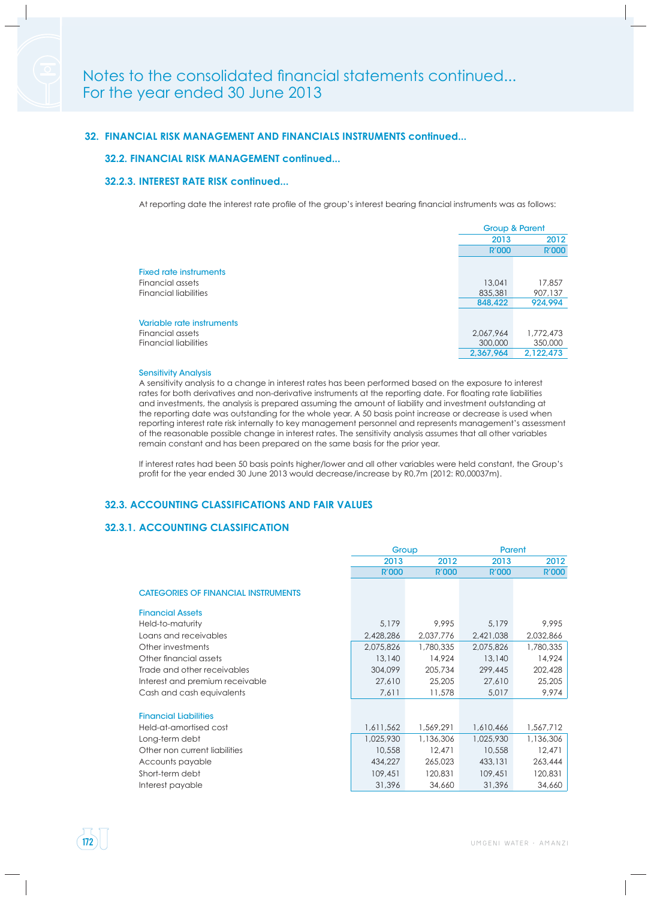# Notes to the consolidated financial statements continued...
For the year ended 30 June 2013

## 32. FINANCIAL RISK MANAGEMENT AND FINANCIALS INSTRUMENTS continued...

### 32.2. FINANCIAL RISK MANAGEMENT continued...

### 32.2.3. INTEREST RATE RISK continued...

At reporting date the interest rate profile of the group's interest bearing financial instruments was as follows:

| | Group & Parent | |
|---|---|---|
| | 2013 | 2012 |
| | R'000 | R'000 |
| **Fixed rate instruments** | | |
| Financial assets | 13,041 | 17,857 |
| Financial liabilities | 835,381 | 907,137 |
| | 848,422 | 924,994 |
| **Variable rate instruments** | | |
| Financial assets | 2,067,964 | 1,772,473 |
| Financial liabilities | 300,000 | 350,000 |
| | 2,367,964 | 2,122,473 |

**Sensitivity Analysis**

A sensitivity analysis to a change in interest rates has been performed based on the exposure to interest rates for both derivatives and non-derivative instruments at the reporting date. For floating rate liabilities and investments, the analysis is prepared assuming the amount of liability and investment outstanding at the reporting date was outstanding for the whole year. A 50 basis point increase or decrease is used when reporting interest rate risk internally to key management personnel and represents management's assessment of the reasonable possible change in interest rates. The sensitivity analysis assumes that all other variables remain constant and has been prepared on the same basis for the prior year.

If interest rates had been 50 basis points higher/lower and all other variables were held constant, the Group's profit for the year ended 30 June 2013 would decrease/increase by R0,7m (2012: R0,00037m).

### 32.3. ACCOUNTING CLASSIFICATIONS AND FAIR VALUES

### 32.3.1. ACCOUNTING CLASSIFICATION

| | Group | | Parent | |
|---|---|---|---|---|
| | 2013 | 2012 | 2013 | 2012 |
| | R'000 | R'000 | R'000 | R'000 |
| **CATEGORIES OF FINANCIAL INSTRUMENTS** | | | | |
| **Financial Assets** | | | | |
| Held-to-maturity | 5,179 | 9,995 | 5,179 | 9,995 |
| Loans and receivables | 2,428,286 | 2,037,776 | 2,421,038 | 2,032,866 |
| Other investments | 2,075,826 | 1,780,335 | 2,075,826 | 1,780,335 |
| Other financial assets | 13,140 | 14,924 | 13,140 | 14,924 |
| Trade and other receivables | 304,099 | 205,734 | 299,445 | 202,428 |
| Interest and premium receivable | 27,610 | 25,205 | 27,610 | 25,205 |
| Cash and cash equivalents | 7,611 | 11,578 | 5,017 | 9,974 |
| **Financial Liabilities** | | | | |
| Held-at-amortised cost | 1,611,562 | 1,569,291 | 1,610,466 | 1,567,712 |
| Long-term debt | 1,025,930 | 1,136,306 | 1,025,930 | 1,136,306 |
| Other non current liabilities | 10,558 | 12,471 | 10,558 | 12,471 |
| Accounts payable | 434,227 | 265,023 | 433,131 | 263,444 |
| Short-term debt | 109,451 | 120,831 | 109,451 | 120,831 |
| Interest payable | 31,396 | 34,660 | 31,396 | 34,660 |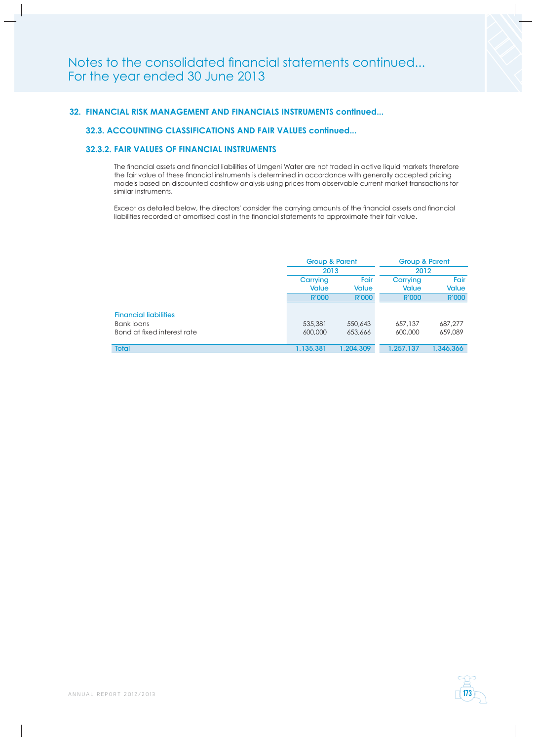# Notes to the consolidated financial statements continued...
For the year ended 30 June 2013

## 32. FINANCIAL RISK MANAGEMENT AND FINANCIALS INSTRUMENTS continued...

### 32.3. ACCOUNTING CLASSIFICATIONS AND FAIR VALUES continued...

### 32.3.2. FAIR VALUES OF FINANCIAL INSTRUMENTS

The financial assets and financial liabilities of Umgeni Water are not traded in active liquid markets therefore the fair value of these financial instruments is determined in accordance with generally accepted pricing models based on discounted cashflow analysis using prices from observable current market transactions for similar instruments.

Except as detailed below, the directors' consider the carrying amounts of the financial assets and financial liabilities recorded at amortised cost in the financial statements to approximate their fair value.

| | Group & Parent | | Group & Parent | |
|---|---|---|---|---|
| | 2013 | | 2012 | |
| | Carrying Value | Fair Value | Carrying Value | Fair Value |
| | R'000 | R'000 | R'000 | R'000 |
| **Financial liabilities** | | | | |
| Bank loans | 535,381 | 550,643 | 657,137 | 687,277 |
| Bond at fixed interest rate | 600,000 | 653,666 | 600,000 | 659,089 |
| **Total** | 1,135,381 | 1,204,309 | 1,257,137 | 1,346,366 |